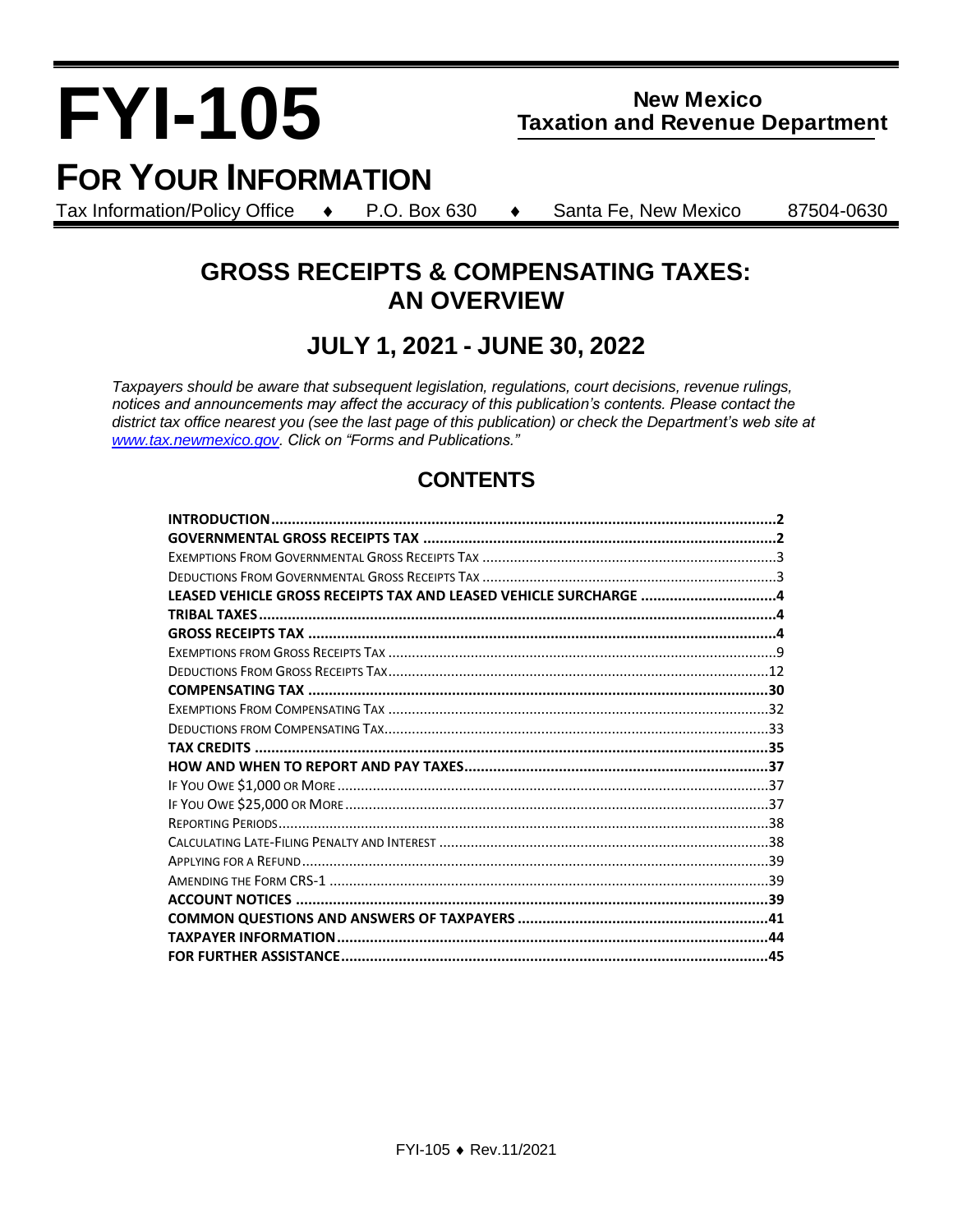# FYI-105

**New Mexico**
**Taxation and Revenue Department**

## FOR YOUR INFORMATION

Tax Information/Policy Office ♦ P.O. Box 630 ♦ Santa Fe, New Mexico 87504-0630

## GROSS RECEIPTS & COMPENSATING TAXES: AN OVERVIEW

## JULY 1, 2021 - JUNE 30, 2022

*Taxpayers should be aware that subsequent legislation, regulations, court decisions, revenue rulings, notices and announcements may affect the accuracy of this publication's contents. Please contact the district tax office nearest you (see the last page of this publication) or check the Department's web site at www.tax.newmexico.gov. Click on "Forms and Publications."*

## CONTENTS

**INTRODUCTION**....2
**GOVERNMENTAL GROSS RECEIPTS TAX**....2
Exemptions From Governmental Gross Receipts Tax....3
Deductions From Governmental Gross Receipts Tax....3
**LEASED VEHICLE GROSS RECEIPTS TAX AND LEASED VEHICLE SURCHARGE**....4
**TRIBAL TAXES**....4
**GROSS RECEIPTS TAX**....4
Exemptions From Gross Receipts Tax....9
Deductions From Gross Receipts Tax....12
**COMPENSATING TAX**....30
Exemptions From Compensating Tax....32
Deductions from Compensating Tax....33
**TAX CREDITS**....35
**HOW AND WHEN TO REPORT AND PAY TAXES**....37
If You Owe $1,000 or More....37
If You Owe $25,000 or More....37
Reporting Periods....38
Calculating Late-Filing Penalty and Interest....38
Applying for a Refund....39
Amending the Form CRS-1....39
**ACCOUNT NOTICES**....39
**COMMON QUESTIONS AND ANSWERS OF TAXPAYERS**....41
**TAXPAYER INFORMATION**....44
**FOR FURTHER ASSISTANCE**....45

FYI-105 ♦ Rev.11/2021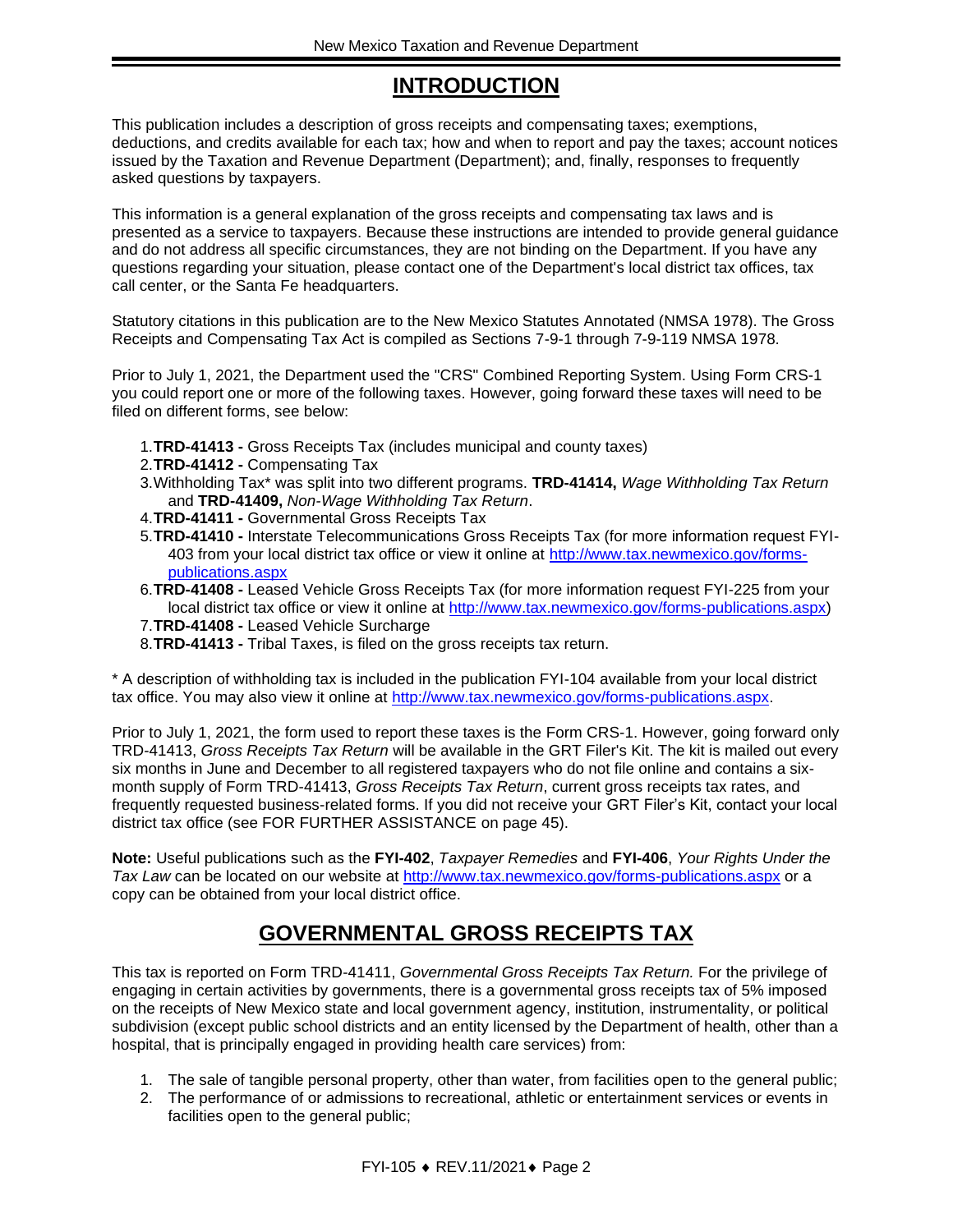# INTRODUCTION

This publication includes a description of gross receipts and compensating taxes; exemptions, deductions, and credits available for each tax; how and when to report and pay the taxes; account notices issued by the Taxation and Revenue Department (Department); and, finally, responses to frequently asked questions by taxpayers.

This information is a general explanation of the gross receipts and compensating tax laws and is presented as a service to taxpayers. Because these instructions are intended to provide general guidance and do not address all specific circumstances, they are not binding on the Department. If you have any questions regarding your situation, please contact one of the Department's local district tax offices, tax call center, or the Santa Fe headquarters.

Statutory citations in this publication are to the New Mexico Statutes Annotated (NMSA 1978). The Gross Receipts and Compensating Tax Act is compiled as Sections 7-9-1 through 7-9-119 NMSA 1978.

Prior to July 1, 2021, the Department used the "CRS" Combined Reporting System. Using Form CRS-1 you could report one or more of the following taxes. However, going forward these taxes will need to be filed on different forms, see below:

1. **TRD-41413 -** Gross Receipts Tax (includes municipal and county taxes)
2. **TRD-41412 -** Compensating Tax
3. Withholding Tax* was split into two different programs. **TRD-41414,** *Wage Withholding Tax Return* and **TRD-41409,** *Non-Wage Withholding Tax Return*.
4. **TRD-41411 -** Governmental Gross Receipts Tax
5. **TRD-41410 -** Interstate Telecommunications Gross Receipts Tax (for more information request FYI-403 from your local district tax office or view it online at http://www.tax.newmexico.gov/forms-publications.aspx
6. **TRD-41408 -** Leased Vehicle Gross Receipts Tax (for more information request FYI-225 from your local district tax office or view it online at http://www.tax.newmexico.gov/forms-publications.aspx)
7. **TRD-41408 -** Leased Vehicle Surcharge
8. **TRD-41413 -** Tribal Taxes, is filed on the gross receipts tax return.

\* A description of withholding tax is included in the publication FYI-104 available from your local district tax office. You may also view it online at http://www.tax.newmexico.gov/forms-publications.aspx.

Prior to July 1, 2021, the form used to report these taxes is the Form CRS-1. However, going forward only TRD-41413, *Gross Receipts Tax Return* will be available in the GRT Filer's Kit. The kit is mailed out every six months in June and December to all registered taxpayers who do not file online and contains a six-month supply of Form TRD-41413, *Gross Receipts Tax Return*, current gross receipts tax rates, and frequently requested business-related forms. If you did not receive your GRT Filer's Kit, contact your local district tax office (see FOR FURTHER ASSISTANCE on page 45).

**Note:** Useful publications such as the **FYI-402**, *Taxpayer Remedies* and **FYI-406**, *Your Rights Under the Tax Law* can be located on our website at http://www.tax.newmexico.gov/forms-publications.aspx or a copy can be obtained from your local district office.

# GOVERNMENTAL GROSS RECEIPTS TAX

This tax is reported on Form TRD-41411, *Governmental Gross Receipts Tax Return.* For the privilege of engaging in certain activities by governments, there is a governmental gross receipts tax of 5% imposed on the receipts of New Mexico state and local government agency, institution, instrumentality, or political subdivision (except public school districts and an entity licensed by the Department of health, other than a hospital, that is principally engaged in providing health care services) from:

1. The sale of tangible personal property, other than water, from facilities open to the general public;
2. The performance of or admissions to recreational, athletic or entertainment services or events in facilities open to the general public;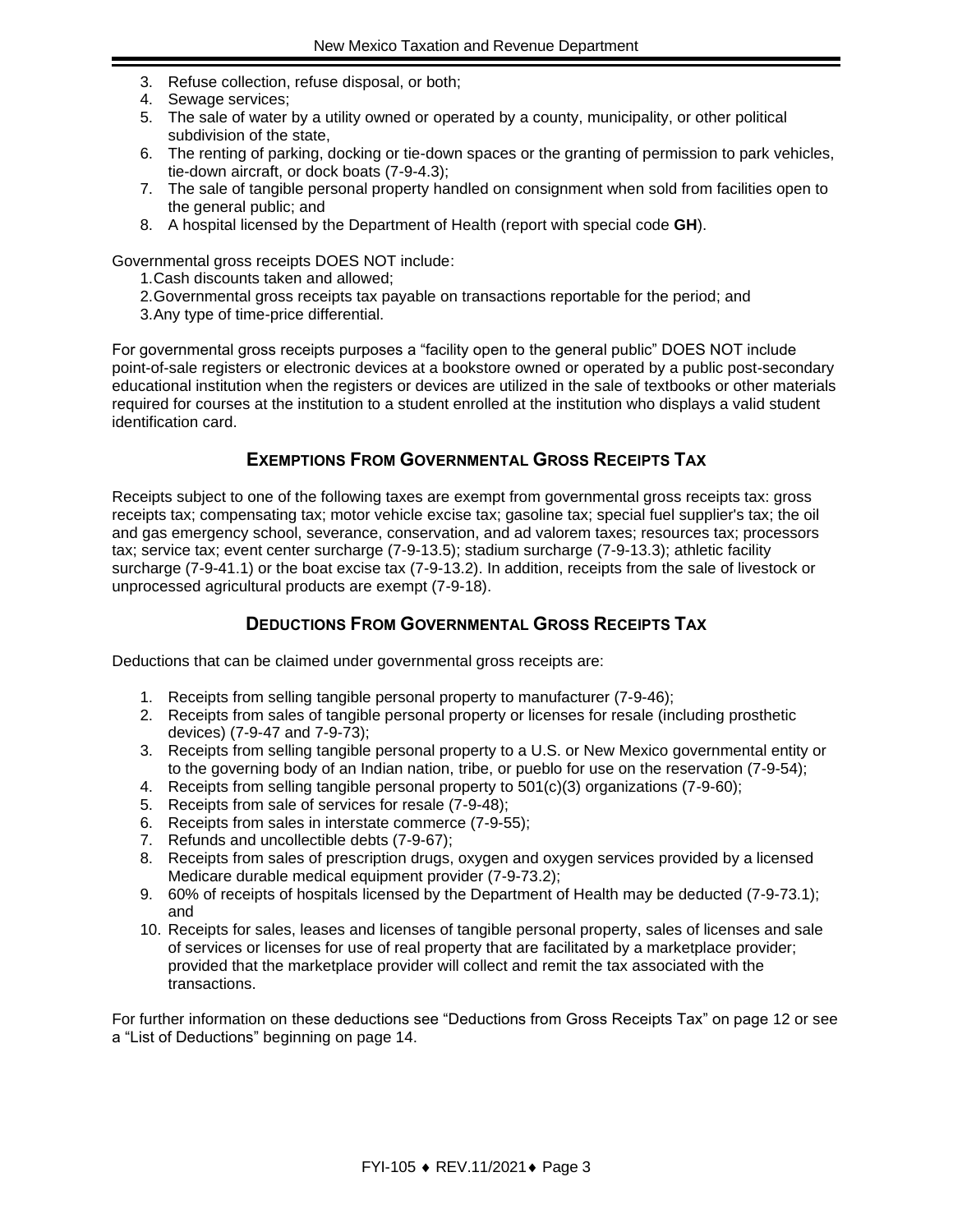3. Refuse collection, refuse disposal, or both;
4. Sewage services;
5. The sale of water by a utility owned or operated by a county, municipality, or other political subdivision of the state,
6. The renting of parking, docking or tie-down spaces or the granting of permission to park vehicles, tie-down aircraft, or dock boats (7-9-4.3);
7. The sale of tangible personal property handled on consignment when sold from facilities open to the general public; and
8. A hospital licensed by the Department of Health (report with special code **GH**).

Governmental gross receipts DOES NOT include:

1. Cash discounts taken and allowed;
2. Governmental gross receipts tax payable on transactions reportable for the period; and
3. Any type of time-price differential.

For governmental gross receipts purposes a "facility open to the general public" DOES NOT include point-of-sale registers or electronic devices at a bookstore owned or operated by a public post-secondary educational institution when the registers or devices are utilized in the sale of textbooks or other materials required for courses at the institution to a student enrolled at the institution who displays a valid student identification card.

## EXEMPTIONS FROM GOVERNMENTAL GROSS RECEIPTS TAX

Receipts subject to one of the following taxes are exempt from governmental gross receipts tax: gross receipts tax; compensating tax; motor vehicle excise tax; gasoline tax; special fuel supplier's tax; the oil and gas emergency school, severance, conservation, and ad valorem taxes; resources tax; processors tax; service tax; event center surcharge (7-9-13.5); stadium surcharge (7-9-13.3); athletic facility surcharge (7-9-41.1) or the boat excise tax (7-9-13.2). In addition, receipts from the sale of livestock or unprocessed agricultural products are exempt (7-9-18).

## DEDUCTIONS FROM GOVERNMENTAL GROSS RECEIPTS TAX

Deductions that can be claimed under governmental gross receipts are:

1. Receipts from selling tangible personal property to manufacturer (7-9-46);
2. Receipts from sales of tangible personal property or licenses for resale (including prosthetic devices) (7-9-47 and 7-9-73);
3. Receipts from selling tangible personal property to a U.S. or New Mexico governmental entity or to the governing body of an Indian nation, tribe, or pueblo for use on the reservation (7-9-54);
4. Receipts from selling tangible personal property to 501(c)(3) organizations (7-9-60);
5. Receipts from sale of services for resale (7-9-48);
6. Receipts from sales in interstate commerce (7-9-55);
7. Refunds and uncollectible debts (7-9-67);
8. Receipts from sales of prescription drugs, oxygen and oxygen services provided by a licensed Medicare durable medical equipment provider (7-9-73.2);
9. 60% of receipts of hospitals licensed by the Department of Health may be deducted (7-9-73.1); and
10. Receipts for sales, leases and licenses of tangible personal property, sales of licenses and sale of services or licenses for use of real property that are facilitated by a marketplace provider; provided that the marketplace provider will collect and remit the tax associated with the transactions.

For further information on these deductions see "Deductions from Gross Receipts Tax" on page 12 or see a "List of Deductions" beginning on page 14.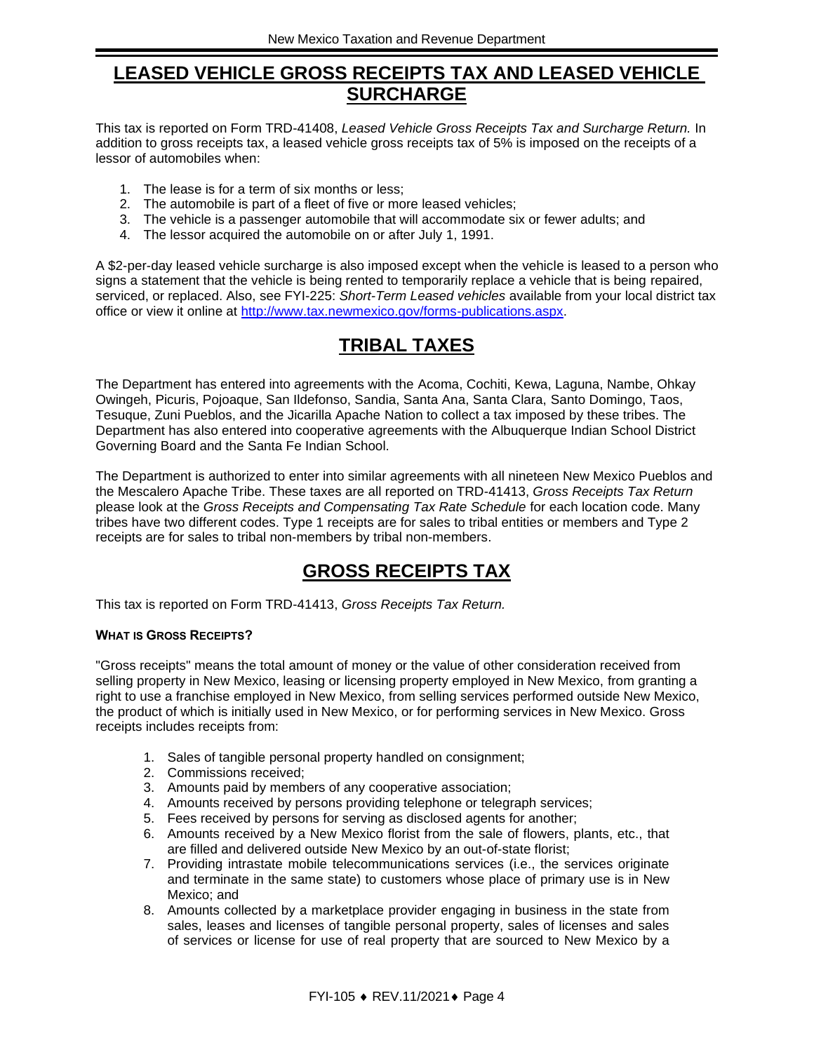## LEASED VEHICLE GROSS RECEIPTS TAX AND LEASED VEHICLE SURCHARGE

This tax is reported on Form TRD-41408, *Leased Vehicle Gross Receipts Tax and Surcharge Return.* In addition to gross receipts tax, a leased vehicle gross receipts tax of 5% is imposed on the receipts of a lessor of automobiles when:

1. The lease is for a term of six months or less;
2. The automobile is part of a fleet of five or more leased vehicles;
3. The vehicle is a passenger automobile that will accommodate six or fewer adults; and
4. The lessor acquired the automobile on or after July 1, 1991.

A $2-per-day leased vehicle surcharge is also imposed except when the vehicle is leased to a person who signs a statement that the vehicle is being rented to temporarily replace a vehicle that is being repaired, serviced, or replaced. Also, see FYI-225: *Short-Term Leased vehicles* available from your local district tax office or view it online at http://www.tax.newmexico.gov/forms-publications.aspx.

## TRIBAL TAXES

The Department has entered into agreements with the Acoma, Cochiti, Kewa, Laguna, Nambe, Ohkay Owingeh, Picuris, Pojoaque, San Ildefonso, Sandia, Santa Ana, Santa Clara, Santo Domingo, Taos, Tesuque, Zuni Pueblos, and the Jicarilla Apache Nation to collect a tax imposed by these tribes. The Department has also entered into cooperative agreements with the Albuquerque Indian School District Governing Board and the Santa Fe Indian School.

The Department is authorized to enter into similar agreements with all nineteen New Mexico Pueblos and the Mescalero Apache Tribe. These taxes are all reported on TRD-41413, *Gross Receipts Tax Return* please look at the *Gross Receipts and Compensating Tax Rate Schedule* for each location code. Many tribes have two different codes. Type 1 receipts are for sales to tribal entities or members and Type 2 receipts are for sales to tribal non-members by tribal non-members.

## GROSS RECEIPTS TAX

This tax is reported on Form TRD-41413, *Gross Receipts Tax Return.*

#### WHAT IS GROSS RECEIPTS?

"Gross receipts" means the total amount of money or the value of other consideration received from selling property in New Mexico, leasing or licensing property employed in New Mexico, from granting a right to use a franchise employed in New Mexico, from selling services performed outside New Mexico, the product of which is initially used in New Mexico, or for performing services in New Mexico. Gross receipts includes receipts from:

1. Sales of tangible personal property handled on consignment;
2. Commissions received;
3. Amounts paid by members of any cooperative association;
4. Amounts received by persons providing telephone or telegraph services;
5. Fees received by persons for serving as disclosed agents for another;
6. Amounts received by a New Mexico florist from the sale of flowers, plants, etc., that are filled and delivered outside New Mexico by an out-of-state florist;
7. Providing intrastate mobile telecommunications services (i.e., the services originate and terminate in the same state) to customers whose place of primary use is in New Mexico; and
8. Amounts collected by a marketplace provider engaging in business in the state from sales, leases and licenses of tangible personal property, sales of licenses and sales of services or license for use of real property that are sourced to New Mexico by a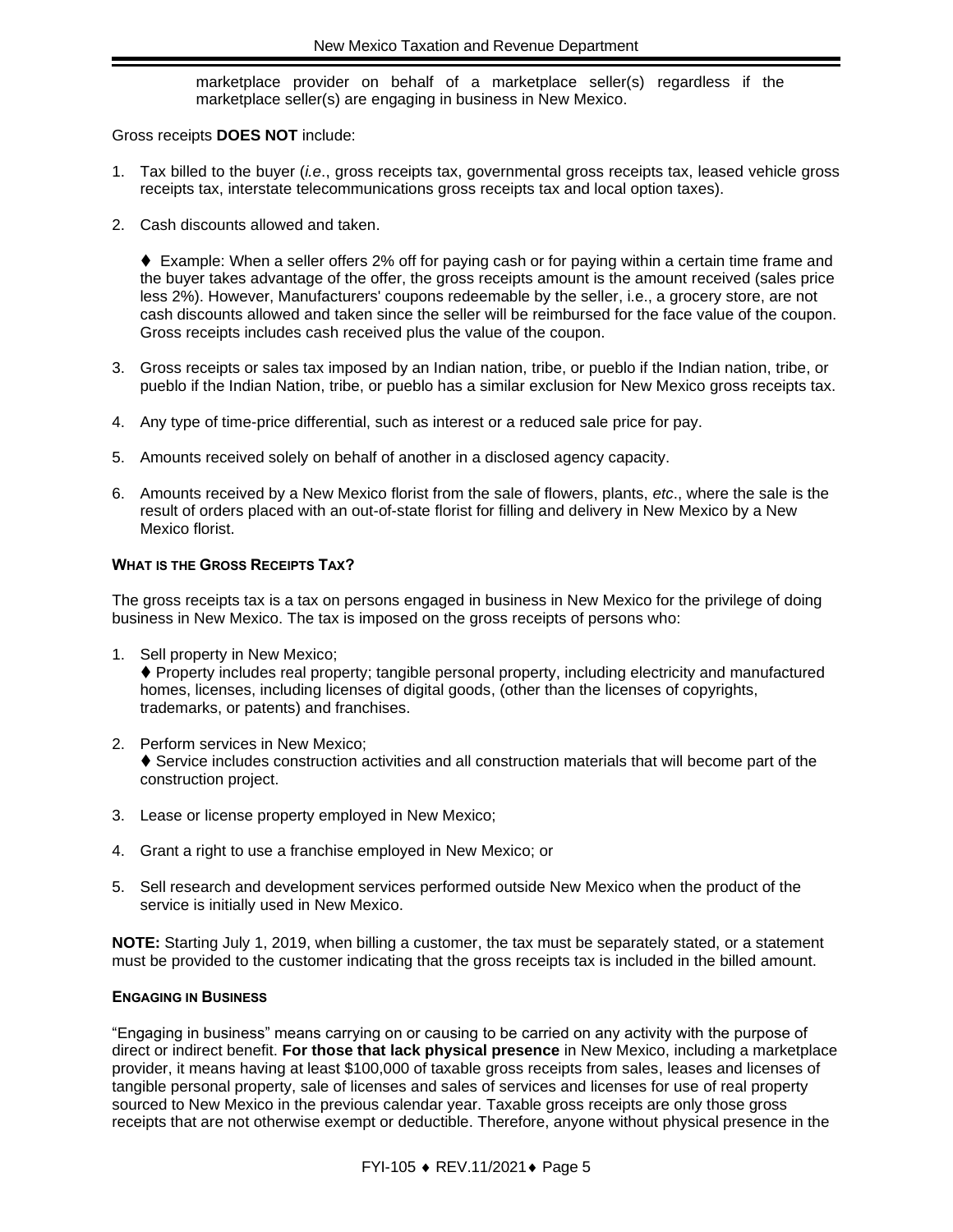marketplace provider on behalf of a marketplace seller(s) regardless if the marketplace seller(s) are engaging in business in New Mexico.

Gross receipts **DOES NOT** include:

1. Tax billed to the buyer (*i.e*., gross receipts tax, governmental gross receipts tax, leased vehicle gross receipts tax, interstate telecommunications gross receipts tax and local option taxes).

2. Cash discounts allowed and taken.

   ♦ Example: When a seller offers 2% off for paying cash or for paying within a certain time frame and the buyer takes advantage of the offer, the gross receipts amount is the amount received (sales price less 2%). However, Manufacturers' coupons redeemable by the seller, i.e., a grocery store, are not cash discounts allowed and taken since the seller will be reimbursed for the face value of the coupon. Gross receipts includes cash received plus the value of the coupon.

3. Gross receipts or sales tax imposed by an Indian nation, tribe, or pueblo if the Indian nation, tribe, or pueblo if the Indian Nation, tribe, or pueblo has a similar exclusion for New Mexico gross receipts tax.

4. Any type of time-price differential, such as interest or a reduced sale price for pay.

5. Amounts received solely on behalf of another in a disclosed agency capacity.

6. Amounts received by a New Mexico florist from the sale of flowers, plants, *etc*., where the sale is the result of orders placed with an out-of-state florist for filling and delivery in New Mexico by a New Mexico florist.

### WHAT IS THE GROSS RECEIPTS TAX?

The gross receipts tax is a tax on persons engaged in business in New Mexico for the privilege of doing business in New Mexico. The tax is imposed on the gross receipts of persons who:

1. Sell property in New Mexico;
   ♦ Property includes real property; tangible personal property, including electricity and manufactured homes, licenses, including licenses of digital goods, (other than the licenses of copyrights, trademarks, or patents) and franchises.

2. Perform services in New Mexico;
   ♦ Service includes construction activities and all construction materials that will become part of the construction project.

3. Lease or license property employed in New Mexico;

4. Grant a right to use a franchise employed in New Mexico; or

5. Sell research and development services performed outside New Mexico when the product of the service is initially used in New Mexico.

**NOTE:** Starting July 1, 2019, when billing a customer, the tax must be separately stated, or a statement must be provided to the customer indicating that the gross receipts tax is included in the billed amount.

### ENGAGING IN BUSINESS

"Engaging in business" means carrying on or causing to be carried on any activity with the purpose of direct or indirect benefit. **For those that lack physical presence** in New Mexico, including a marketplace provider, it means having at least $100,000 of taxable gross receipts from sales, leases and licenses of tangible personal property, sale of licenses and sales of services and licenses for use of real property sourced to New Mexico in the previous calendar year. Taxable gross receipts are only those gross receipts that are not otherwise exempt or deductible. Therefore, anyone without physical presence in the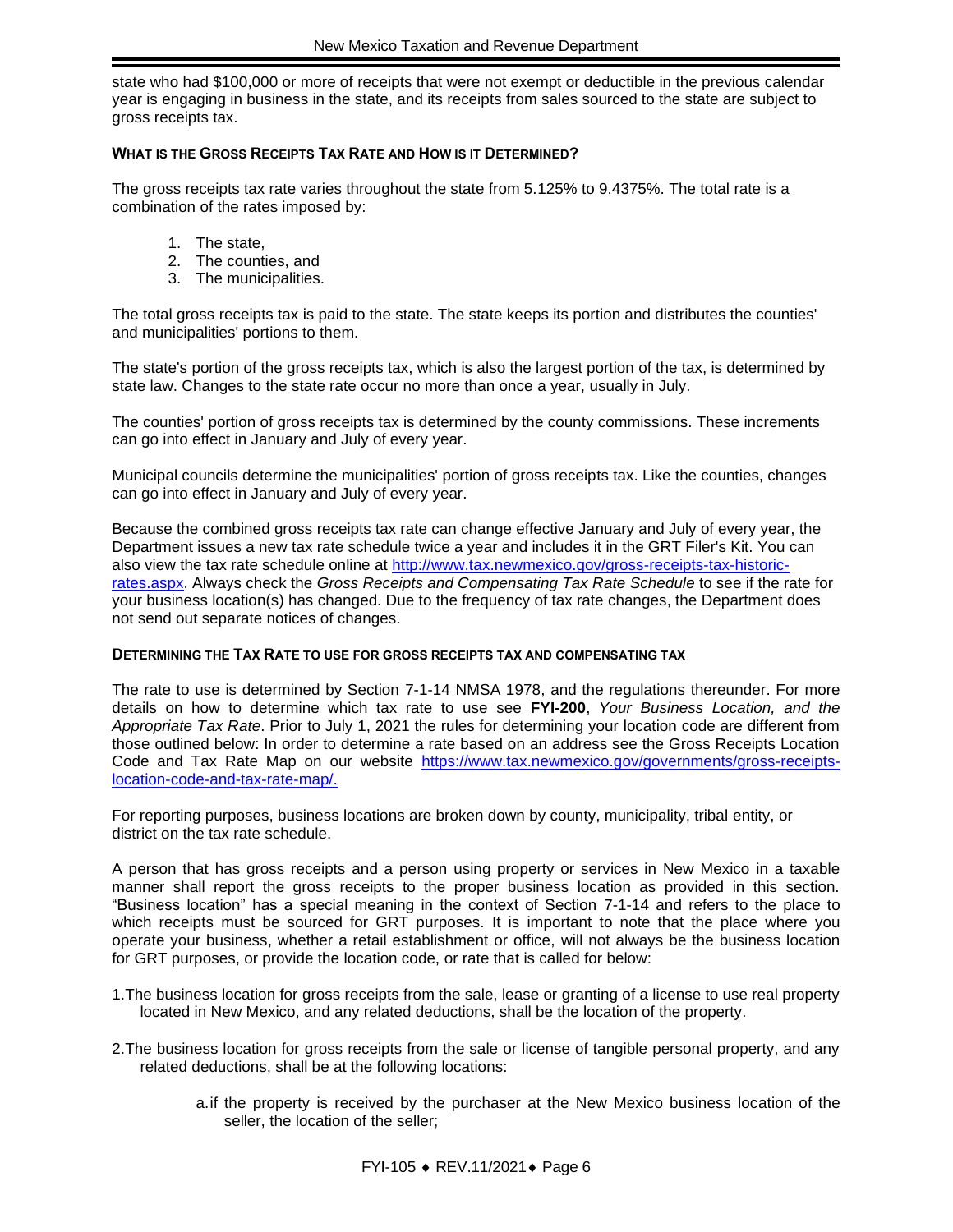state who had $100,000 or more of receipts that were not exempt or deductible in the previous calendar year is engaging in business in the state, and its receipts from sales sourced to the state are subject to gross receipts tax.

### WHAT IS THE GROSS RECEIPTS TAX RATE AND HOW IS IT DETERMINED?

The gross receipts tax rate varies throughout the state from 5.125% to 9.4375%. The total rate is a combination of the rates imposed by:

1. The state,
2. The counties, and
3. The municipalities.

The total gross receipts tax is paid to the state. The state keeps its portion and distributes the counties' and municipalities' portions to them.

The state's portion of the gross receipts tax, which is also the largest portion of the tax, is determined by state law. Changes to the state rate occur no more than once a year, usually in July.

The counties' portion of gross receipts tax is determined by the county commissions. These increments can go into effect in January and July of every year.

Municipal councils determine the municipalities' portion of gross receipts tax. Like the counties, changes can go into effect in January and July of every year.

Because the combined gross receipts tax rate can change effective January and July of every year, the Department issues a new tax rate schedule twice a year and includes it in the GRT Filer's Kit. You can also view the tax rate schedule online at [http://www.tax.newmexico.gov/gross-receipts-tax-historic-rates.aspx](http://www.tax.newmexico.gov/gross-receipts-tax-historic-rates.aspx). Always check the *Gross Receipts and Compensating Tax Rate Schedule* to see if the rate for your business location(s) has changed. Due to the frequency of tax rate changes, the Department does not send out separate notices of changes.

### DETERMINING THE TAX RATE TO USE FOR GROSS RECEIPTS TAX AND COMPENSATING TAX

The rate to use is determined by Section 7-1-14 NMSA 1978, and the regulations thereunder. For more details on how to determine which tax rate to use see **FYI-200**, *Your Business Location, and the Appropriate Tax Rate*. Prior to July 1, 2021 the rules for determining your location code are different from those outlined below: In order to determine a rate based on an address see the Gross Receipts Location Code and Tax Rate Map on our website [https://www.tax.newmexico.gov/governments/gross-receipts-location-code-and-tax-rate-map/.](https://www.tax.newmexico.gov/governments/gross-receipts-location-code-and-tax-rate-map/)

For reporting purposes, business locations are broken down by county, municipality, tribal entity, or district on the tax rate schedule.

A person that has gross receipts and a person using property or services in New Mexico in a taxable manner shall report the gross receipts to the proper business location as provided in this section. "Business location" has a special meaning in the context of Section 7-1-14 and refers to the place to which receipts must be sourced for GRT purposes. It is important to note that the place where you operate your business, whether a retail establishment or office, will not always be the business location for GRT purposes, or provide the location code, or rate that is called for below:

1. The business location for gross receipts from the sale, lease or granting of a license to use real property located in New Mexico, and any related deductions, shall be the location of the property.
2. The business location for gross receipts from the sale or license of tangible personal property, and any related deductions, shall be at the following locations:
   a. if the property is received by the purchaser at the New Mexico business location of the seller, the location of the seller;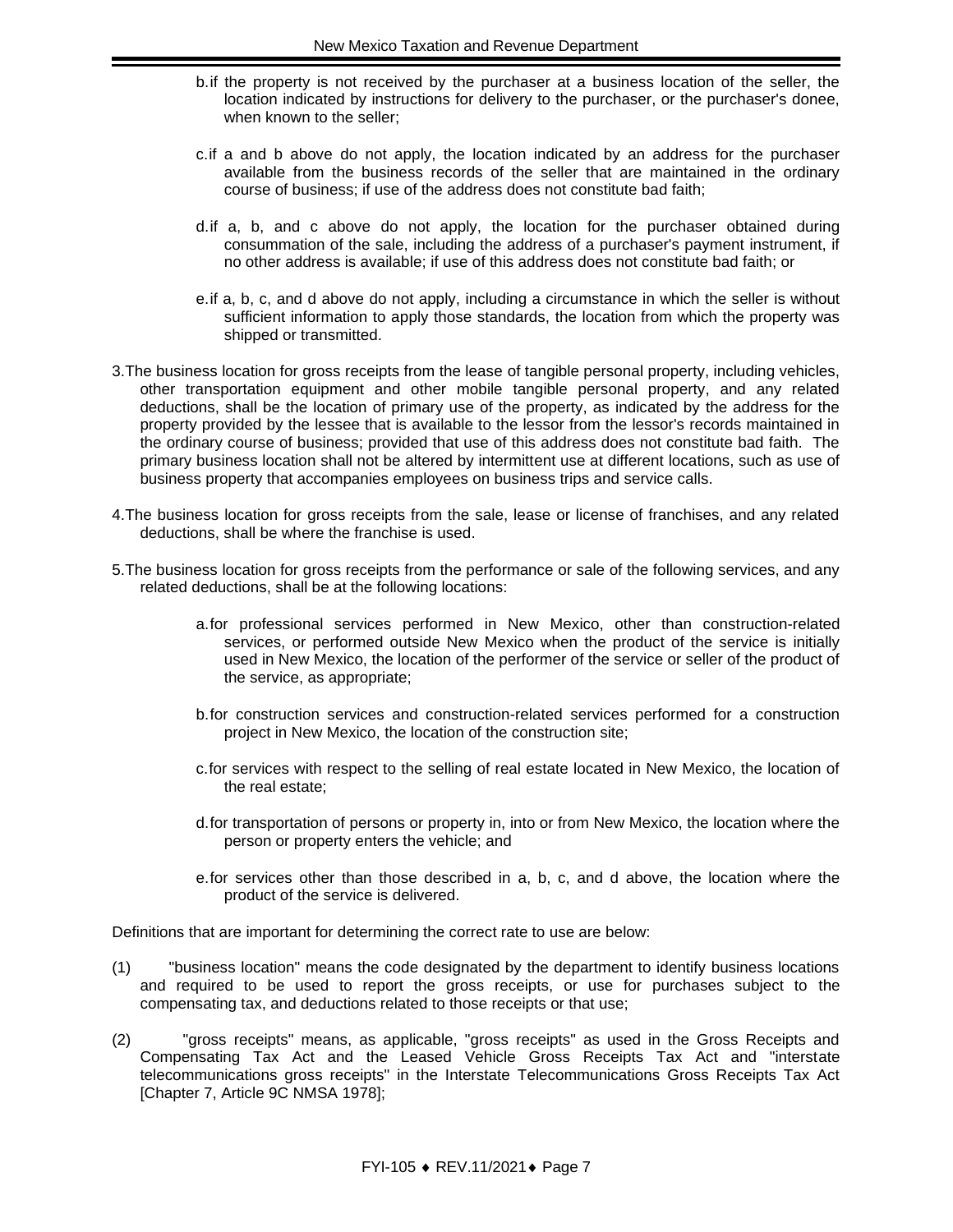b. if the property is not received by the purchaser at a business location of the seller, the location indicated by instructions for delivery to the purchaser, or the purchaser's donee, when known to the seller;

c. if a and b above do not apply, the location indicated by an address for the purchaser available from the business records of the seller that are maintained in the ordinary course of business; if use of the address does not constitute bad faith;

d. if a, b, and c above do not apply, the location for the purchaser obtained during consummation of the sale, including the address of a purchaser's payment instrument, if no other address is available; if use of this address does not constitute bad faith; or

e. if a, b, c, and d above do not apply, including a circumstance in which the seller is without sufficient information to apply those standards, the location from which the property was shipped or transmitted.

3. The business location for gross receipts from the lease of tangible personal property, including vehicles, other transportation equipment and other mobile tangible personal property, and any related deductions, shall be the location of primary use of the property, as indicated by the address for the property provided by the lessee that is available to the lessor from the lessor's records maintained in the ordinary course of business; provided that use of this address does not constitute bad faith. The primary business location shall not be altered by intermittent use at different locations, such as use of business property that accompanies employees on business trips and service calls.

4. The business location for gross receipts from the sale, lease or license of franchises, and any related deductions, shall be where the franchise is used.

5. The business location for gross receipts from the performance or sale of the following services, and any related deductions, shall be at the following locations:

a. for professional services performed in New Mexico, other than construction-related services, or performed outside New Mexico when the product of the service is initially used in New Mexico, the location of the performer of the service or seller of the product of the service, as appropriate;

b. for construction services and construction-related services performed for a construction project in New Mexico, the location of the construction site;

c. for services with respect to the selling of real estate located in New Mexico, the location of the real estate;

d. for transportation of persons or property in, into or from New Mexico, the location where the person or property enters the vehicle; and

e. for services other than those described in a, b, c, and d above, the location where the product of the service is delivered.

Definitions that are important for determining the correct rate to use are below:

(1) "business location" means the code designated by the department to identify business locations and required to be used to report the gross receipts, or use for purchases subject to the compensating tax, and deductions related to those receipts or that use;

(2) "gross receipts" means, as applicable, "gross receipts" as used in the Gross Receipts and Compensating Tax Act and the Leased Vehicle Gross Receipts Tax Act and "interstate telecommunications gross receipts" in the Interstate Telecommunications Gross Receipts Tax Act [Chapter 7, Article 9C NMSA 1978];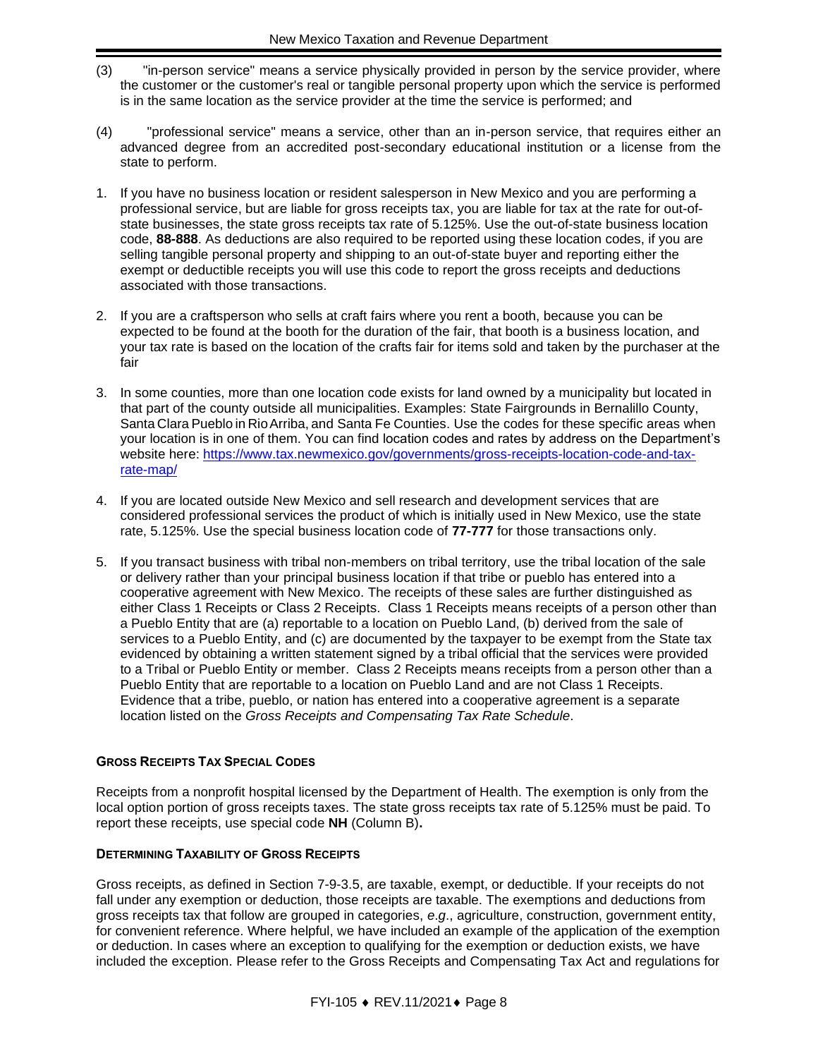(3) "in-person service" means a service physically provided in person by the service provider, where the customer or the customer's real or tangible personal property upon which the service is performed is in the same location as the service provider at the time the service is performed; and

(4) "professional service" means a service, other than an in-person service, that requires either an advanced degree from an accredited post-secondary educational institution or a license from the state to perform.

1. If you have no business location or resident salesperson in New Mexico and you are performing a professional service, but are liable for gross receipts tax, you are liable for tax at the rate for out-of-state businesses, the state gross receipts tax rate of 5.125%. Use the out-of-state business location code, **88-888**. As deductions are also required to be reported using these location codes, if you are selling tangible personal property and shipping to an out-of-state buyer and reporting either the exempt or deductible receipts you will use this code to report the gross receipts and deductions associated with those transactions.

2. If you are a craftsperson who sells at craft fairs where you rent a booth, because you can be expected to be found at the booth for the duration of the fair, that booth is a business location, and your tax rate is based on the location of the crafts fair for items sold and taken by the purchaser at the fair

3. In some counties, more than one location code exists for land owned by a municipality but located in that part of the county outside all municipalities. Examples: State Fairgrounds in Bernalillo County, Santa Clara Pueblo in Rio Arriba, and Santa Fe Counties. Use the codes for these specific areas when your location is in one of them. You can find location codes and rates by address on the Department's website here: [https://www.tax.newmexico.gov/governments/gross-receipts-location-code-and-tax-rate-map/](https://www.tax.newmexico.gov/governments/gross-receipts-location-code-and-tax-rate-map/)

4. If you are located outside New Mexico and sell research and development services that are considered professional services the product of which is initially used in New Mexico, use the state rate, 5.125%. Use the special business location code of **77-777** for those transactions only.

5. If you transact business with tribal non-members on tribal territory, use the tribal location of the sale or delivery rather than your principal business location if that tribe or pueblo has entered into a cooperative agreement with New Mexico. The receipts of these sales are further distinguished as either Class 1 Receipts or Class 2 Receipts. Class 1 Receipts means receipts of a person other than a Pueblo Entity that are (a) reportable to a location on Pueblo Land, (b) derived from the sale of services to a Pueblo Entity, and (c) are documented by the taxpayer to be exempt from the State tax evidenced by obtaining a written statement signed by a tribal official that the services were provided to a Tribal or Pueblo Entity or member. Class 2 Receipts means receipts from a person other than a Pueblo Entity that are reportable to a location on Pueblo Land and are not Class 1 Receipts. Evidence that a tribe, pueblo, or nation has entered into a cooperative agreement is a separate location listed on the *Gross Receipts and Compensating Tax Rate Schedule*.

### GROSS RECEIPTS TAX SPECIAL CODES

Receipts from a nonprofit hospital licensed by the Department of Health. The exemption is only from the local option portion of gross receipts taxes. The state gross receipts tax rate of 5.125% must be paid. To report these receipts, use special code **NH** (Column B)**.**

### DETERMINING TAXABILITY OF GROSS RECEIPTS

Gross receipts, as defined in Section 7-9-3.5, are taxable, exempt, or deductible. If your receipts do not fall under any exemption or deduction, those receipts are taxable. The exemptions and deductions from gross receipts tax that follow are grouped in categories, *e.g*., agriculture, construction, government entity, for convenient reference. Where helpful, we have included an example of the application of the exemption or deduction. In cases where an exception to qualifying for the exemption or deduction exists, we have included the exception. Please refer to the Gross Receipts and Compensating Tax Act and regulations for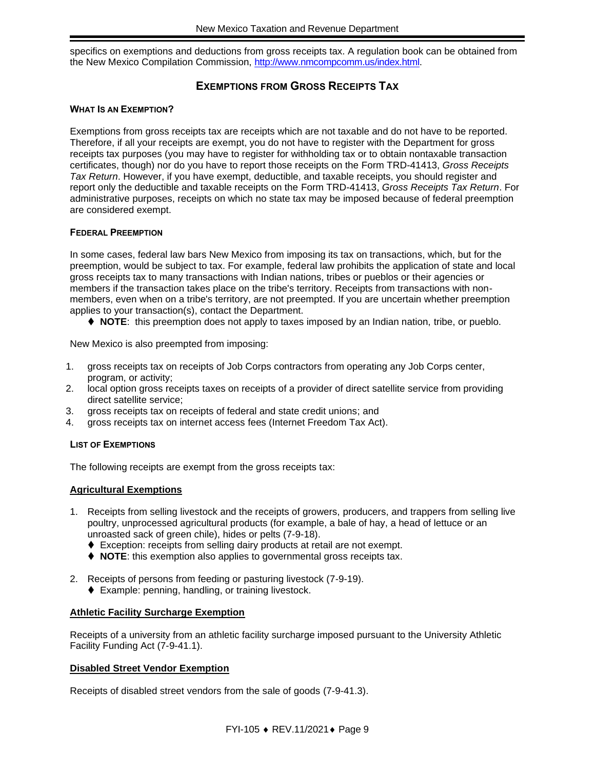specifics on exemptions and deductions from gross receipts tax. A regulation book can be obtained from the New Mexico Compilation Commission, http://www.nmcompcomm.us/index.html.

## EXEMPTIONS FROM GROSS RECEIPTS TAX

### WHAT IS AN EXEMPTION?

Exemptions from gross receipts tax are receipts which are not taxable and do not have to be reported. Therefore, if all your receipts are exempt, you do not have to register with the Department for gross receipts tax purposes (you may have to register for withholding tax or to obtain nontaxable transaction certificates, though) nor do you have to report those receipts on the Form TRD-41413, *Gross Receipts Tax Return*. However, if you have exempt, deductible, and taxable receipts, you should register and report only the deductible and taxable receipts on the Form TRD-41413, *Gross Receipts Tax Return*. For administrative purposes, receipts on which no state tax may be imposed because of federal preemption are considered exempt.

### FEDERAL PREEMPTION

In some cases, federal law bars New Mexico from imposing its tax on transactions, which, but for the preemption, would be subject to tax. For example, federal law prohibits the application of state and local gross receipts tax to many transactions with Indian nations, tribes or pueblos or their agencies or members if the transaction takes place on the tribe's territory. Receipts from transactions with non-members, even when on a tribe's territory, are not preempted. If you are uncertain whether preemption applies to your transaction(s), contact the Department.

- **NOTE**: this preemption does not apply to taxes imposed by an Indian nation, tribe, or pueblo.

New Mexico is also preempted from imposing:

1. gross receipts tax on receipts of Job Corps contractors from operating any Job Corps center, program, or activity;
2. local option gross receipts taxes on receipts of a provider of direct satellite service from providing direct satellite service;
3. gross receipts tax on receipts of federal and state credit unions; and
4. gross receipts tax on internet access fees (Internet Freedom Tax Act).

### LIST OF EXEMPTIONS

The following receipts are exempt from the gross receipts tax:

#### Agricultural Exemptions

1. Receipts from selling livestock and the receipts of growers, producers, and trappers from selling live poultry, unprocessed agricultural products (for example, a bale of hay, a head of lettuce or an unroasted sack of green chile), hides or pelts (7-9-18).
   - Exception: receipts from selling dairy products at retail are not exempt.
   - **NOTE**: this exemption also applies to governmental gross receipts tax.

2. Receipts of persons from feeding or pasturing livestock (7-9-19).
   - Example: penning, handling, or training livestock.

#### Athletic Facility Surcharge Exemption

Receipts of a university from an athletic facility surcharge imposed pursuant to the University Athletic Facility Funding Act (7-9-41.1).

#### Disabled Street Vendor Exemption

Receipts of disabled street vendors from the sale of goods (7-9-41.3).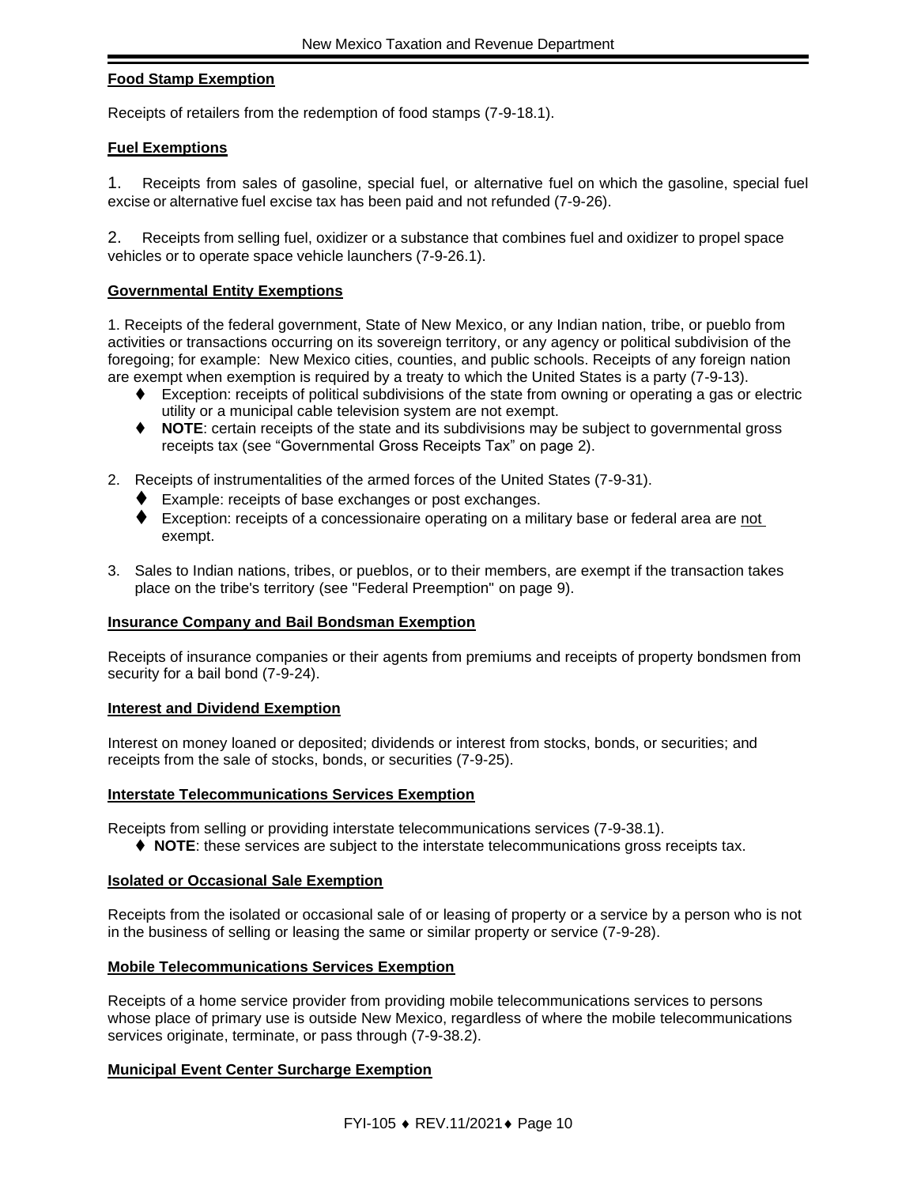**Food Stamp Exemption**

Receipts of retailers from the redemption of food stamps (7-9-18.1).

**Fuel Exemptions**

1. Receipts from sales of gasoline, special fuel, or alternative fuel on which the gasoline, special fuel excise or alternative fuel excise tax has been paid and not refunded (7-9-26).

2. Receipts from selling fuel, oxidizer or a substance that combines fuel and oxidizer to propel space vehicles or to operate space vehicle launchers (7-9-26.1).

**Governmental Entity Exemptions**

1. Receipts of the federal government, State of New Mexico, or any Indian nation, tribe, or pueblo from activities or transactions occurring on its sovereign territory, or any agency or political subdivision of the foregoing; for example: New Mexico cities, counties, and public schools. Receipts of any foreign nation are exempt when exemption is required by a treaty to which the United States is a party (7-9-13).
   - Exception: receipts of political subdivisions of the state from owning or operating a gas or electric utility or a municipal cable television system are not exempt.
   - **NOTE**: certain receipts of the state and its subdivisions may be subject to governmental gross receipts tax (see "Governmental Gross Receipts Tax" on page 2).

2. Receipts of instrumentalities of the armed forces of the United States (7-9-31).
   - Example: receipts of base exchanges or post exchanges.
   - Exception: receipts of a concessionaire operating on a military base or federal area are not exempt.

3. Sales to Indian nations, tribes, or pueblos, or to their members, are exempt if the transaction takes place on the tribe's territory (see "Federal Preemption" on page 9).

**Insurance Company and Bail Bondsman Exemption**

Receipts of insurance companies or their agents from premiums and receipts of property bondsmen from security for a bail bond (7-9-24).

**Interest and Dividend Exemption**

Interest on money loaned or deposited; dividends or interest from stocks, bonds, or securities; and receipts from the sale of stocks, bonds, or securities (7-9-25).

**Interstate Telecommunications Services Exemption**

Receipts from selling or providing interstate telecommunications services (7-9-38.1).

- **NOTE**: these services are subject to the interstate telecommunications gross receipts tax.

**Isolated or Occasional Sale Exemption**

Receipts from the isolated or occasional sale of or leasing of property or a service by a person who is not in the business of selling or leasing the same or similar property or service (7-9-28).

**Mobile Telecommunications Services Exemption**

Receipts of a home service provider from providing mobile telecommunications services to persons whose place of primary use is outside New Mexico, regardless of where the mobile telecommunications services originate, terminate, or pass through (7-9-38.2).

**Municipal Event Center Surcharge Exemption**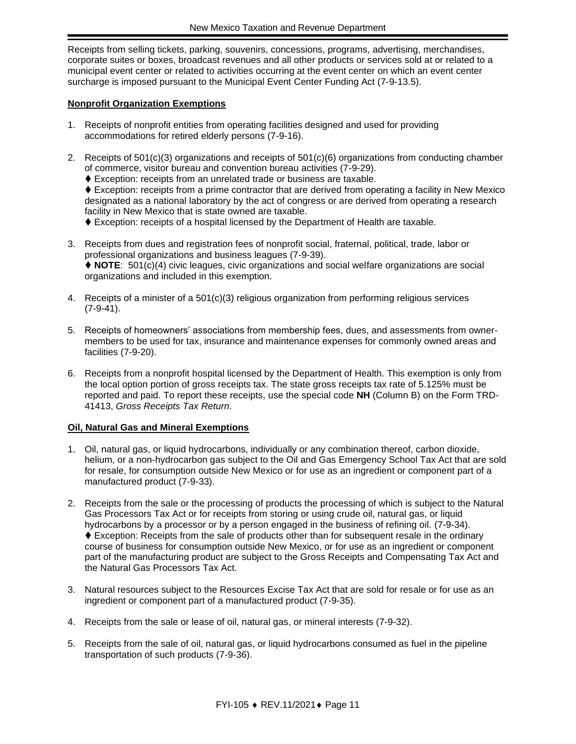Receipts from selling tickets, parking, souvenirs, concessions, programs, advertising, merchandises, corporate suites or boxes, broadcast revenues and all other products or services sold at or related to a municipal event center or related to activities occurring at the event center on which an event center surcharge is imposed pursuant to the Municipal Event Center Funding Act (7-9-13.5).

**Nonprofit Organization Exemptions**

1. Receipts of nonprofit entities from operating facilities designed and used for providing accommodations for retired elderly persons (7-9-16).

2. Receipts of 501(c)(3) organizations and receipts of 501(c)(6) organizations from conducting chamber of commerce, visitor bureau and convention bureau activities (7-9-29).
   ♦ Exception: receipts from an unrelated trade or business are taxable.
   ♦ Exception: receipts from a prime contractor that are derived from operating a facility in New Mexico designated as a national laboratory by the act of congress or are derived from operating a research facility in New Mexico that is state owned are taxable.
   ♦ Exception: receipts of a hospital licensed by the Department of Health are taxable.

3. Receipts from dues and registration fees of nonprofit social, fraternal, political, trade, labor or professional organizations and business leagues (7-9-39).
   ♦ **NOTE**: 501(c)(4) civic leagues, civic organizations and social welfare organizations are social organizations and included in this exemption.

4. Receipts of a minister of a 501(c)(3) religious organization from performing religious services (7-9-41).

5. Receipts of homeowners' associations from membership fees, dues, and assessments from owner-members to be used for tax, insurance and maintenance expenses for commonly owned areas and facilities (7-9-20).

6. Receipts from a nonprofit hospital licensed by the Department of Health. This exemption is only from the local option portion of gross receipts tax. The state gross receipts tax rate of 5.125% must be reported and paid. To report these receipts, use the special code **NH** (Column B) on the Form TRD-41413, *Gross Receipts Tax Return*.

**Oil, Natural Gas and Mineral Exemptions**

1. Oil, natural gas, or liquid hydrocarbons, individually or any combination thereof, carbon dioxide, helium, or a non-hydrocarbon gas subject to the Oil and Gas Emergency School Tax Act that are sold for resale, for consumption outside New Mexico or for use as an ingredient or component part of a manufactured product (7-9-33).

2. Receipts from the sale or the processing of products the processing of which is subject to the Natural Gas Processors Tax Act or for receipts from storing or using crude oil, natural gas, or liquid hydrocarbons by a processor or by a person engaged in the business of refining oil. (7-9-34).
   ♦ Exception: Receipts from the sale of products other than for subsequent resale in the ordinary course of business for consumption outside New Mexico, or for use as an ingredient or component part of the manufacturing product are subject to the Gross Receipts and Compensating Tax Act and the Natural Gas Processors Tax Act.

3. Natural resources subject to the Resources Excise Tax Act that are sold for resale or for use as an ingredient or component part of a manufactured product (7-9-35).

4. Receipts from the sale or lease of oil, natural gas, or mineral interests (7-9-32).

5. Receipts from the sale of oil, natural gas, or liquid hydrocarbons consumed as fuel in the pipeline transportation of such products (7-9-36).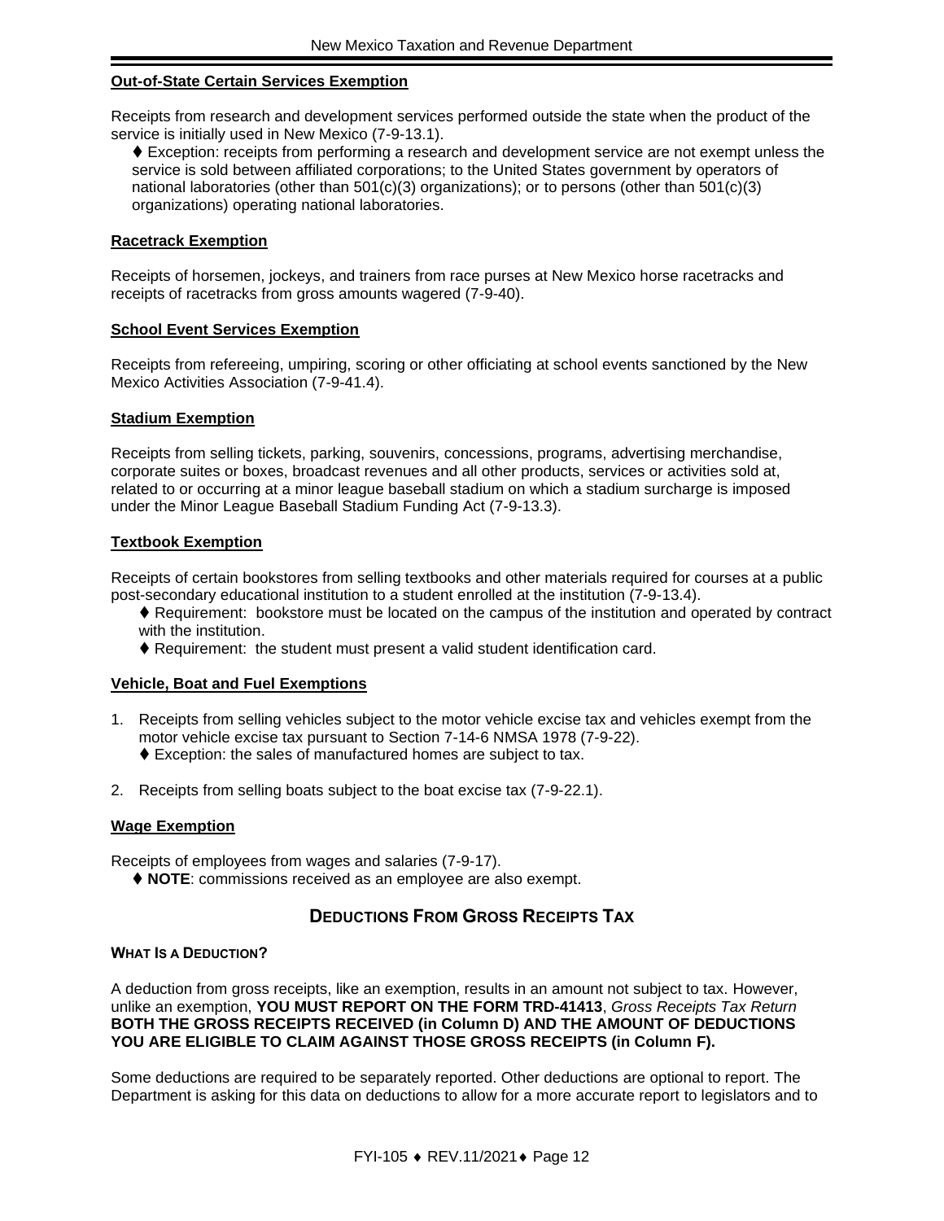**Out-of-State Certain Services Exemption**

Receipts from research and development services performed outside the state when the product of the service is initially used in New Mexico (7-9-13.1).

♦ Exception: receipts from performing a research and development service are not exempt unless the service is sold between affiliated corporations; to the United States government by operators of national laboratories (other than 501(c)(3) organizations); or to persons (other than 501(c)(3) organizations) operating national laboratories.

**Racetrack Exemption**

Receipts of horsemen, jockeys, and trainers from race purses at New Mexico horse racetracks and receipts of racetracks from gross amounts wagered (7-9-40).

**School Event Services Exemption**

Receipts from refereeing, umpiring, scoring or other officiating at school events sanctioned by the New Mexico Activities Association (7-9-41.4).

**Stadium Exemption**

Receipts from selling tickets, parking, souvenirs, concessions, programs, advertising merchandise, corporate suites or boxes, broadcast revenues and all other products, services or activities sold at, related to or occurring at a minor league baseball stadium on which a stadium surcharge is imposed under the Minor League Baseball Stadium Funding Act (7-9-13.3).

**Textbook Exemption**

Receipts of certain bookstores from selling textbooks and other materials required for courses at a public post-secondary educational institution to a student enrolled at the institution (7-9-13.4).

♦ Requirement: bookstore must be located on the campus of the institution and operated by contract with the institution.

♦ Requirement: the student must present a valid student identification card.

**Vehicle, Boat and Fuel Exemptions**

1. Receipts from selling vehicles subject to the motor vehicle excise tax and vehicles exempt from the motor vehicle excise tax pursuant to Section 7-14-6 NMSA 1978 (7-9-22).
   ♦ Exception: the sales of manufactured homes are subject to tax.

2. Receipts from selling boats subject to the boat excise tax (7-9-22.1).

**Wage Exemption**

Receipts of employees from wages and salaries (7-9-17).

♦ **NOTE**: commissions received as an employee are also exempt.

## DEDUCTIONS FROM GROSS RECEIPTS TAX

**WHAT IS A DEDUCTION?**

A deduction from gross receipts, like an exemption, results in an amount not subject to tax. However, unlike an exemption, **YOU MUST REPORT ON THE FORM TRD-41413**, *Gross Receipts Tax Return* **BOTH THE GROSS RECEIPTS RECEIVED (in Column D) AND THE AMOUNT OF DEDUCTIONS YOU ARE ELIGIBLE TO CLAIM AGAINST THOSE GROSS RECEIPTS (in Column F).**

Some deductions are required to be separately reported. Other deductions are optional to report. The Department is asking for this data on deductions to allow for a more accurate report to legislators and to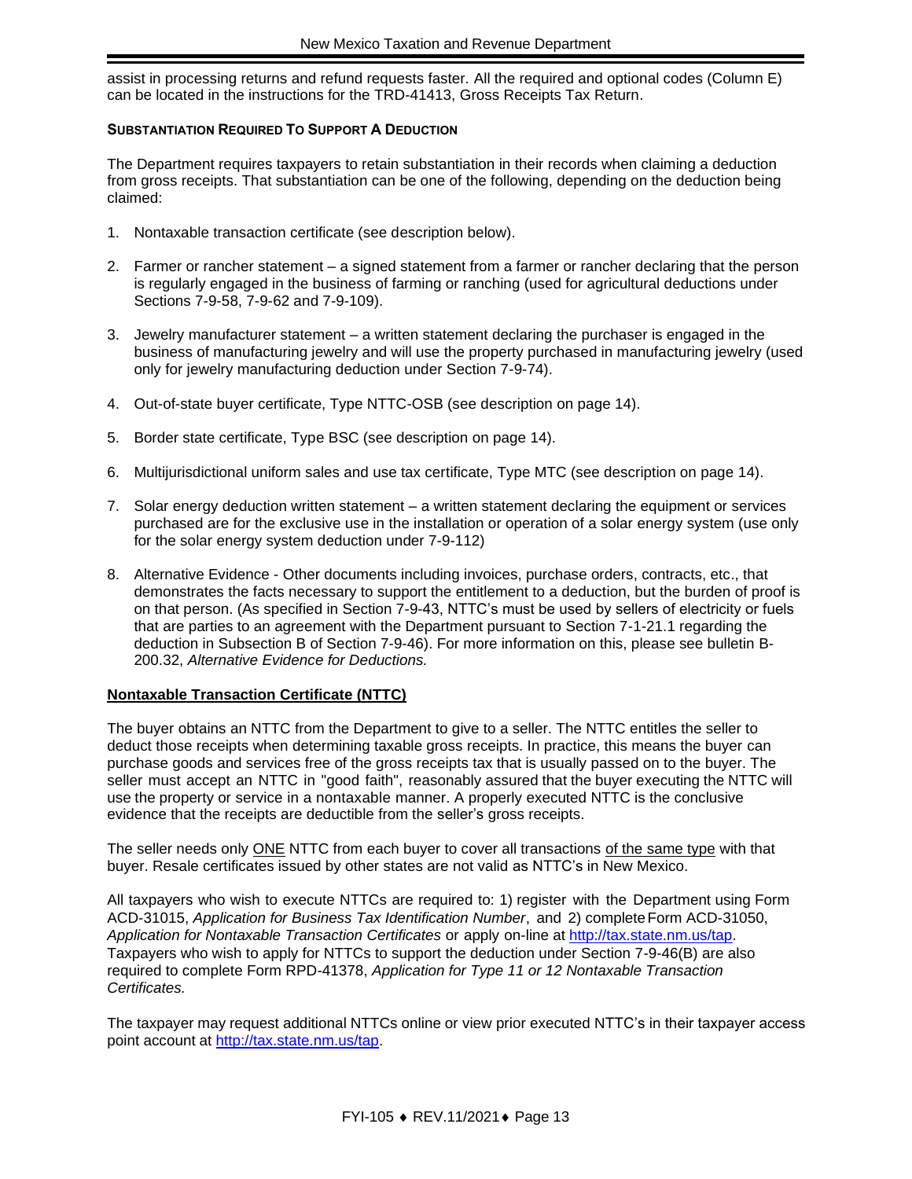assist in processing returns and refund requests faster. All the required and optional codes (Column E) can be located in the instructions for the TRD-41413, Gross Receipts Tax Return.

**SUBSTANTIATION REQUIRED TO SUPPORT A DEDUCTION**

The Department requires taxpayers to retain substantiation in their records when claiming a deduction from gross receipts. That substantiation can be one of the following, depending on the deduction being claimed:

1. Nontaxable transaction certificate (see description below).

2. Farmer or rancher statement – a signed statement from a farmer or rancher declaring that the person is regularly engaged in the business of farming or ranching (used for agricultural deductions under Sections 7-9-58, 7-9-62 and 7-9-109).

3. Jewelry manufacturer statement – a written statement declaring the purchaser is engaged in the business of manufacturing jewelry and will use the property purchased in manufacturing jewelry (used only for jewelry manufacturing deduction under Section 7-9-74).

4. Out-of-state buyer certificate, Type NTTC-OSB (see description on page 14).

5. Border state certificate, Type BSC (see description on page 14).

6. Multijurisdictional uniform sales and use tax certificate, Type MTC (see description on page 14).

7. Solar energy deduction written statement – a written statement declaring the equipment or services purchased are for the exclusive use in the installation or operation of a solar energy system (use only for the solar energy system deduction under 7-9-112)

8. Alternative Evidence - Other documents including invoices, purchase orders, contracts, etc., that demonstrates the facts necessary to support the entitlement to a deduction, but the burden of proof is on that person. (As specified in Section 7-9-43, NTTC's must be used by sellers of electricity or fuels that are parties to an agreement with the Department pursuant to Section 7-1-21.1 regarding the deduction in Subsection B of Section 7-9-46). For more information on this, please see bulletin B-200.32, *Alternative Evidence for Deductions.*

**Nontaxable Transaction Certificate (NTTC)**

The buyer obtains an NTTC from the Department to give to a seller. The NTTC entitles the seller to deduct those receipts when determining taxable gross receipts. In practice, this means the buyer can purchase goods and services free of the gross receipts tax that is usually passed on to the buyer. The seller must accept an NTTC in "good faith", reasonably assured that the buyer executing the NTTC will use the property or service in a nontaxable manner. A properly executed NTTC is the conclusive evidence that the receipts are deductible from the seller's gross receipts.

The seller needs only ONE NTTC from each buyer to cover all transactions of the same type with that buyer. Resale certificates issued by other states are not valid as NTTC's in New Mexico.

All taxpayers who wish to execute NTTCs are required to: 1) register with the Department using Form ACD-31015, *Application for Business Tax Identification Number*, and 2) complete Form ACD-31050, *Application for Nontaxable Transaction Certificates* or apply on-line at http://tax.state.nm.us/tap. Taxpayers who wish to apply for NTTCs to support the deduction under Section 7-9-46(B) are also required to complete Form RPD-41378, *Application for Type 11 or 12 Nontaxable Transaction Certificates.*

The taxpayer may request additional NTTCs online or view prior executed NTTC's in their taxpayer access point account at http://tax.state.nm.us/tap.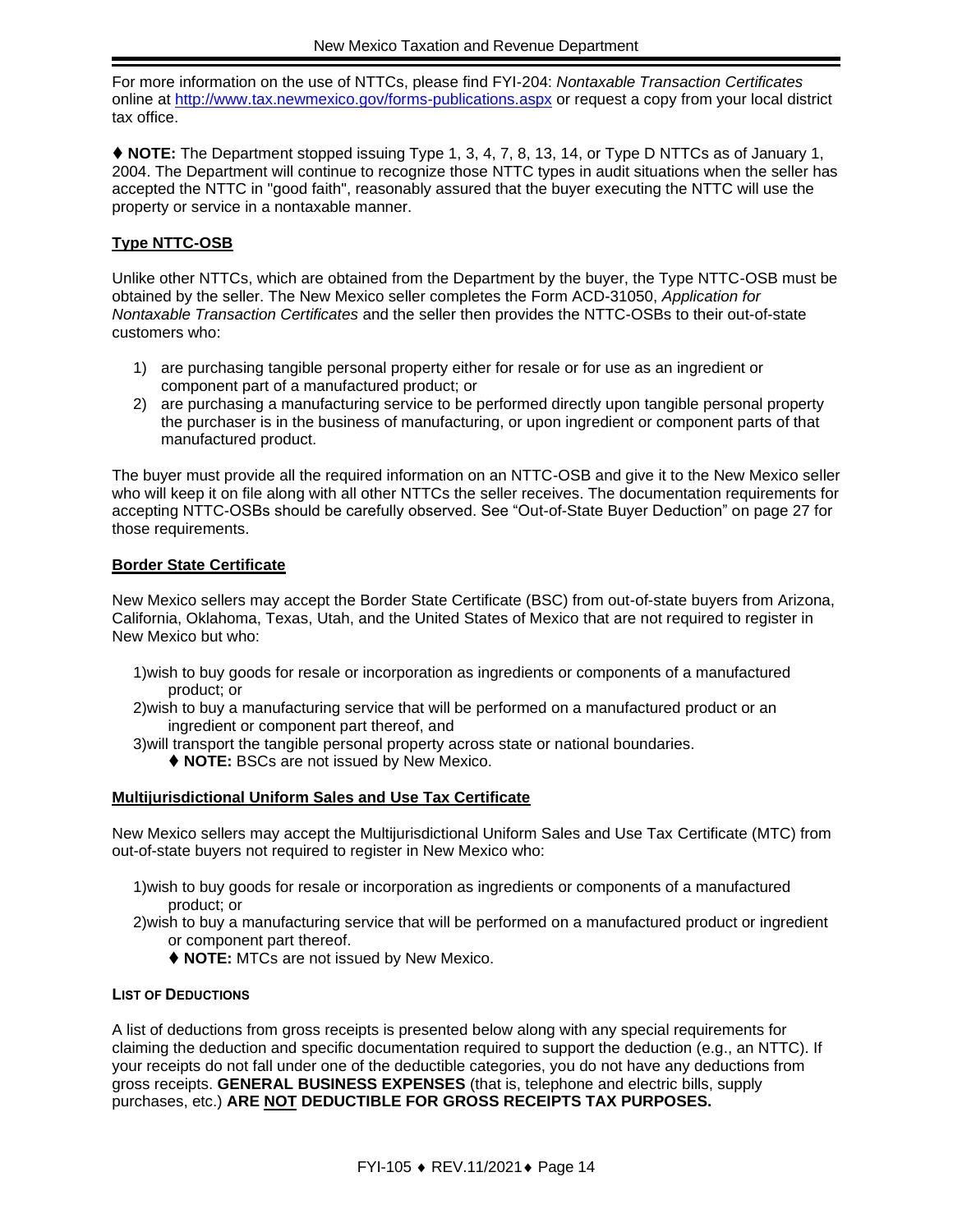For more information on the use of NTTCs, please find FYI-204: *Nontaxable Transaction Certificates* online at [http://www.tax.newmexico.gov/forms-publications.aspx](http://www.tax.newmexico.gov/forms-publications.aspx) or request a copy from your local district tax office.

♦ **NOTE:** The Department stopped issuing Type 1, 3, 4, 7, 8, 13, 14, or Type D NTTCs as of January 1, 2004. The Department will continue to recognize those NTTC types in audit situations when the seller has accepted the NTTC in "good faith", reasonably assured that the buyer executing the NTTC will use the property or service in a nontaxable manner.

### Type NTTC-OSB

Unlike other NTTCs, which are obtained from the Department by the buyer, the Type NTTC-OSB must be obtained by the seller. The New Mexico seller completes the Form ACD-31050, *Application for Nontaxable Transaction Certificates* and the seller then provides the NTTC-OSBs to their out-of-state customers who:

1) are purchasing tangible personal property either for resale or for use as an ingredient or component part of a manufactured product; or
2) are purchasing a manufacturing service to be performed directly upon tangible personal property the purchaser is in the business of manufacturing, or upon ingredient or component parts of that manufactured product.

The buyer must provide all the required information on an NTTC-OSB and give it to the New Mexico seller who will keep it on file along with all other NTTCs the seller receives. The documentation requirements for accepting NTTC-OSBs should be carefully observed. See "Out-of-State Buyer Deduction" on page 27 for those requirements.

### Border State Certificate

New Mexico sellers may accept the Border State Certificate (BSC) from out-of-state buyers from Arizona, California, Oklahoma, Texas, Utah, and the United States of Mexico that are not required to register in New Mexico but who:

1) wish to buy goods for resale or incorporation as ingredients or components of a manufactured product; or
2) wish to buy a manufacturing service that will be performed on a manufactured product or an ingredient or component part thereof, and
3) will transport the tangible personal property across state or national boundaries.

♦ **NOTE:** BSCs are not issued by New Mexico.

### Multijurisdictional Uniform Sales and Use Tax Certificate

New Mexico sellers may accept the Multijurisdictional Uniform Sales and Use Tax Certificate (MTC) from out-of-state buyers not required to register in New Mexico who:

1) wish to buy goods for resale or incorporation as ingredients or components of a manufactured product; or
2) wish to buy a manufacturing service that will be performed on a manufactured product or ingredient or component part thereof.

♦ **NOTE:** MTCs are not issued by New Mexico.

## LIST OF DEDUCTIONS

A list of deductions from gross receipts is presented below along with any special requirements for claiming the deduction and specific documentation required to support the deduction (e.g., an NTTC). If your receipts do not fall under one of the deductible categories, you do not have any deductions from gross receipts. **GENERAL BUSINESS EXPENSES** (that is, telephone and electric bills, supply purchases, etc.) **ARE NOT DEDUCTIBLE FOR GROSS RECEIPTS TAX PURPOSES.**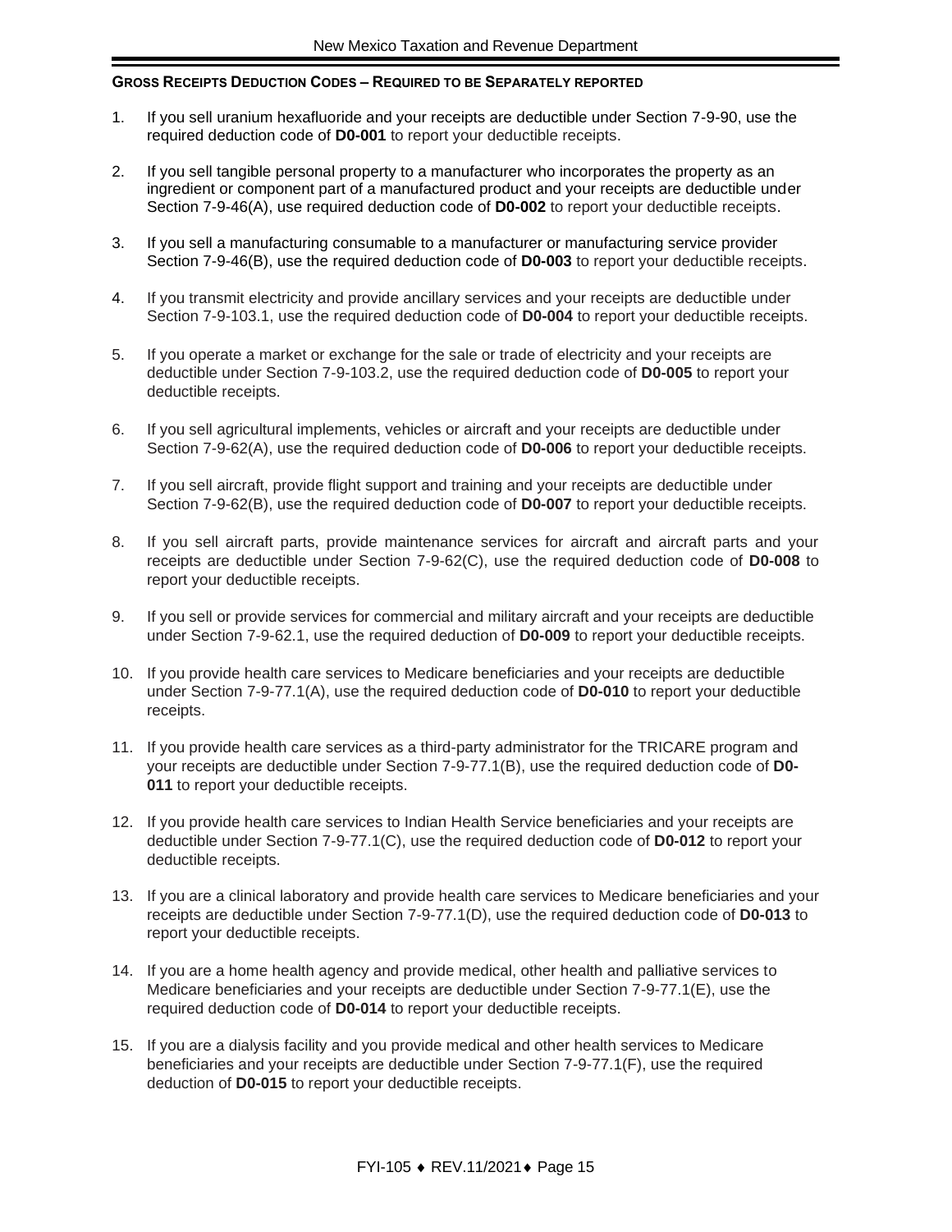### GROSS RECEIPTS DEDUCTION CODES – REQUIRED TO BE SEPARATELY REPORTED

1. If you sell uranium hexafluoride and your receipts are deductible under Section 7-9-90, use the required deduction code of **D0-001** to report your deductible receipts.

2. If you sell tangible personal property to a manufacturer who incorporates the property as an ingredient or component part of a manufactured product and your receipts are deductible under Section 7-9-46(A), use required deduction code of **D0-002** to report your deductible receipts.

3. If you sell a manufacturing consumable to a manufacturer or manufacturing service provider Section 7-9-46(B), use the required deduction code of **D0-003** to report your deductible receipts.

4. If you transmit electricity and provide ancillary services and your receipts are deductible under Section 7-9-103.1, use the required deduction code of **D0-004** to report your deductible receipts.

5. If you operate a market or exchange for the sale or trade of electricity and your receipts are deductible under Section 7-9-103.2, use the required deduction code of **D0-005** to report your deductible receipts.

6. If you sell agricultural implements, vehicles or aircraft and your receipts are deductible under Section 7-9-62(A), use the required deduction code of **D0-006** to report your deductible receipts.

7. If you sell aircraft, provide flight support and training and your receipts are deductible under Section 7-9-62(B), use the required deduction code of **D0-007** to report your deductible receipts.

8. If you sell aircraft parts, provide maintenance services for aircraft and aircraft parts and your receipts are deductible under Section 7-9-62(C), use the required deduction code of **D0-008** to report your deductible receipts.

9. If you sell or provide services for commercial and military aircraft and your receipts are deductible under Section 7-9-62.1, use the required deduction of **D0-009** to report your deductible receipts.

10. If you provide health care services to Medicare beneficiaries and your receipts are deductible under Section 7-9-77.1(A), use the required deduction code of **D0-010** to report your deductible receipts.

11. If you provide health care services as a third-party administrator for the TRICARE program and your receipts are deductible under Section 7-9-77.1(B), use the required deduction code of **D0-011** to report your deductible receipts.

12. If you provide health care services to Indian Health Service beneficiaries and your receipts are deductible under Section 7-9-77.1(C), use the required deduction code of **D0-012** to report your deductible receipts.

13. If you are a clinical laboratory and provide health care services to Medicare beneficiaries and your receipts are deductible under Section 7-9-77.1(D), use the required deduction code of **D0-013** to report your deductible receipts.

14. If you are a home health agency and provide medical, other health and palliative services to Medicare beneficiaries and your receipts are deductible under Section 7-9-77.1(E), use the required deduction code of **D0-014** to report your deductible receipts.

15. If you are a dialysis facility and you provide medical and other health services to Medicare beneficiaries and your receipts are deductible under Section 7-9-77.1(F), use the required deduction of **D0-015** to report your deductible receipts.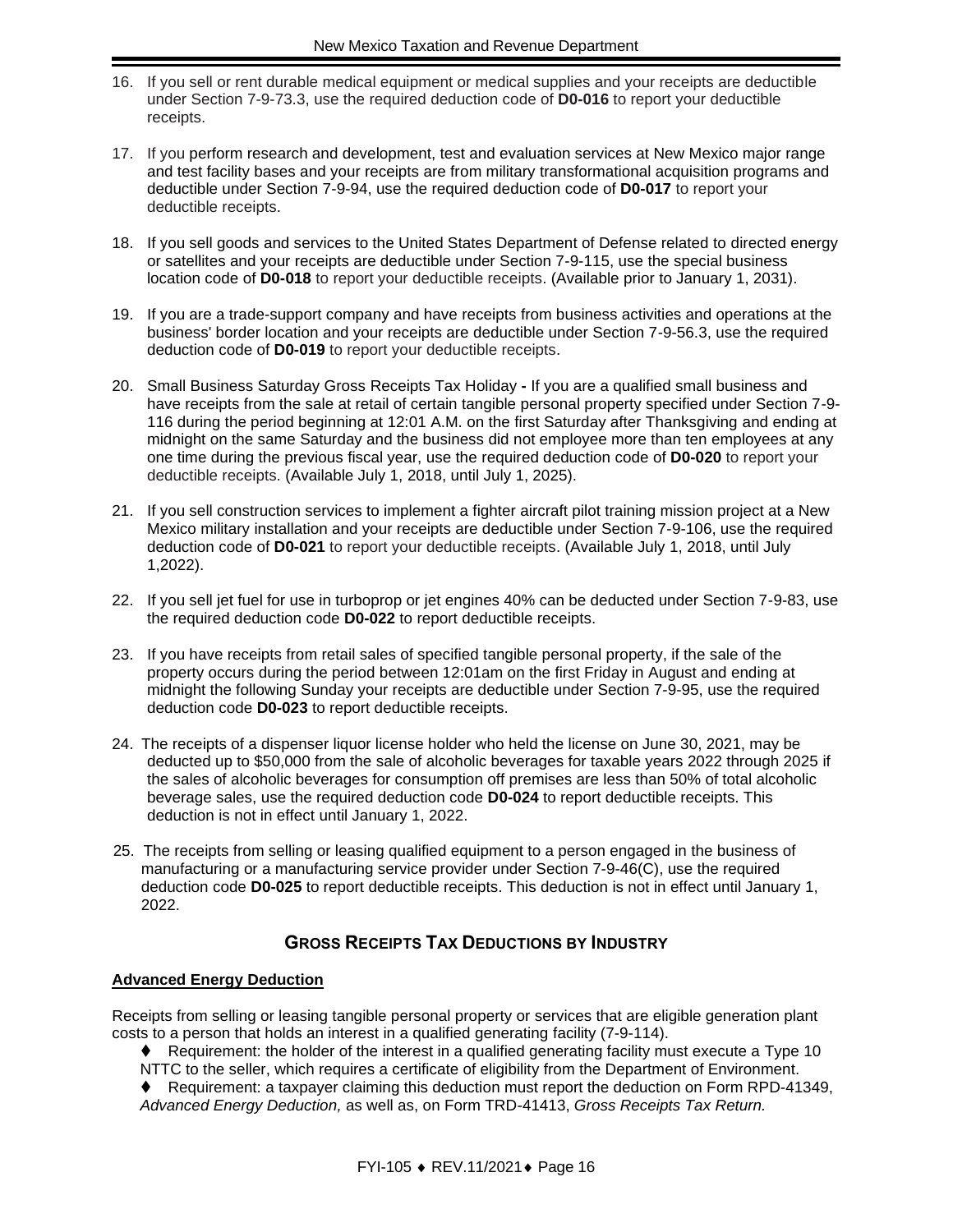16. If you sell or rent durable medical equipment or medical supplies and your receipts are deductible under Section 7-9-73.3, use the required deduction code of **D0-016** to report your deductible receipts.

17. If you perform research and development, test and evaluation services at New Mexico major range and test facility bases and your receipts are from military transformational acquisition programs and deductible under Section 7-9-94, use the required deduction code of **D0-017** to report your deductible receipts.

18. If you sell goods and services to the United States Department of Defense related to directed energy or satellites and your receipts are deductible under Section 7-9-115, use the special business location code of **D0-018** to report your deductible receipts. (Available prior to January 1, 2031).

19. If you are a trade-support company and have receipts from business activities and operations at the business' border location and your receipts are deductible under Section 7-9-56.3, use the required deduction code of **D0-019** to report your deductible receipts.

20. Small Business Saturday Gross Receipts Tax Holiday **-** If you are a qualified small business and have receipts from the sale at retail of certain tangible personal property specified under Section 7-9-116 during the period beginning at 12:01 A.M. on the first Saturday after Thanksgiving and ending at midnight on the same Saturday and the business did not employee more than ten employees at any one time during the previous fiscal year, use the required deduction code of **D0-020** to report your deductible receipts. (Available July 1, 2018, until July 1, 2025).

21. If you sell construction services to implement a fighter aircraft pilot training mission project at a New Mexico military installation and your receipts are deductible under Section 7-9-106, use the required deduction code of **D0-021** to report your deductible receipts. (Available July 1, 2018, until July 1,2022).

22. If you sell jet fuel for use in turboprop or jet engines 40% can be deducted under Section 7-9-83, use the required deduction code **D0-022** to report deductible receipts.

23. If you have receipts from retail sales of specified tangible personal property, if the sale of the property occurs during the period between 12:01am on the first Friday in August and ending at midnight the following Sunday your receipts are deductible under Section 7-9-95, use the required deduction code **D0-023** to report deductible receipts.

24. The receipts of a dispenser liquor license holder who held the license on June 30, 2021, may be deducted up to $50,000 from the sale of alcoholic beverages for taxable years 2022 through 2025 if the sales of alcoholic beverages for consumption off premises are less than 50% of total alcoholic beverage sales, use the required deduction code **D0-024** to report deductible receipts. This deduction is not in effect until January 1, 2022.

25. The receipts from selling or leasing qualified equipment to a person engaged in the business of manufacturing or a manufacturing service provider under Section 7-9-46(C), use the required deduction code **D0-025** to report deductible receipts. This deduction is not in effect until January 1, 2022.

## Gross Receipts Tax Deductions by Industry

**Advanced Energy Deduction**

Receipts from selling or leasing tangible personal property or services that are eligible generation plant costs to a person that holds an interest in a qualified generating facility (7-9-114).

- ♦ Requirement: the holder of the interest in a qualified generating facility must execute a Type 10 NTTC to the seller, which requires a certificate of eligibility from the Department of Environment.
- ♦ Requirement: a taxpayer claiming this deduction must report the deduction on Form RPD-41349, *Advanced Energy Deduction,* as well as, on Form TRD-41413, *Gross Receipts Tax Return.*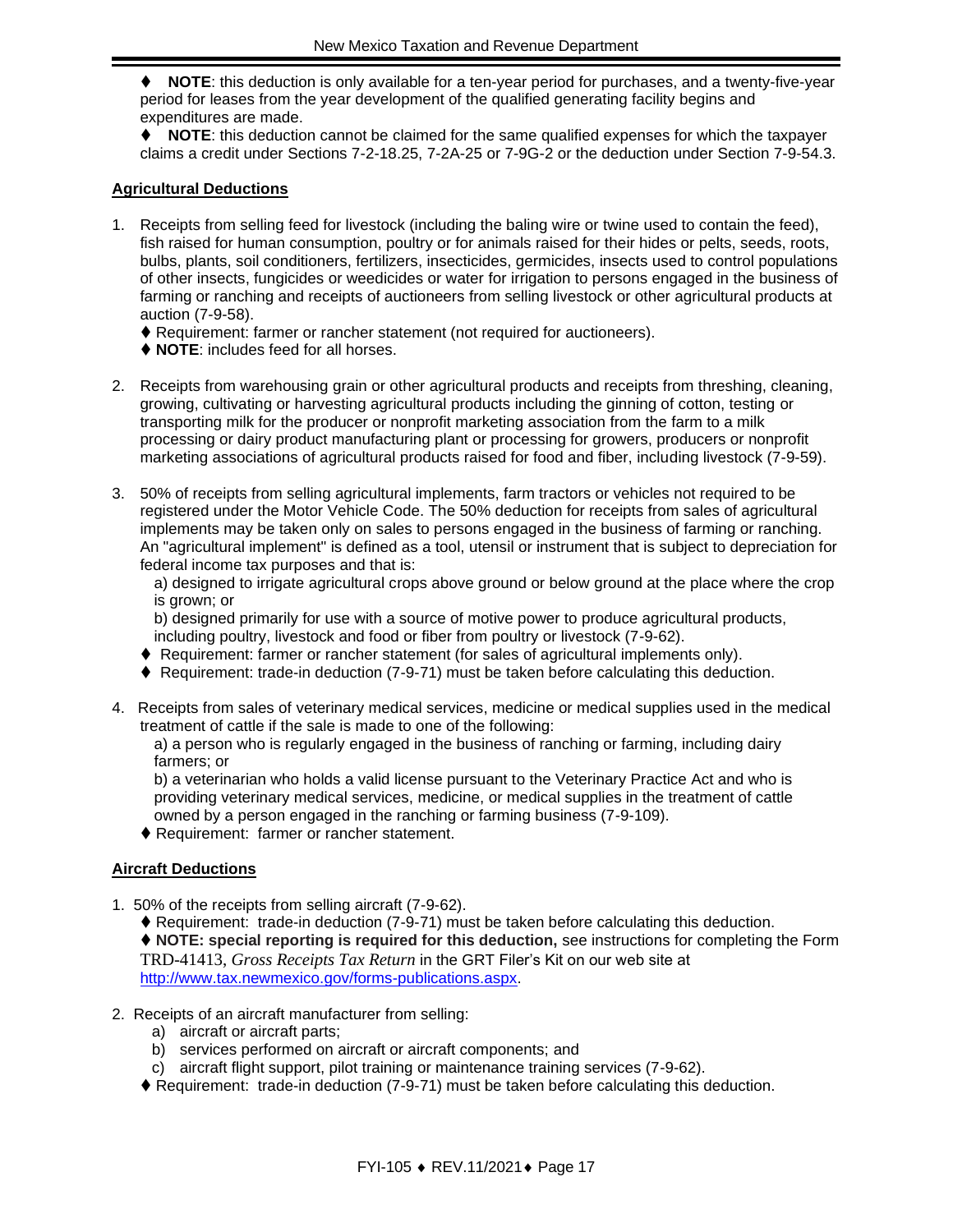♦ **NOTE**: this deduction is only available for a ten-year period for purchases, and a twenty-five-year period for leases from the year development of the qualified generating facility begins and expenditures are made.

♦ **NOTE**: this deduction cannot be claimed for the same qualified expenses for which the taxpayer claims a credit under Sections 7-2-18.25, 7-2A-25 or 7-9G-2 or the deduction under Section 7-9-54.3.

**Agricultural Deductions**

1. Receipts from selling feed for livestock (including the baling wire or twine used to contain the feed), fish raised for human consumption, poultry or for animals raised for their hides or pelts, seeds, roots, bulbs, plants, soil conditioners, fertilizers, insecticides, germicides, insects used to control populations of other insects, fungicides or weedicides or water for irrigation to persons engaged in the business of farming or ranching and receipts of auctioneers from selling livestock or other agricultural products at auction (7-9-58).
   ♦ Requirement: farmer or rancher statement (not required for auctioneers).
   ♦ **NOTE**: includes feed for all horses.

2. Receipts from warehousing grain or other agricultural products and receipts from threshing, cleaning, growing, cultivating or harvesting agricultural products including the ginning of cotton, testing or transporting milk for the producer or nonprofit marketing association from the farm to a milk processing or dairy product manufacturing plant or processing for growers, producers or nonprofit marketing associations of agricultural products raised for food and fiber, including livestock (7-9-59).

3. 50% of receipts from selling agricultural implements, farm tractors or vehicles not required to be registered under the Motor Vehicle Code. The 50% deduction for receipts from sales of agricultural implements may be taken only on sales to persons engaged in the business of farming or ranching. An "agricultural implement" is defined as a tool, utensil or instrument that is subject to depreciation for federal income tax purposes and that is:
   a) designed to irrigate agricultural crops above ground or below ground at the place where the crop is grown; or
   b) designed primarily for use with a source of motive power to produce agricultural products, including poultry, livestock and food or fiber from poultry or livestock (7-9-62).
   ♦ Requirement: farmer or rancher statement (for sales of agricultural implements only).
   ♦ Requirement: trade-in deduction (7-9-71) must be taken before calculating this deduction.

4. Receipts from sales of veterinary medical services, medicine or medical supplies used in the medical treatment of cattle if the sale is made to one of the following:
   a) a person who is regularly engaged in the business of ranching or farming, including dairy farmers; or
   b) a veterinarian who holds a valid license pursuant to the Veterinary Practice Act and who is providing veterinary medical services, medicine, or medical supplies in the treatment of cattle owned by a person engaged in the ranching or farming business (7-9-109).
   ♦ Requirement: farmer or rancher statement.

**Aircraft Deductions**

1. 50% of the receipts from selling aircraft (7-9-62).
   ♦ Requirement: trade-in deduction (7-9-71) must be taken before calculating this deduction.
   ♦ **NOTE: special reporting is required for this deduction,** see instructions for completing the Form TRD-41413, *Gross Receipts Tax Return* in the GRT Filer's Kit on our web site at http://www.tax.newmexico.gov/forms-publications.aspx.

2. Receipts of an aircraft manufacturer from selling:
   a) aircraft or aircraft parts;
   b) services performed on aircraft or aircraft components; and
   c) aircraft flight support, pilot training or maintenance training services (7-9-62).
   ♦ Requirement: trade-in deduction (7-9-71) must be taken before calculating this deduction.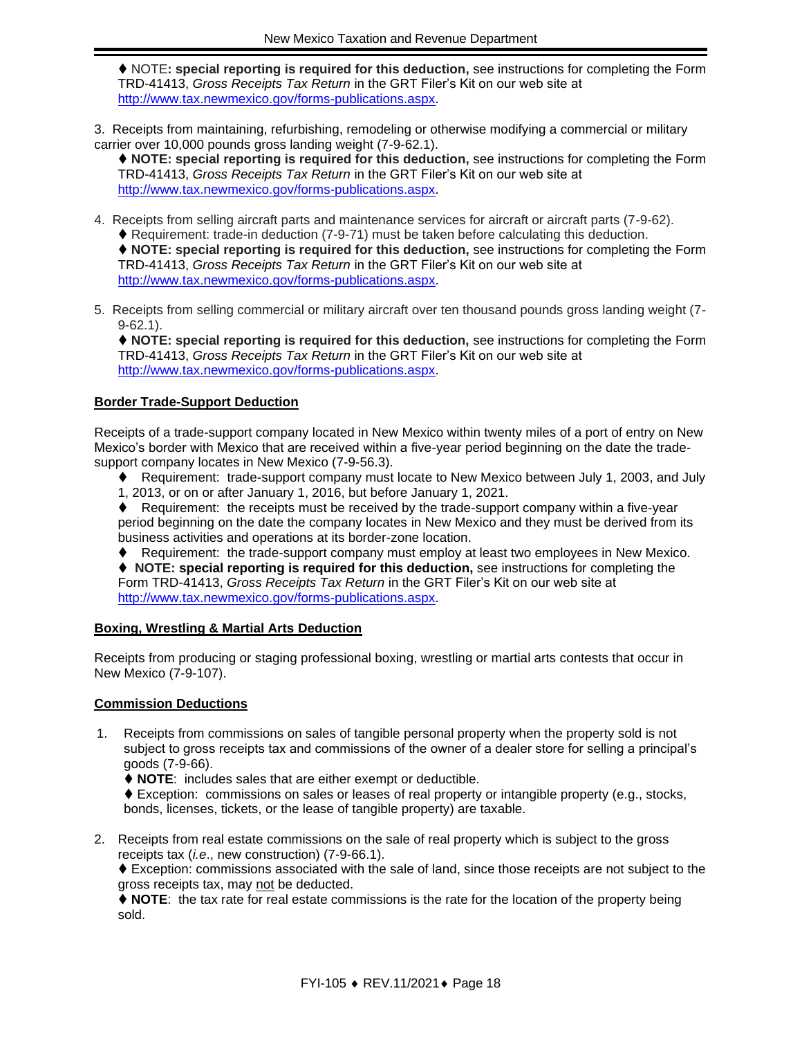♦ NOTE**: special reporting is required for this deduction,** see instructions for completing the Form TRD-41413, *Gross Receipts Tax Return* in the GRT Filer's Kit on our web site at http://www.tax.newmexico.gov/forms-publications.aspx.

3. Receipts from maintaining, refurbishing, remodeling or otherwise modifying a commercial or military carrier over 10,000 pounds gross landing weight (7-9-62.1).

♦ **NOTE: special reporting is required for this deduction,** see instructions for completing the Form TRD-41413, *Gross Receipts Tax Return* in the GRT Filer's Kit on our web site at http://www.tax.newmexico.gov/forms-publications.aspx.

4. Receipts from selling aircraft parts and maintenance services for aircraft or aircraft parts (7-9-62).

♦ Requirement: trade-in deduction (7-9-71) must be taken before calculating this deduction.

♦ **NOTE: special reporting is required for this deduction,** see instructions for completing the Form TRD-41413, *Gross Receipts Tax Return* in the GRT Filer's Kit on our web site at http://www.tax.newmexico.gov/forms-publications.aspx.

5. Receipts from selling commercial or military aircraft over ten thousand pounds gross landing weight (7-9-62.1).

♦ **NOTE: special reporting is required for this deduction,** see instructions for completing the Form TRD-41413, *Gross Receipts Tax Return* in the GRT Filer's Kit on our web site at http://www.tax.newmexico.gov/forms-publications.aspx.

**Border Trade-Support Deduction**

Receipts of a trade-support company located in New Mexico within twenty miles of a port of entry on New Mexico's border with Mexico that are received within a five-year period beginning on the date the trade-support company locates in New Mexico (7-9-56.3).

♦ Requirement: trade-support company must locate to New Mexico between July 1, 2003, and July 1, 2013, or on or after January 1, 2016, but before January 1, 2021.

♦ Requirement: the receipts must be received by the trade-support company within a five-year period beginning on the date the company locates in New Mexico and they must be derived from its business activities and operations at its border-zone location.

♦ Requirement: the trade-support company must employ at least two employees in New Mexico.

♦ **NOTE: special reporting is required for this deduction,** see instructions for completing the Form TRD-41413, *Gross Receipts Tax Return* in the GRT Filer's Kit on our web site at http://www.tax.newmexico.gov/forms-publications.aspx.

**Boxing, Wrestling & Martial Arts Deduction**

Receipts from producing or staging professional boxing, wrestling or martial arts contests that occur in New Mexico (7-9-107).

**Commission Deductions**

1. Receipts from commissions on sales of tangible personal property when the property sold is not subject to gross receipts tax and commissions of the owner of a dealer store for selling a principal's goods (7-9-66).

   ♦ **NOTE**: includes sales that are either exempt or deductible.

   ♦ Exception: commissions on sales or leases of real property or intangible property (e.g., stocks, bonds, licenses, tickets, or the lease of tangible property) are taxable.

2. Receipts from real estate commissions on the sale of real property which is subject to the gross receipts tax (*i.e*., new construction) (7-9-66.1).

   ♦ Exception: commissions associated with the sale of land, since those receipts are not subject to the gross receipts tax, may not be deducted.

   ♦ **NOTE**: the tax rate for real estate commissions is the rate for the location of the property being sold.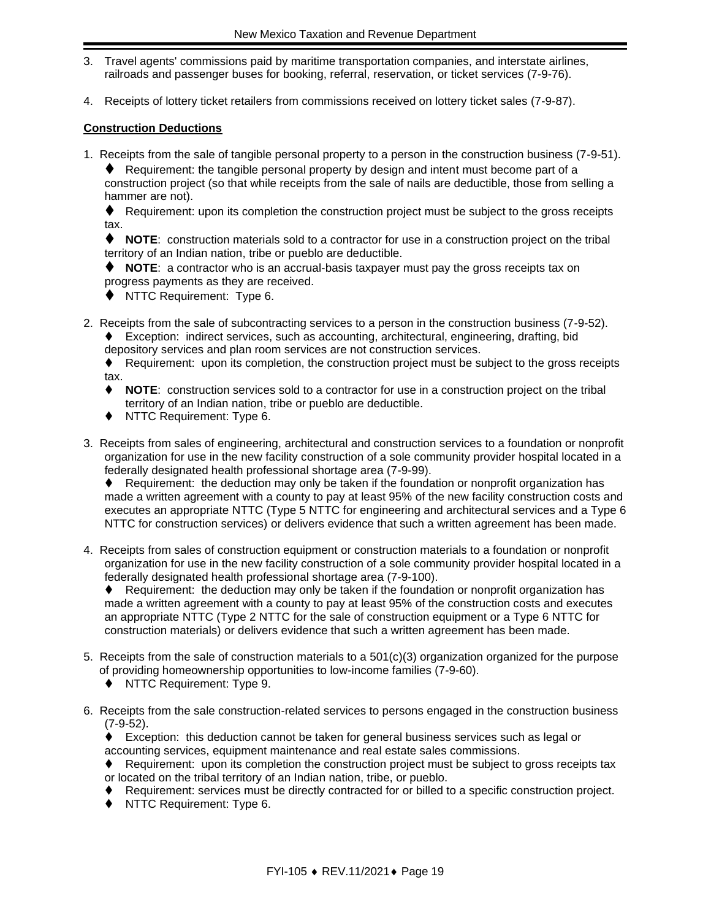3. Travel agents' commissions paid by maritime transportation companies, and interstate airlines, railroads and passenger buses for booking, referral, reservation, or ticket services (7-9-76).

4. Receipts of lottery ticket retailers from commissions received on lottery ticket sales (7-9-87).

**Construction Deductions**

1. Receipts from the sale of tangible personal property to a person in the construction business (7-9-51).
   - ♦ Requirement: the tangible personal property by design and intent must become part of a construction project (so that while receipts from the sale of nails are deductible, those from selling a hammer are not).
   - ♦ Requirement: upon its completion the construction project must be subject to the gross receipts tax.
   - ♦ **NOTE**: construction materials sold to a contractor for use in a construction project on the tribal territory of an Indian nation, tribe or pueblo are deductible.
   - ♦ **NOTE**: a contractor who is an accrual-basis taxpayer must pay the gross receipts tax on progress payments as they are received.
   - ♦ NTTC Requirement: Type 6.

2. Receipts from the sale of subcontracting services to a person in the construction business (7-9-52).
   - ♦ Exception: indirect services, such as accounting, architectural, engineering, drafting, bid depository services and plan room services are not construction services.
   - ♦ Requirement: upon its completion, the construction project must be subject to the gross receipts tax.
   - ♦ **NOTE**: construction services sold to a contractor for use in a construction project on the tribal territory of an Indian nation, tribe or pueblo are deductible.
   - ♦ NTTC Requirement: Type 6.

3. Receipts from sales of engineering, architectural and construction services to a foundation or nonprofit organization for use in the new facility construction of a sole community provider hospital located in a federally designated health professional shortage area (7-9-99).
   - ♦ Requirement: the deduction may only be taken if the foundation or nonprofit organization has made a written agreement with a county to pay at least 95% of the new facility construction costs and executes an appropriate NTTC (Type 5 NTTC for engineering and architectural services and a Type 6 NTTC for construction services) or delivers evidence that such a written agreement has been made.

4. Receipts from sales of construction equipment or construction materials to a foundation or nonprofit organization for use in the new facility construction of a sole community provider hospital located in a federally designated health professional shortage area (7-9-100).
   - ♦ Requirement: the deduction may only be taken if the foundation or nonprofit organization has made a written agreement with a county to pay at least 95% of the construction costs and executes an appropriate NTTC (Type 2 NTTC for the sale of construction equipment or a Type 6 NTTC for construction materials) or delivers evidence that such a written agreement has been made.

5. Receipts from the sale of construction materials to a 501(c)(3) organization organized for the purpose of providing homeownership opportunities to low-income families (7-9-60).
   - ♦ NTTC Requirement: Type 9.

6. Receipts from the sale construction-related services to persons engaged in the construction business (7-9-52).
   - ♦ Exception: this deduction cannot be taken for general business services such as legal or accounting services, equipment maintenance and real estate sales commissions.
   - ♦ Requirement: upon its completion the construction project must be subject to gross receipts tax or located on the tribal territory of an Indian nation, tribe, or pueblo.
   - ♦ Requirement: services must be directly contracted for or billed to a specific construction project.
   - ♦ NTTC Requirement: Type 6.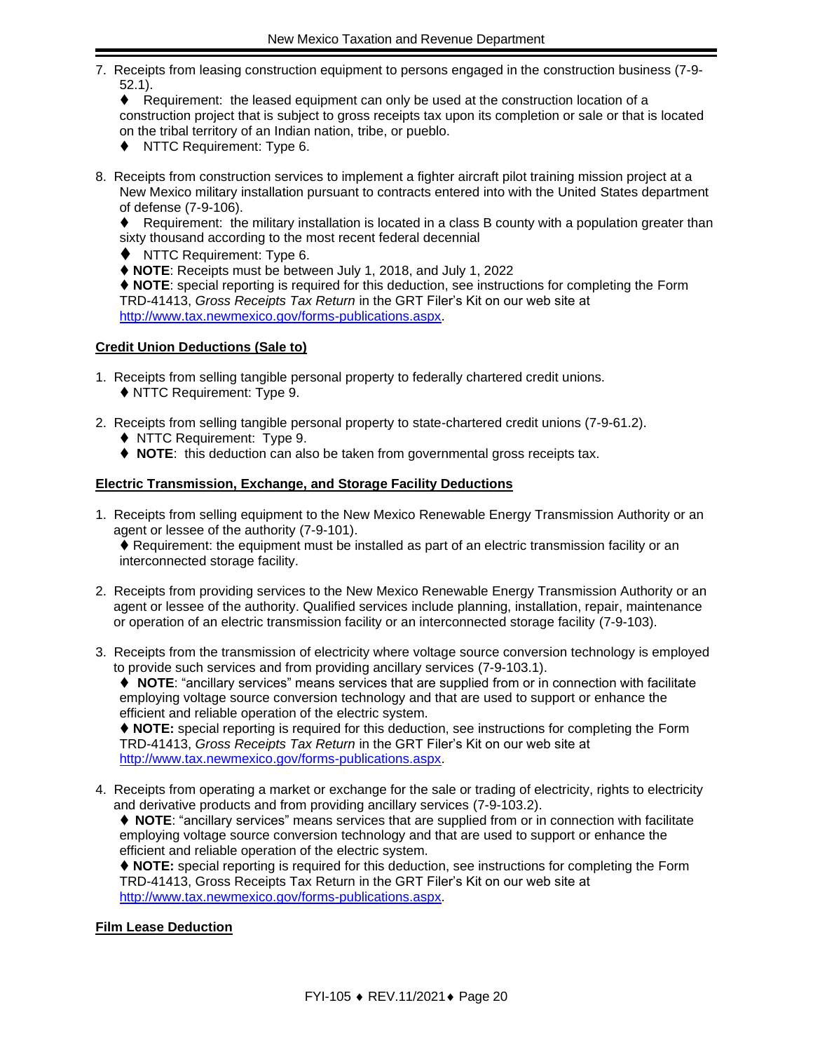7. Receipts from leasing construction equipment to persons engaged in the construction business (7-9-52.1).
   - ♦ Requirement: the leased equipment can only be used at the construction location of a construction project that is subject to gross receipts tax upon its completion or sale or that is located on the tribal territory of an Indian nation, tribe, or pueblo.
   - ♦ NTTC Requirement: Type 6.

8. Receipts from construction services to implement a fighter aircraft pilot training mission project at a New Mexico military installation pursuant to contracts entered into with the United States department of defense (7-9-106).
   - ♦ Requirement: the military installation is located in a class B county with a population greater than sixty thousand according to the most recent federal decennial
   - ♦ NTTC Requirement: Type 6.
   - ♦ **NOTE**: Receipts must be between July 1, 2018, and July 1, 2022
   - ♦ **NOTE**: special reporting is required for this deduction, see instructions for completing the Form TRD-41413, *Gross Receipts Tax Return* in the GRT Filer's Kit on our web site at http://www.tax.newmexico.gov/forms-publications.aspx.

**Credit Union Deductions (Sale to)**

1. Receipts from selling tangible personal property to federally chartered credit unions.
   - ♦ NTTC Requirement: Type 9.

2. Receipts from selling tangible personal property to state-chartered credit unions (7-9-61.2).
   - ♦ NTTC Requirement: Type 9.
   - ♦ **NOTE**: this deduction can also be taken from governmental gross receipts tax.

**Electric Transmission, Exchange, and Storage Facility Deductions**

1. Receipts from selling equipment to the New Mexico Renewable Energy Transmission Authority or an agent or lessee of the authority (7-9-101).
   - ♦ Requirement: the equipment must be installed as part of an electric transmission facility or an interconnected storage facility.

2. Receipts from providing services to the New Mexico Renewable Energy Transmission Authority or an agent or lessee of the authority. Qualified services include planning, installation, repair, maintenance or operation of an electric transmission facility or an interconnected storage facility (7-9-103).

3. Receipts from the transmission of electricity where voltage source conversion technology is employed to provide such services and from providing ancillary services (7-9-103.1).
   - ♦ **NOTE**: "ancillary services" means services that are supplied from or in connection with facilitate employing voltage source conversion technology and that are used to support or enhance the efficient and reliable operation of the electric system.
   - ♦ **NOTE:** special reporting is required for this deduction, see instructions for completing the Form TRD-41413, *Gross Receipts Tax Return* in the GRT Filer's Kit on our web site at http://www.tax.newmexico.gov/forms-publications.aspx.

4. Receipts from operating a market or exchange for the sale or trading of electricity, rights to electricity and derivative products and from providing ancillary services (7-9-103.2).
   - ♦ **NOTE**: "ancillary services" means services that are supplied from or in connection with facilitate employing voltage source conversion technology and that are used to support or enhance the efficient and reliable operation of the electric system.
   - ♦ **NOTE:** special reporting is required for this deduction, see instructions for completing the Form TRD-41413, Gross Receipts Tax Return in the GRT Filer's Kit on our web site at http://www.tax.newmexico.gov/forms-publications.aspx.

**Film Lease Deduction**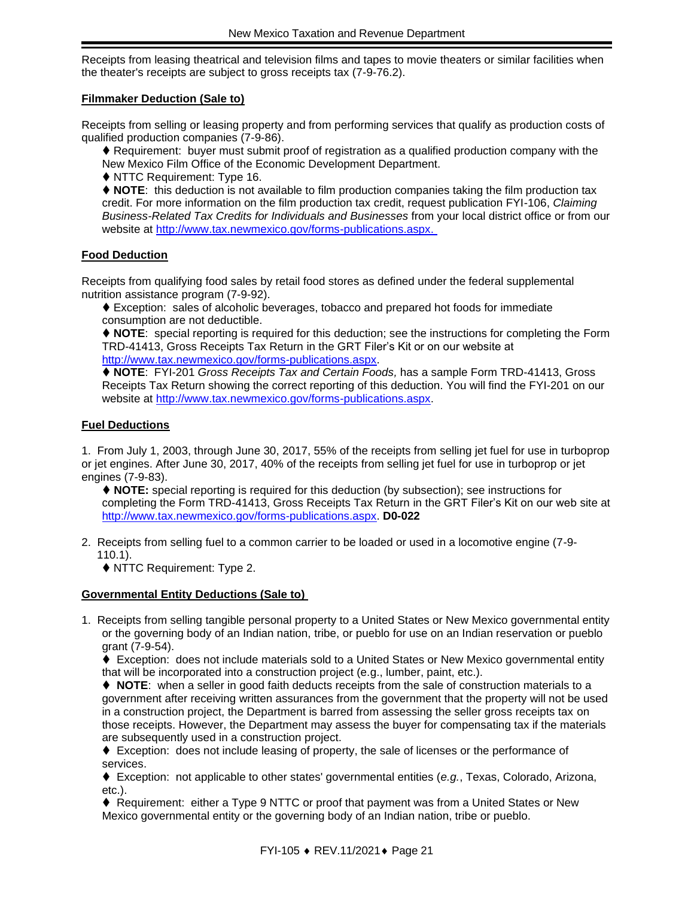Receipts from leasing theatrical and television films and tapes to movie theaters or similar facilities when the theater's receipts are subject to gross receipts tax (7-9-76.2).

**Filmmaker Deduction (Sale to)**

Receipts from selling or leasing property and from performing services that qualify as production costs of qualified production companies (7-9-86).

♦ Requirement: buyer must submit proof of registration as a qualified production company with the New Mexico Film Office of the Economic Development Department.

♦ NTTC Requirement: Type 16.

♦ **NOTE**: this deduction is not available to film production companies taking the film production tax credit. For more information on the film production tax credit, request publication FYI-106, *Claiming Business-Related Tax Credits for Individuals and Businesses* from your local district office or from our website at http://www.tax.newmexico.gov/forms-publications.aspx.

**Food Deduction**

Receipts from qualifying food sales by retail food stores as defined under the federal supplemental nutrition assistance program (7-9-92).

♦ Exception: sales of alcoholic beverages, tobacco and prepared hot foods for immediate consumption are not deductible.

♦ **NOTE**: special reporting is required for this deduction; see the instructions for completing the Form TRD-41413, Gross Receipts Tax Return in the GRT Filer's Kit or on our website at http://www.tax.newmexico.gov/forms-publications.aspx.

♦ **NOTE**: FYI-201 *Gross Receipts Tax and Certain Foods,* has a sample Form TRD-41413, Gross Receipts Tax Return showing the correct reporting of this deduction. You will find the FYI-201 on our website at http://www.tax.newmexico.gov/forms-publications.aspx.

**Fuel Deductions**

1. From July 1, 2003, through June 30, 2017, 55% of the receipts from selling jet fuel for use in turboprop or jet engines. After June 30, 2017, 40% of the receipts from selling jet fuel for use in turboprop or jet engines (7-9-83).

   ♦ **NOTE:** special reporting is required for this deduction (by subsection); see instructions for completing the Form TRD-41413, Gross Receipts Tax Return in the GRT Filer's Kit on our web site at http://www.tax.newmexico.gov/forms-publications.aspx. **D0-022**

2. Receipts from selling fuel to a common carrier to be loaded or used in a locomotive engine (7-9-110.1).

   ♦ NTTC Requirement: Type 2.

**Governmental Entity Deductions (Sale to)**

1. Receipts from selling tangible personal property to a United States or New Mexico governmental entity or the governing body of an Indian nation, tribe, or pueblo for use on an Indian reservation or pueblo grant (7-9-54).

   ♦ Exception: does not include materials sold to a United States or New Mexico governmental entity that will be incorporated into a construction project (e.g., lumber, paint, etc.).

   ♦ **NOTE**: when a seller in good faith deducts receipts from the sale of construction materials to a government after receiving written assurances from the government that the property will not be used in a construction project, the Department is barred from assessing the seller gross receipts tax on those receipts. However, the Department may assess the buyer for compensating tax if the materials are subsequently used in a construction project.

   ♦ Exception: does not include leasing of property, the sale of licenses or the performance of services.

   ♦ Exception: not applicable to other states' governmental entities (*e.g.*, Texas, Colorado, Arizona, etc.).

   ♦ Requirement: either a Type 9 NTTC or proof that payment was from a United States or New Mexico governmental entity or the governing body of an Indian nation, tribe or pueblo.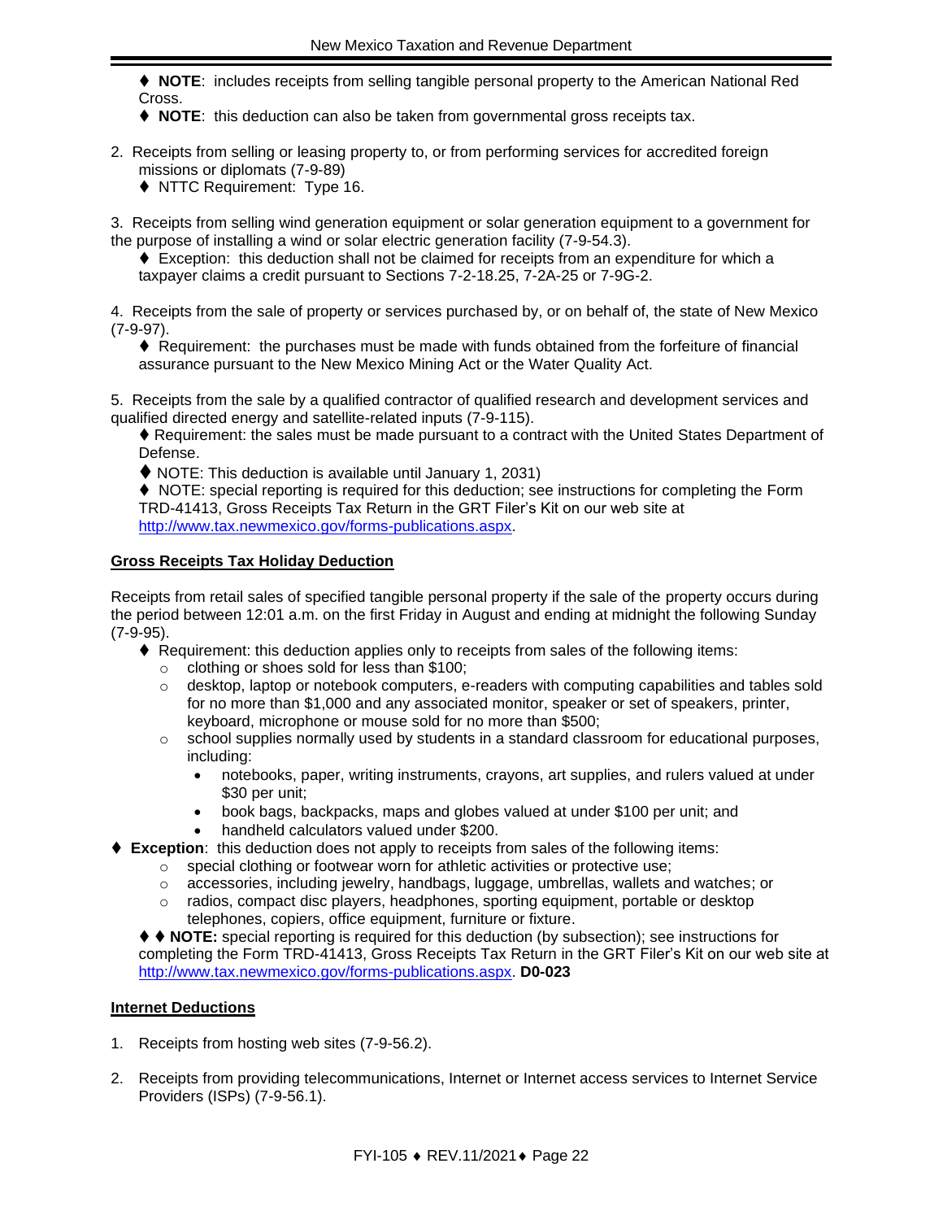♦ **NOTE**: includes receipts from selling tangible personal property to the American National Red Cross.

♦ **NOTE**: this deduction can also be taken from governmental gross receipts tax.

2. Receipts from selling or leasing property to, or from performing services for accredited foreign missions or diplomats (7-9-89)

   ♦ NTTC Requirement: Type 16.

3. Receipts from selling wind generation equipment or solar generation equipment to a government for the purpose of installing a wind or solar electric generation facility (7-9-54.3).

   ♦ Exception: this deduction shall not be claimed for receipts from an expenditure for which a taxpayer claims a credit pursuant to Sections 7-2-18.25, 7-2A-25 or 7-9G-2.

4. Receipts from the sale of property or services purchased by, or on behalf of, the state of New Mexico (7-9-97).

   ♦ Requirement: the purchases must be made with funds obtained from the forfeiture of financial assurance pursuant to the New Mexico Mining Act or the Water Quality Act.

5. Receipts from the sale by a qualified contractor of qualified research and development services and qualified directed energy and satellite-related inputs (7-9-115).

   ♦ Requirement: the sales must be made pursuant to a contract with the United States Department of Defense.

   ♦ NOTE: This deduction is available until January 1, 2031)

   ♦ NOTE: special reporting is required for this deduction; see instructions for completing the Form TRD-41413, Gross Receipts Tax Return in the GRT Filer's Kit on our web site at http://www.tax.newmexico.gov/forms-publications.aspx.

**Gross Receipts Tax Holiday Deduction**

Receipts from retail sales of specified tangible personal property if the sale of the property occurs during the period between 12:01 a.m. on the first Friday in August and ending at midnight the following Sunday (7-9-95).

♦ Requirement: this deduction applies only to receipts from sales of the following items:
- clothing or shoes sold for less than $100;
- desktop, laptop or notebook computers, e-readers with computing capabilities and tables sold for no more than $1,000 and any associated monitor, speaker or set of speakers, printer, keyboard, microphone or mouse sold for no more than $500;
- school supplies normally used by students in a standard classroom for educational purposes, including:
  - notebooks, paper, writing instruments, crayons, art supplies, and rulers valued at under $30 per unit;
  - book bags, backpacks, maps and globes valued at under $100 per unit; and
  - handheld calculators valued under $200.

♦ **Exception**: this deduction does not apply to receipts from sales of the following items:
- special clothing or footwear worn for athletic activities or protective use;
- accessories, including jewelry, handbags, luggage, umbrellas, wallets and watches; or
- radios, compact disc players, headphones, sporting equipment, portable or desktop telephones, copiers, office equipment, furniture or fixture.

♦ ♦ **NOTE:** special reporting is required for this deduction (by subsection); see instructions for completing the Form TRD-41413, Gross Receipts Tax Return in the GRT Filer's Kit on our web site at http://www.tax.newmexico.gov/forms-publications.aspx. **D0-023**

**Internet Deductions**

1. Receipts from hosting web sites (7-9-56.2).

2. Receipts from providing telecommunications, Internet or Internet access services to Internet Service Providers (ISPs) (7-9-56.1).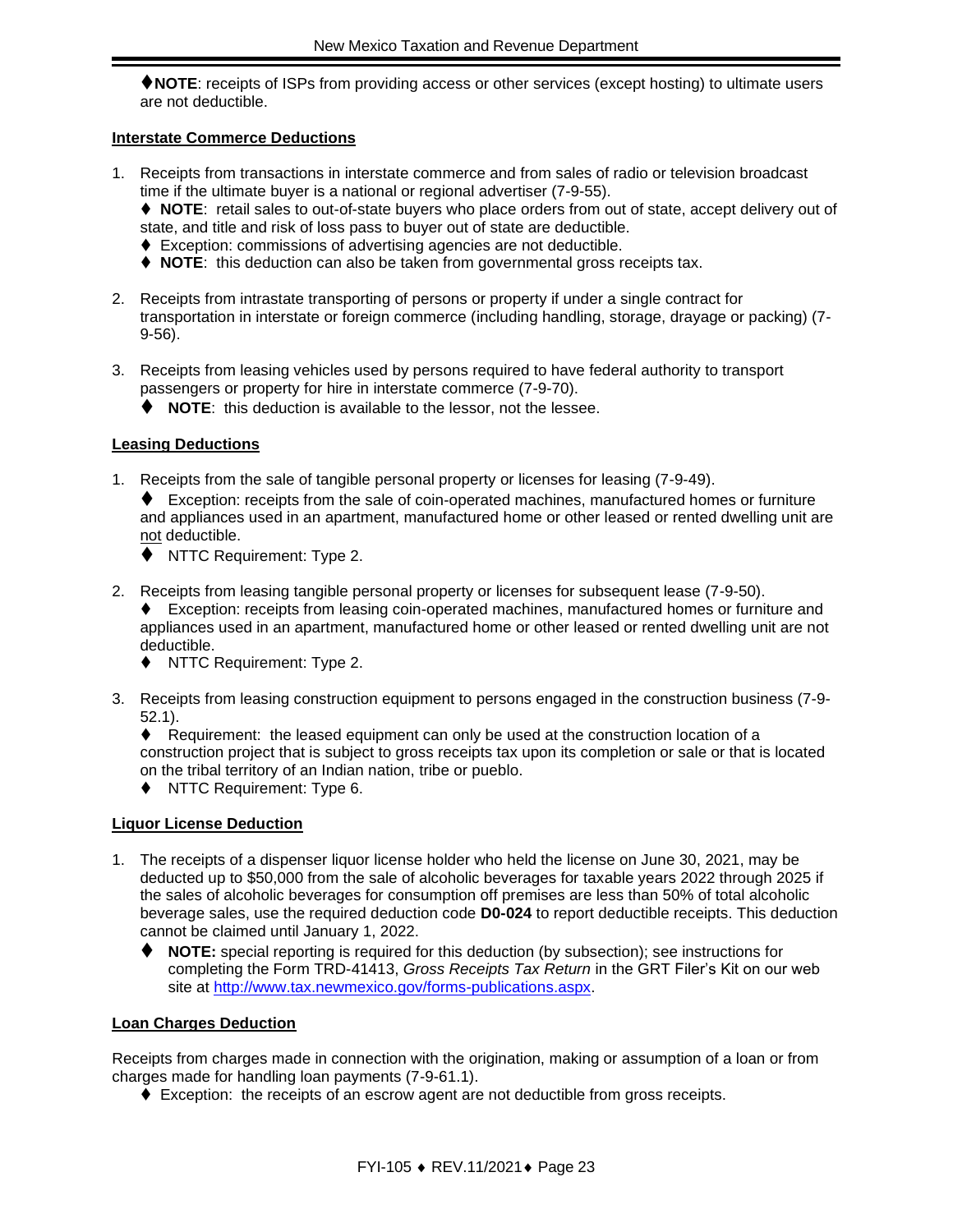♦**NOTE**: receipts of ISPs from providing access or other services (except hosting) to ultimate users are not deductible.

**Interstate Commerce Deductions**

1. Receipts from transactions in interstate commerce and from sales of radio or television broadcast time if the ultimate buyer is a national or regional advertiser (7-9-55).
   ♦ **NOTE**: retail sales to out-of-state buyers who place orders from out of state, accept delivery out of state, and title and risk of loss pass to buyer out of state are deductible.
   ♦ Exception: commissions of advertising agencies are not deductible.
   ♦ **NOTE**: this deduction can also be taken from governmental gross receipts tax.

2. Receipts from intrastate transporting of persons or property if under a single contract for transportation in interstate or foreign commerce (including handling, storage, drayage or packing) (7-9-56).

3. Receipts from leasing vehicles used by persons required to have federal authority to transport passengers or property for hire in interstate commerce (7-9-70).
   ♦ **NOTE**: this deduction is available to the lessor, not the lessee.

**Leasing Deductions**

1. Receipts from the sale of tangible personal property or licenses for leasing (7-9-49).
   ♦ Exception: receipts from the sale of coin-operated machines, manufactured homes or furniture and appliances used in an apartment, manufactured home or other leased or rented dwelling unit are not deductible.
   ♦ NTTC Requirement: Type 2.

2. Receipts from leasing tangible personal property or licenses for subsequent lease (7-9-50).
   ♦ Exception: receipts from leasing coin-operated machines, manufactured homes or furniture and appliances used in an apartment, manufactured home or other leased or rented dwelling unit are not deductible.
   ♦ NTTC Requirement: Type 2.

3. Receipts from leasing construction equipment to persons engaged in the construction business (7-9-52.1).
   ♦ Requirement: the leased equipment can only be used at the construction location of a construction project that is subject to gross receipts tax upon its completion or sale or that is located on the tribal territory of an Indian nation, tribe or pueblo.
   ♦ NTTC Requirement: Type 6.

**Liquor License Deduction**

1. The receipts of a dispenser liquor license holder who held the license on June 30, 2021, may be deducted up to $50,000 from the sale of alcoholic beverages for taxable years 2022 through 2025 if the sales of alcoholic beverages for consumption off premises are less than 50% of total alcoholic beverage sales, use the required deduction code **D0-024** to report deductible receipts. This deduction cannot be claimed until January 1, 2022.
   ♦ **NOTE:** special reporting is required for this deduction (by subsection); see instructions for completing the Form TRD-41413, *Gross Receipts Tax Return* in the GRT Filer's Kit on our web site at http://www.tax.newmexico.gov/forms-publications.aspx.

**Loan Charges Deduction**

Receipts from charges made in connection with the origination, making or assumption of a loan or from charges made for handling loan payments (7-9-61.1).
♦ Exception: the receipts of an escrow agent are not deductible from gross receipts.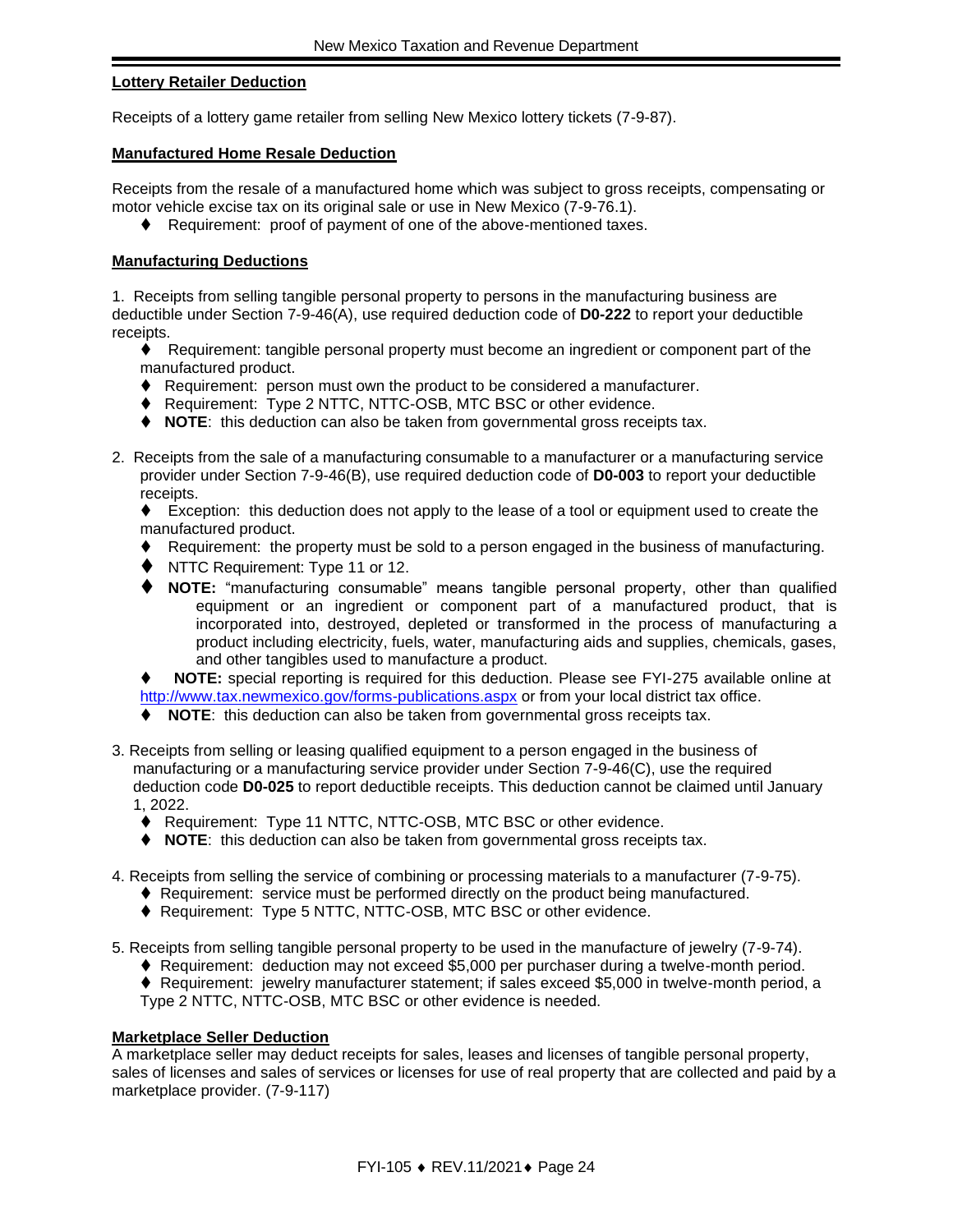**Lottery Retailer Deduction**

Receipts of a lottery game retailer from selling New Mexico lottery tickets (7-9-87).

**Manufactured Home Resale Deduction**

Receipts from the resale of a manufactured home which was subject to gross receipts, compensating or motor vehicle excise tax on its original sale or use in New Mexico (7-9-76.1).

- ♦ Requirement: proof of payment of one of the above-mentioned taxes.

**Manufacturing Deductions**

1. Receipts from selling tangible personal property to persons in the manufacturing business are deductible under Section 7-9-46(A), use required deduction code of **D0-222** to report your deductible receipts.
   - ♦ Requirement: tangible personal property must become an ingredient or component part of the manufactured product.
   - ♦ Requirement: person must own the product to be considered a manufacturer.
   - ♦ Requirement: Type 2 NTTC, NTTC-OSB, MTC BSC or other evidence.
   - ♦ **NOTE**: this deduction can also be taken from governmental gross receipts tax.

2. Receipts from the sale of a manufacturing consumable to a manufacturer or a manufacturing service provider under Section 7-9-46(B), use required deduction code of **D0-003** to report your deductible receipts.
   - ♦ Exception: this deduction does not apply to the lease of a tool or equipment used to create the manufactured product.
   - ♦ Requirement: the property must be sold to a person engaged in the business of manufacturing.
   - ♦ NTTC Requirement: Type 11 or 12.
   - ♦ **NOTE:** "manufacturing consumable" means tangible personal property, other than qualified equipment or an ingredient or component part of a manufactured product, that is incorporated into, destroyed, depleted or transformed in the process of manufacturing a product including electricity, fuels, water, manufacturing aids and supplies, chemicals, gases, and other tangibles used to manufacture a product.
   - ♦ **NOTE:** special reporting is required for this deduction. Please see FYI-275 available online at http://www.tax.newmexico.gov/forms-publications.aspx or from your local district tax office.
   - ♦ **NOTE**: this deduction can also be taken from governmental gross receipts tax.

3. Receipts from selling or leasing qualified equipment to a person engaged in the business of manufacturing or a manufacturing service provider under Section 7-9-46(C), use the required deduction code **D0-025** to report deductible receipts. This deduction cannot be claimed until January 1, 2022.
   - ♦ Requirement: Type 11 NTTC, NTTC-OSB, MTC BSC or other evidence.
   - ♦ **NOTE**: this deduction can also be taken from governmental gross receipts tax.

4. Receipts from selling the service of combining or processing materials to a manufacturer (7-9-75).
   - ♦ Requirement: service must be performed directly on the product being manufactured.
   - ♦ Requirement: Type 5 NTTC, NTTC-OSB, MTC BSC or other evidence.

5. Receipts from selling tangible personal property to be used in the manufacture of jewelry (7-9-74).
   - ♦ Requirement: deduction may not exceed $5,000 per purchaser during a twelve-month period.
   - ♦ Requirement: jewelry manufacturer statement; if sales exceed $5,000 in twelve-month period, a Type 2 NTTC, NTTC-OSB, MTC BSC or other evidence is needed.

**Marketplace Seller Deduction**

A marketplace seller may deduct receipts for sales, leases and licenses of tangible personal property, sales of licenses and sales of services or licenses for use of real property that are collected and paid by a marketplace provider. (7-9-117)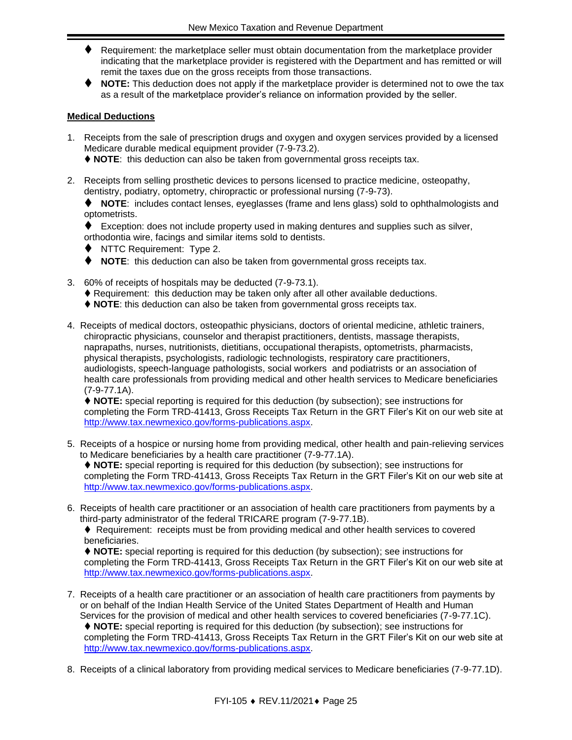- ♦ Requirement: the marketplace seller must obtain documentation from the marketplace provider indicating that the marketplace provider is registered with the Department and has remitted or will remit the taxes due on the gross receipts from those transactions.
- ♦ **NOTE:** This deduction does not apply if the marketplace provider is determined not to owe the tax as a result of the marketplace provider's reliance on information provided by the seller.

**Medical Deductions**

1. Receipts from the sale of prescription drugs and oxygen and oxygen services provided by a licensed Medicare durable medical equipment provider (7-9-73.2).
   ♦ **NOTE**: this deduction can also be taken from governmental gross receipts tax.

2. Receipts from selling prosthetic devices to persons licensed to practice medicine, osteopathy, dentistry, podiatry, optometry, chiropractic or professional nursing (7-9-73).
   ♦ **NOTE**: includes contact lenses, eyeglasses (frame and lens glass) sold to ophthalmologists and optometrists.
   ♦ Exception: does not include property used in making dentures and supplies such as silver, orthodontia wire, facings and similar items sold to dentists.
   ♦ NTTC Requirement: Type 2.
   ♦ **NOTE**: this deduction can also be taken from governmental gross receipts tax.

3. 60% of receipts of hospitals may be deducted (7-9-73.1).
   ♦ Requirement: this deduction may be taken only after all other available deductions.
   ♦ **NOTE**: this deduction can also be taken from governmental gross receipts tax.

4. Receipts of medical doctors, osteopathic physicians, doctors of oriental medicine, athletic trainers, chiropractic physicians, counselor and therapist practitioners, dentists, massage therapists, naprapaths, nurses, nutritionists, dietitians, occupational therapists, optometrists, pharmacists, physical therapists, psychologists, radiologic technologists, respiratory care practitioners, audiologists, speech-language pathologists, social workers and podiatrists or an association of health care professionals from providing medical and other health services to Medicare beneficiaries (7-9-77.1A).
   ♦ **NOTE:** special reporting is required for this deduction (by subsection); see instructions for completing the Form TRD-41413, Gross Receipts Tax Return in the GRT Filer's Kit on our web site at http://www.tax.newmexico.gov/forms-publications.aspx.

5. Receipts of a hospice or nursing home from providing medical, other health and pain-relieving services to Medicare beneficiaries by a health care practitioner (7-9-77.1A).
   ♦ **NOTE:** special reporting is required for this deduction (by subsection); see instructions for completing the Form TRD-41413, Gross Receipts Tax Return in the GRT Filer's Kit on our web site at http://www.tax.newmexico.gov/forms-publications.aspx.

6. Receipts of health care practitioner or an association of health care practitioners from payments by a third-party administrator of the federal TRICARE program (7-9-77.1B).
   ♦ Requirement: receipts must be from providing medical and other health services to covered beneficiaries.
   ♦ **NOTE:** special reporting is required for this deduction (by subsection); see instructions for completing the Form TRD-41413, Gross Receipts Tax Return in the GRT Filer's Kit on our web site at http://www.tax.newmexico.gov/forms-publications.aspx.

7. Receipts of a health care practitioner or an association of health care practitioners from payments by or on behalf of the Indian Health Service of the United States Department of Health and Human Services for the provision of medical and other health services to covered beneficiaries (7-9-77.1C).
   ♦ **NOTE:** special reporting is required for this deduction (by subsection); see instructions for completing the Form TRD-41413, Gross Receipts Tax Return in the GRT Filer's Kit on our web site at http://www.tax.newmexico.gov/forms-publications.aspx.

8. Receipts of a clinical laboratory from providing medical services to Medicare beneficiaries (7-9-77.1D).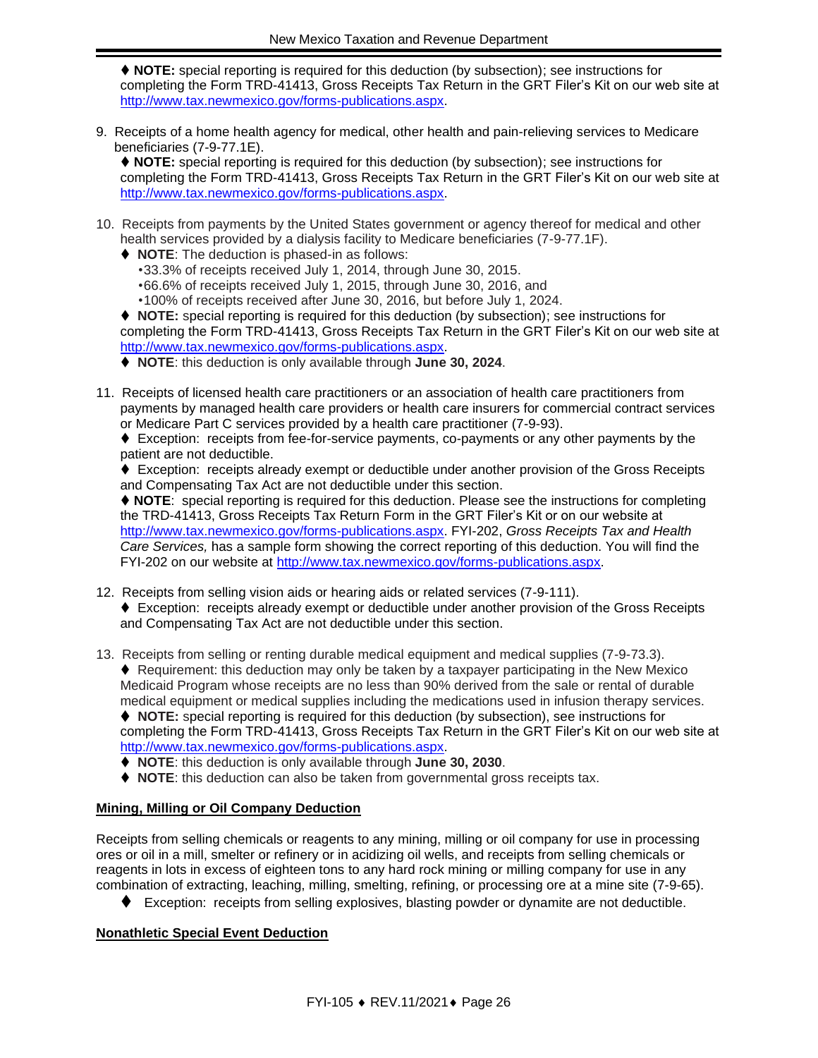♦ **NOTE:** special reporting is required for this deduction (by subsection); see instructions for completing the Form TRD-41413, Gross Receipts Tax Return in the GRT Filer's Kit on our web site at http://www.tax.newmexico.gov/forms-publications.aspx.

9. Receipts of a home health agency for medical, other health and pain-relieving services to Medicare beneficiaries (7-9-77.1E).

   ♦ **NOTE:** special reporting is required for this deduction (by subsection); see instructions for completing the Form TRD-41413, Gross Receipts Tax Return in the GRT Filer's Kit on our web site at http://www.tax.newmexico.gov/forms-publications.aspx.

10. Receipts from payments by the United States government or agency thereof for medical and other health services provided by a dialysis facility to Medicare beneficiaries (7-9-77.1F).

    ♦ **NOTE**: The deduction is phased-in as follows:
    - 33.3% of receipts received July 1, 2014, through June 30, 2015.
    - 66.6% of receipts received July 1, 2015, through June 30, 2016, and
    - 100% of receipts received after June 30, 2016, but before July 1, 2024.

    ♦ **NOTE:** special reporting is required for this deduction (by subsection); see instructions for completing the Form TRD-41413, Gross Receipts Tax Return in the GRT Filer's Kit on our web site at http://www.tax.newmexico.gov/forms-publications.aspx.

    ♦ **NOTE**: this deduction is only available through **June 30, 2024**.

11. Receipts of licensed health care practitioners or an association of health care practitioners from payments by managed health care providers or health care insurers for commercial contract services or Medicare Part C services provided by a health care practitioner (7-9-93).

    ♦ Exception: receipts from fee-for-service payments, co-payments or any other payments by the patient are not deductible.

    ♦ Exception: receipts already exempt or deductible under another provision of the Gross Receipts and Compensating Tax Act are not deductible under this section.

    ♦ **NOTE**: special reporting is required for this deduction. Please see the instructions for completing the TRD-41413, Gross Receipts Tax Return Form in the GRT Filer's Kit or on our website at http://www.tax.newmexico.gov/forms-publications.aspx. FYI-202, *Gross Receipts Tax and Health Care Services,* has a sample form showing the correct reporting of this deduction. You will find the FYI-202 on our website at http://www.tax.newmexico.gov/forms-publications.aspx.

12. Receipts from selling vision aids or hearing aids or related services (7-9-111).

    ♦ Exception: receipts already exempt or deductible under another provision of the Gross Receipts and Compensating Tax Act are not deductible under this section.

13. Receipts from selling or renting durable medical equipment and medical supplies (7-9-73.3).

    ♦ Requirement: this deduction may only be taken by a taxpayer participating in the New Mexico Medicaid Program whose receipts are no less than 90% derived from the sale or rental of durable medical equipment or medical supplies including the medications used in infusion therapy services.

    ♦ **NOTE:** special reporting is required for this deduction (by subsection), see instructions for completing the Form TRD-41413, Gross Receipts Tax Return in the GRT Filer's Kit on our web site at http://www.tax.newmexico.gov/forms-publications.aspx.

    ♦ **NOTE**: this deduction is only available through **June 30, 2030**.

    ♦ **NOTE**: this deduction can also be taken from governmental gross receipts tax.

## Mining, Milling or Oil Company Deduction

Receipts from selling chemicals or reagents to any mining, milling or oil company for use in processing ores or oil in a mill, smelter or refinery or in acidizing oil wells, and receipts from selling chemicals or reagents in lots in excess of eighteen tons to any hard rock mining or milling company for use in any combination of extracting, leaching, milling, smelting, refining, or processing ore at a mine site (7-9-65).

♦ Exception: receipts from selling explosives, blasting powder or dynamite are not deductible.

## Nonathletic Special Event Deduction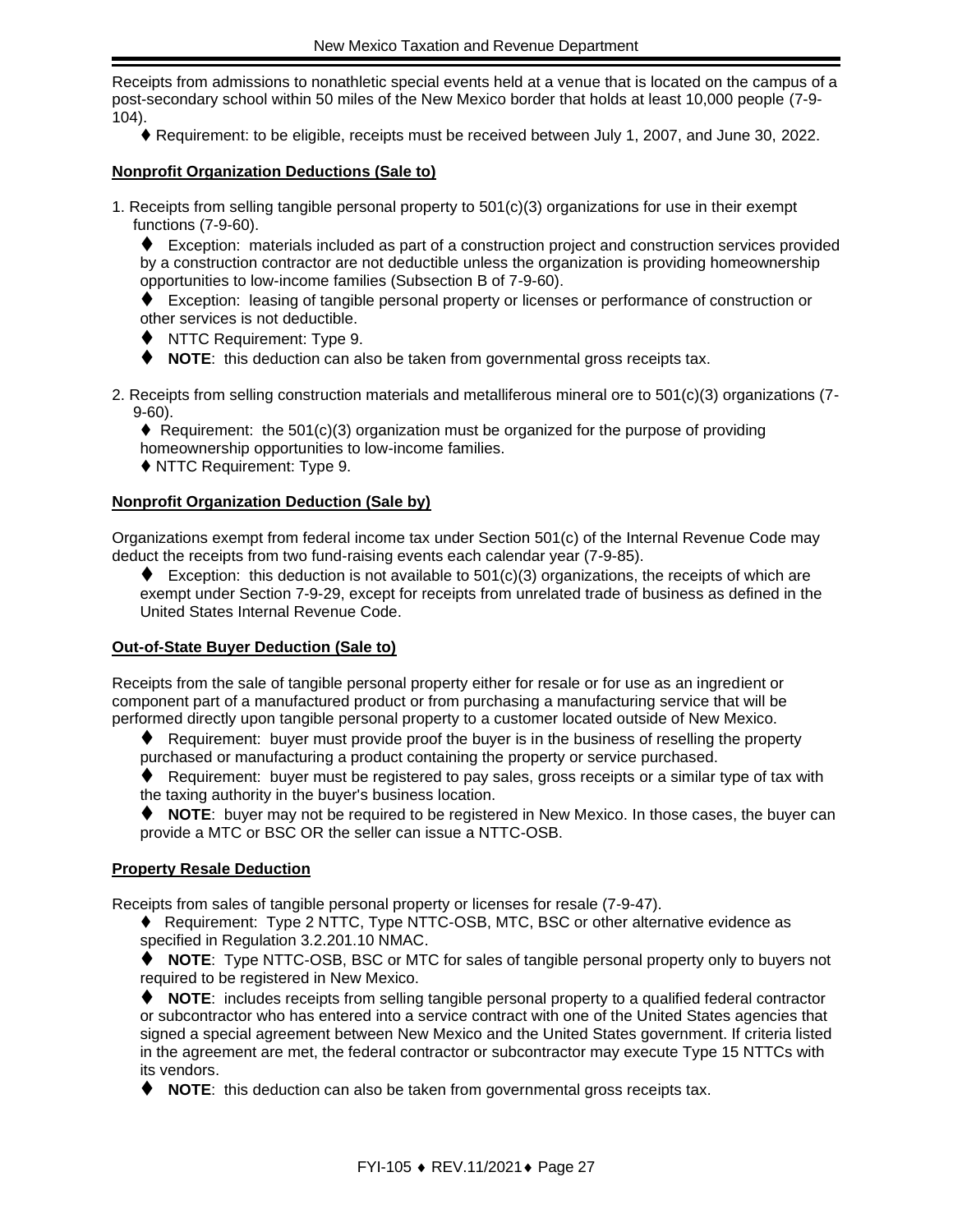Receipts from admissions to nonathletic special events held at a venue that is located on the campus of a post-secondary school within 50 miles of the New Mexico border that holds at least 10,000 people (7-9-104).

♦ Requirement: to be eligible, receipts must be received between July 1, 2007, and June 30, 2022.

**Nonprofit Organization Deductions (Sale to)**

1. Receipts from selling tangible personal property to 501(c)(3) organizations for use in their exempt functions (7-9-60).

   ♦ Exception: materials included as part of a construction project and construction services provided by a construction contractor are not deductible unless the organization is providing homeownership opportunities to low-income families (Subsection B of 7-9-60).

   ♦ Exception: leasing of tangible personal property or licenses or performance of construction or other services is not deductible.

   ♦ NTTC Requirement: Type 9.

   ♦ **NOTE**: this deduction can also be taken from governmental gross receipts tax.

2. Receipts from selling construction materials and metalliferous mineral ore to 501(c)(3) organizations (7-9-60).

   ♦ Requirement: the 501(c)(3) organization must be organized for the purpose of providing homeownership opportunities to low-income families.

   ♦ NTTC Requirement: Type 9.

**Nonprofit Organization Deduction (Sale by)**

Organizations exempt from federal income tax under Section 501(c) of the Internal Revenue Code may deduct the receipts from two fund-raising events each calendar year (7-9-85).

♦ Exception: this deduction is not available to 501(c)(3) organizations, the receipts of which are exempt under Section 7-9-29, except for receipts from unrelated trade of business as defined in the United States Internal Revenue Code.

**Out-of-State Buyer Deduction (Sale to)**

Receipts from the sale of tangible personal property either for resale or for use as an ingredient or component part of a manufactured product or from purchasing a manufacturing service that will be performed directly upon tangible personal property to a customer located outside of New Mexico.

♦ Requirement: buyer must provide proof the buyer is in the business of reselling the property purchased or manufacturing a product containing the property or service purchased.

♦ Requirement: buyer must be registered to pay sales, gross receipts or a similar type of tax with the taxing authority in the buyer's business location.

♦ **NOTE**: buyer may not be required to be registered in New Mexico. In those cases, the buyer can provide a MTC or BSC OR the seller can issue a NTTC-OSB.

**Property Resale Deduction**

Receipts from sales of tangible personal property or licenses for resale (7-9-47).

♦ Requirement: Type 2 NTTC, Type NTTC-OSB, MTC, BSC or other alternative evidence as specified in Regulation 3.2.201.10 NMAC.

♦ **NOTE**: Type NTTC-OSB, BSC or MTC for sales of tangible personal property only to buyers not required to be registered in New Mexico.

♦ **NOTE**: includes receipts from selling tangible personal property to a qualified federal contractor or subcontractor who has entered into a service contract with one of the United States agencies that signed a special agreement between New Mexico and the United States government. If criteria listed in the agreement are met, the federal contractor or subcontractor may execute Type 15 NTTCs with its vendors.

♦ **NOTE**: this deduction can also be taken from governmental gross receipts tax.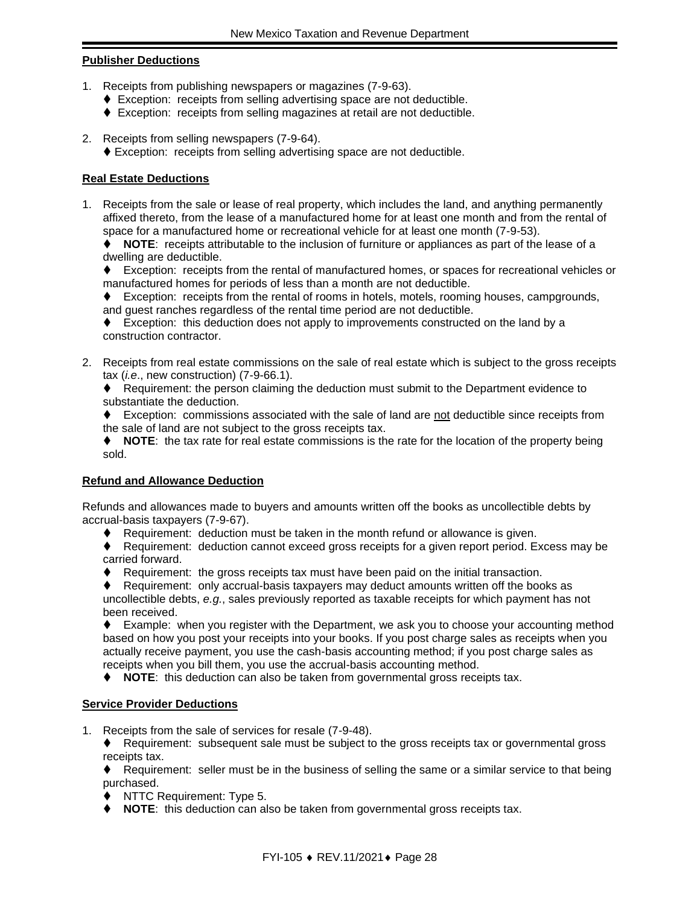**Publisher Deductions**

1. Receipts from publishing newspapers or magazines (7-9-63).
   - ♦ Exception: receipts from selling advertising space are not deductible.
   - ♦ Exception: receipts from selling magazines at retail are not deductible.

2. Receipts from selling newspapers (7-9-64).
   - ♦ Exception: receipts from selling advertising space are not deductible.

**Real Estate Deductions**

1. Receipts from the sale or lease of real property, which includes the land, and anything permanently affixed thereto, from the lease of a manufactured home for at least one month and from the rental of space for a manufactured home or recreational vehicle for at least one month (7-9-53).
   - ♦ **NOTE**: receipts attributable to the inclusion of furniture or appliances as part of the lease of a dwelling are deductible.
   - ♦ Exception: receipts from the rental of manufactured homes, or spaces for recreational vehicles or manufactured homes for periods of less than a month are not deductible.
   - ♦ Exception: receipts from the rental of rooms in hotels, motels, rooming houses, campgrounds, and guest ranches regardless of the rental time period are not deductible.
   - ♦ Exception: this deduction does not apply to improvements constructed on the land by a construction contractor.

2. Receipts from real estate commissions on the sale of real estate which is subject to the gross receipts tax (*i.e*., new construction) (7-9-66.1).
   - ♦ Requirement: the person claiming the deduction must submit to the Department evidence to substantiate the deduction.
   - ♦ Exception: commissions associated with the sale of land are <u>not</u> deductible since receipts from the sale of land are not subject to the gross receipts tax.
   - ♦ **NOTE**: the tax rate for real estate commissions is the rate for the location of the property being sold.

**Refund and Allowance Deduction**

Refunds and allowances made to buyers and amounts written off the books as uncollectible debts by accrual-basis taxpayers (7-9-67).

- ♦ Requirement: deduction must be taken in the month refund or allowance is given.
- ♦ Requirement: deduction cannot exceed gross receipts for a given report period. Excess may be carried forward.
- ♦ Requirement: the gross receipts tax must have been paid on the initial transaction.
- ♦ Requirement: only accrual-basis taxpayers may deduct amounts written off the books as uncollectible debts, *e.g.*, sales previously reported as taxable receipts for which payment has not been received.
- ♦ Example: when you register with the Department, we ask you to choose your accounting method based on how you post your receipts into your books. If you post charge sales as receipts when you actually receive payment, you use the cash-basis accounting method; if you post charge sales as receipts when you bill them, you use the accrual-basis accounting method.
- ♦ **NOTE**: this deduction can also be taken from governmental gross receipts tax.

**Service Provider Deductions**

1. Receipts from the sale of services for resale (7-9-48).
   - ♦ Requirement: subsequent sale must be subject to the gross receipts tax or governmental gross receipts tax.
   - ♦ Requirement: seller must be in the business of selling the same or a similar service to that being purchased.
   - ♦ NTTC Requirement: Type 5.
   - ♦ **NOTE**: this deduction can also be taken from governmental gross receipts tax.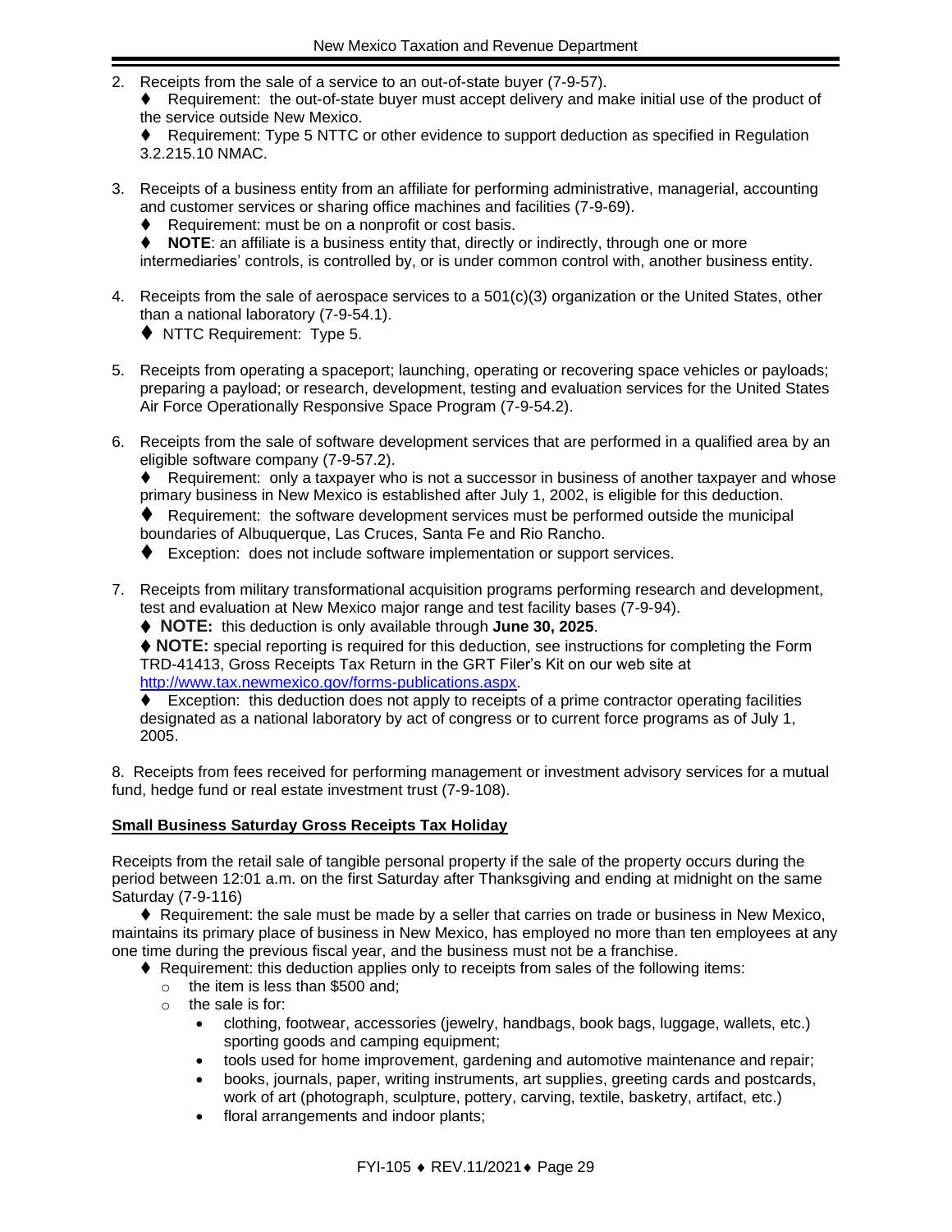2. Receipts from the sale of a service to an out-of-state buyer (7-9-57).
   ♦ Requirement: the out-of-state buyer must accept delivery and make initial use of the product of the service outside New Mexico.
   ♦ Requirement: Type 5 NTTC or other evidence to support deduction as specified in Regulation 3.2.215.10 NMAC.

3. Receipts of a business entity from an affiliate for performing administrative, managerial, accounting and customer services or sharing office machines and facilities (7-9-69).
   ♦ Requirement: must be on a nonprofit or cost basis.
   ♦ **NOTE**: an affiliate is a business entity that, directly or indirectly, through one or more intermediaries' controls, is controlled by, or is under common control with, another business entity.

4. Receipts from the sale of aerospace services to a 501(c)(3) organization or the United States, other than a national laboratory (7-9-54.1).
   ♦ NTTC Requirement: Type 5.

5. Receipts from operating a spaceport; launching, operating or recovering space vehicles or payloads; preparing a payload; or research, development, testing and evaluation services for the United States Air Force Operationally Responsive Space Program (7-9-54.2).

6. Receipts from the sale of software development services that are performed in a qualified area by an eligible software company (7-9-57.2).
   ♦ Requirement: only a taxpayer who is not a successor in business of another taxpayer and whose primary business in New Mexico is established after July 1, 2002, is eligible for this deduction.
   ♦ Requirement: the software development services must be performed outside the municipal boundaries of Albuquerque, Las Cruces, Santa Fe and Rio Rancho.
   ♦ Exception: does not include software implementation or support services.

7. Receipts from military transformational acquisition programs performing research and development, test and evaluation at New Mexico major range and test facility bases (7-9-94).
   ♦ **NOTE:** this deduction is only available through **June 30, 2025**.
   ♦ **NOTE:** special reporting is required for this deduction, see instructions for completing the Form TRD-41413, Gross Receipts Tax Return in the GRT Filer's Kit on our web site at http://www.tax.newmexico.gov/forms-publications.aspx.
   ♦ Exception: this deduction does not apply to receipts of a prime contractor operating facilities designated as a national laboratory by act of congress or to current force programs as of July 1, 2005.

8. Receipts from fees received for performing management or investment advisory services for a mutual fund, hedge fund or real estate investment trust (7-9-108).

**Small Business Saturday Gross Receipts Tax Holiday**

Receipts from the retail sale of tangible personal property if the sale of the property occurs during the period between 12:01 a.m. on the first Saturday after Thanksgiving and ending at midnight on the same Saturday (7-9-116)

♦ Requirement: the sale must be made by a seller that carries on trade or business in New Mexico, maintains its primary place of business in New Mexico, has employed no more than ten employees at any one time during the previous fiscal year, and the business must not be a franchise.

♦ Requirement: this deduction applies only to receipts from sales of the following items:
- the item is less than $500 and;
- the sale is for:
  - clothing, footwear, accessories (jewelry, handbags, book bags, luggage, wallets, etc.) sporting goods and camping equipment;
  - tools used for home improvement, gardening and automotive maintenance and repair;
  - books, journals, paper, writing instruments, art supplies, greeting cards and postcards, work of art (photograph, sculpture, pottery, carving, textile, basketry, artifact, etc.)
  - floral arrangements and indoor plants;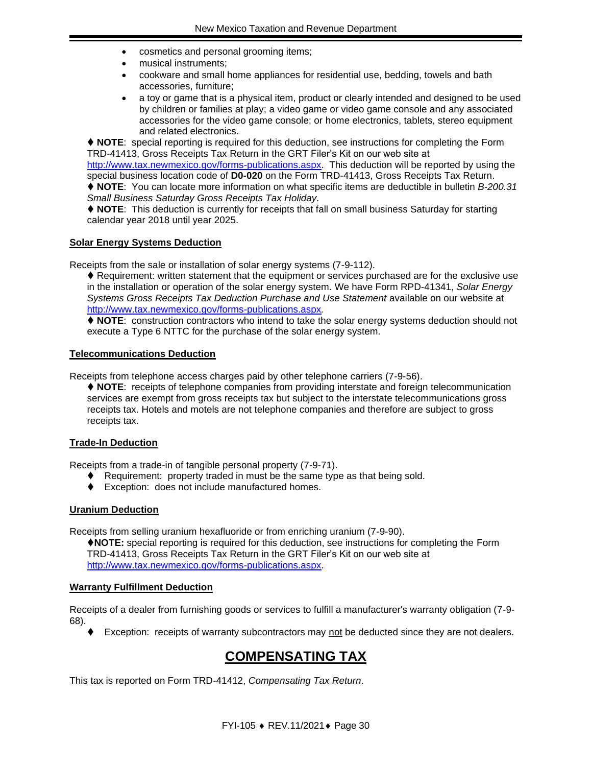- cosmetics and personal grooming items;
- musical instruments;
- cookware and small home appliances for residential use, bedding, towels and bath accessories, furniture;
- a toy or game that is a physical item, product or clearly intended and designed to be used by children or families at play; a video game or video game console and any associated accessories for the video game console; or home electronics, tablets, stereo equipment and related electronics.

♦ **NOTE**: special reporting is required for this deduction, see instructions for completing the Form TRD-41413, Gross Receipts Tax Return in the GRT Filer's Kit on our web site at http://www.tax.newmexico.gov/forms-publications.aspx. This deduction will be reported by using the special business location code of **D0-020** on the Form TRD-41413, Gross Receipts Tax Return.

♦ **NOTE**: You can locate more information on what specific items are deductible in bulletin *B-200.31 Small Business Saturday Gross Receipts Tax Holiday*.

♦ **NOTE**: This deduction is currently for receipts that fall on small business Saturday for starting calendar year 2018 until year 2025.

**Solar Energy Systems Deduction**

Receipts from the sale or installation of solar energy systems (7-9-112).

♦ Requirement: written statement that the equipment or services purchased are for the exclusive use in the installation or operation of the solar energy system. We have Form RPD-41341, *Solar Energy Systems Gross Receipts Tax Deduction Purchase and Use Statement* available on our website at http://www.tax.newmexico.gov/forms-publications.aspx.

♦ **NOTE**: construction contractors who intend to take the solar energy systems deduction should not execute a Type 6 NTTC for the purchase of the solar energy system.

**Telecommunications Deduction**

Receipts from telephone access charges paid by other telephone carriers (7-9-56).

♦ **NOTE**: receipts of telephone companies from providing interstate and foreign telecommunication services are exempt from gross receipts tax but subject to the interstate telecommunications gross receipts tax. Hotels and motels are not telephone companies and therefore are subject to gross receipts tax.

**Trade-In Deduction**

Receipts from a trade-in of tangible personal property (7-9-71).

- ♦ Requirement: property traded in must be the same type as that being sold.
- ♦ Exception: does not include manufactured homes.

**Uranium Deduction**

Receipts from selling uranium hexafluoride or from enriching uranium (7-9-90).

♦**NOTE:** special reporting is required for this deduction, see instructions for completing the Form TRD-41413, Gross Receipts Tax Return in the GRT Filer's Kit on our web site at http://www.tax.newmexico.gov/forms-publications.aspx.

**Warranty Fulfillment Deduction**

Receipts of a dealer from furnishing goods or services to fulfill a manufacturer's warranty obligation (7-9-68).

- ♦ Exception: receipts of warranty subcontractors may not be deducted since they are not dealers.

# COMPENSATING TAX

This tax is reported on Form TRD-41412, *Compensating Tax Return*.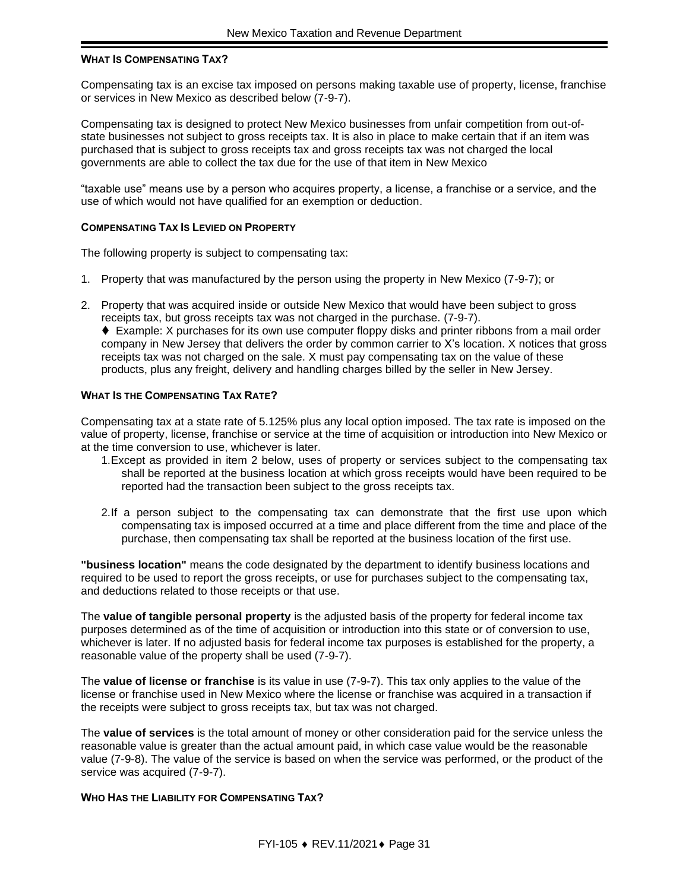### WHAT IS COMPENSATING TAX?

Compensating tax is an excise tax imposed on persons making taxable use of property, license, franchise or services in New Mexico as described below (7-9-7).

Compensating tax is designed to protect New Mexico businesses from unfair competition from out-of-state businesses not subject to gross receipts tax. It is also in place to make certain that if an item was purchased that is subject to gross receipts tax and gross receipts tax was not charged the local governments are able to collect the tax due for the use of that item in New Mexico

"taxable use" means use by a person who acquires property, a license, a franchise or a service, and the use of which would not have qualified for an exemption or deduction.

### COMPENSATING TAX IS LEVIED ON PROPERTY

The following property is subject to compensating tax:

1. Property that was manufactured by the person using the property in New Mexico (7-9-7); or

2. Property that was acquired inside or outside New Mexico that would have been subject to gross receipts tax, but gross receipts tax was not charged in the purchase. (7-9-7).

   ♦ Example: X purchases for its own use computer floppy disks and printer ribbons from a mail order company in New Jersey that delivers the order by common carrier to X's location. X notices that gross receipts tax was not charged on the sale. X must pay compensating tax on the value of these products, plus any freight, delivery and handling charges billed by the seller in New Jersey.

### WHAT IS THE COMPENSATING TAX RATE?

Compensating tax at a state rate of 5.125% plus any local option imposed. The tax rate is imposed on the value of property, license, franchise or service at the time of acquisition or introduction into New Mexico or at the time conversion to use, whichever is later.

1. Except as provided in item 2 below, uses of property or services subject to the compensating tax shall be reported at the business location at which gross receipts would have been required to be reported had the transaction been subject to the gross receipts tax.

2. If a person subject to the compensating tax can demonstrate that the first use upon which compensating tax is imposed occurred at a time and place different from the time and place of the purchase, then compensating tax shall be reported at the business location of the first use.

**"business location"** means the code designated by the department to identify business locations and required to be used to report the gross receipts, or use for purchases subject to the compensating tax, and deductions related to those receipts or that use.

The **value of tangible personal property** is the adjusted basis of the property for federal income tax purposes determined as of the time of acquisition or introduction into this state or of conversion to use, whichever is later. If no adjusted basis for federal income tax purposes is established for the property, a reasonable value of the property shall be used (7-9-7).

The **value of license or franchise** is its value in use (7-9-7). This tax only applies to the value of the license or franchise used in New Mexico where the license or franchise was acquired in a transaction if the receipts were subject to gross receipts tax, but tax was not charged.

The **value of services** is the total amount of money or other consideration paid for the service unless the reasonable value is greater than the actual amount paid, in which case value would be the reasonable value (7-9-8). The value of the service is based on when the service was performed, or the product of the service was acquired (7-9-7).

### WHO HAS THE LIABILITY FOR COMPENSATING TAX?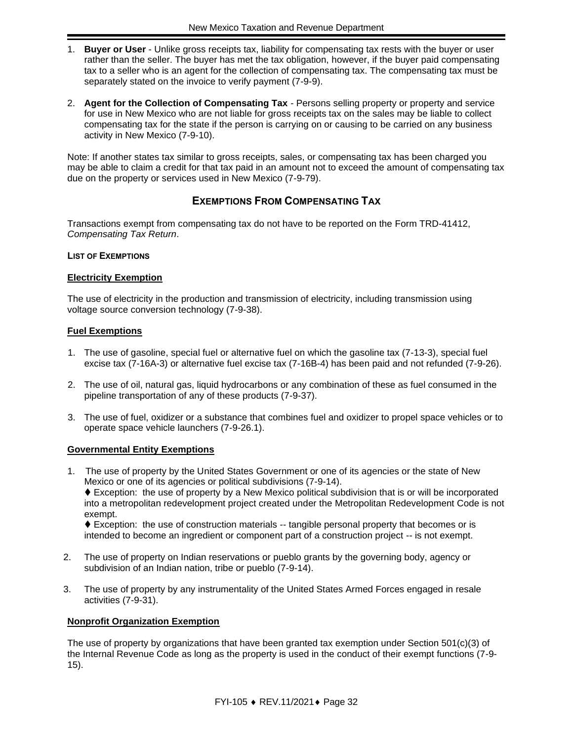1. **Buyer or User** - Unlike gross receipts tax, liability for compensating tax rests with the buyer or user rather than the seller. The buyer has met the tax obligation, however, if the buyer paid compensating tax to a seller who is an agent for the collection of compensating tax. The compensating tax must be separately stated on the invoice to verify payment (7-9-9).

2. **Agent for the Collection of Compensating Tax** - Persons selling property or property and service for use in New Mexico who are not liable for gross receipts tax on the sales may be liable to collect compensating tax for the state if the person is carrying on or causing to be carried on any business activity in New Mexico (7-9-10).

Note: If another states tax similar to gross receipts, sales, or compensating tax has been charged you may be able to claim a credit for that tax paid in an amount not to exceed the amount of compensating tax due on the property or services used in New Mexico (7-9-79).

## EXEMPTIONS FROM COMPENSATING TAX

Transactions exempt from compensating tax do not have to be reported on the Form TRD-41412, *Compensating Tax Return*.

**LIST OF EXEMPTIONS**

### Electricity Exemption

The use of electricity in the production and transmission of electricity, including transmission using voltage source conversion technology (7-9-38).

### Fuel Exemptions

1. The use of gasoline, special fuel or alternative fuel on which the gasoline tax (7-13-3), special fuel excise tax (7-16A-3) or alternative fuel excise tax (7-16B-4) has been paid and not refunded (7-9-26).

2. The use of oil, natural gas, liquid hydrocarbons or any combination of these as fuel consumed in the pipeline transportation of any of these products (7-9-37).

3. The use of fuel, oxidizer or a substance that combines fuel and oxidizer to propel space vehicles or to operate space vehicle launchers (7-9-26.1).

### Governmental Entity Exemptions

1. The use of property by the United States Government or one of its agencies or the state of New Mexico or one of its agencies or political subdivisions (7-9-14).
   ♦ Exception: the use of property by a New Mexico political subdivision that is or will be incorporated into a metropolitan redevelopment project created under the Metropolitan Redevelopment Code is not exempt.
   ♦ Exception: the use of construction materials -- tangible personal property that becomes or is intended to become an ingredient or component part of a construction project -- is not exempt.

2. The use of property on Indian reservations or pueblo grants by the governing body, agency or subdivision of an Indian nation, tribe or pueblo (7-9-14).

3. The use of property by any instrumentality of the United States Armed Forces engaged in resale activities (7-9-31).

### Nonprofit Organization Exemption

The use of property by organizations that have been granted tax exemption under Section 501(c)(3) of the Internal Revenue Code as long as the property is used in the conduct of their exempt functions (7-9-15).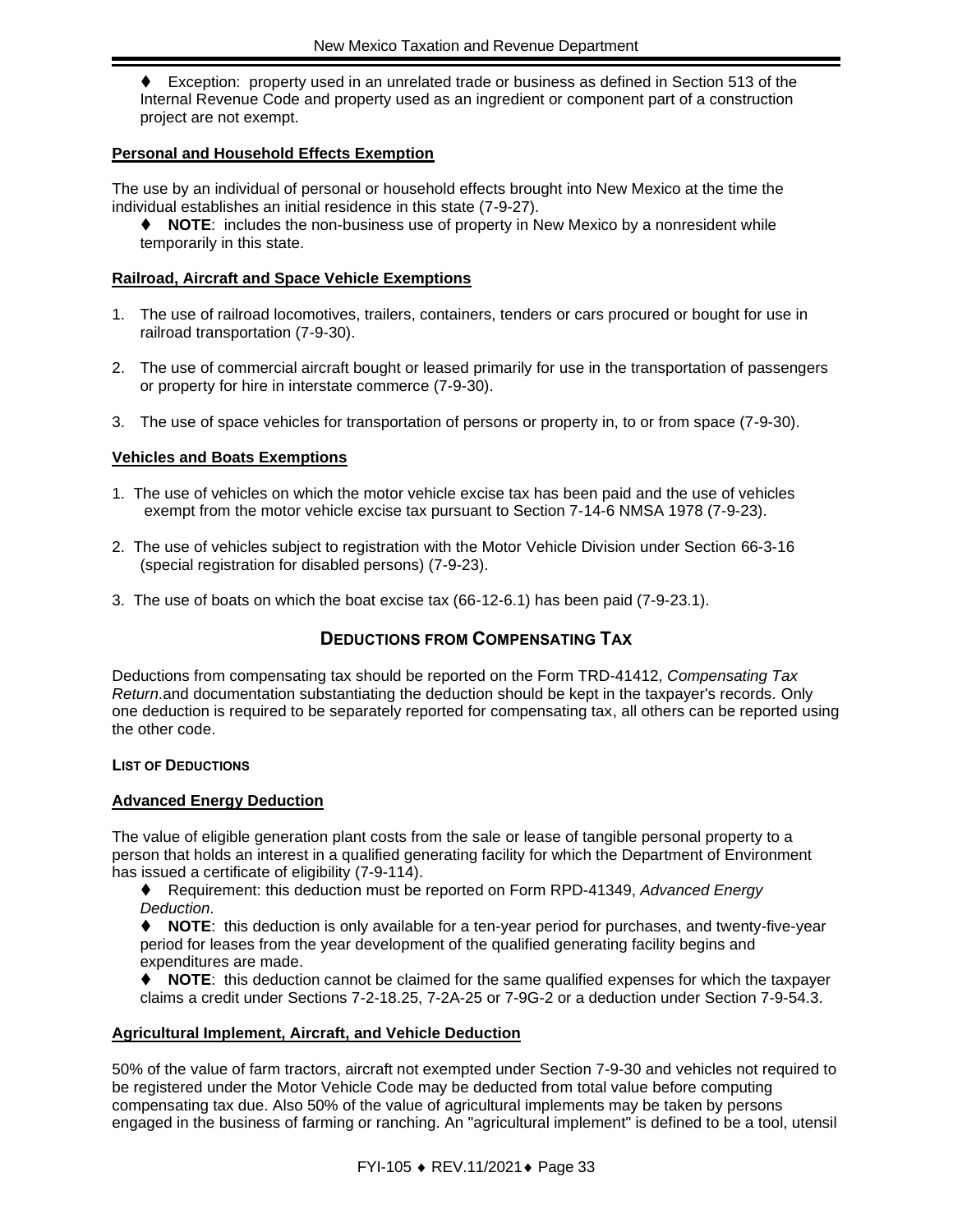♦ Exception: property used in an unrelated trade or business as defined in Section 513 of the Internal Revenue Code and property used as an ingredient or component part of a construction project are not exempt.

**Personal and Household Effects Exemption**

The use by an individual of personal or household effects brought into New Mexico at the time the individual establishes an initial residence in this state (7-9-27).

♦ **NOTE**: includes the non-business use of property in New Mexico by a nonresident while temporarily in this state.

**Railroad, Aircraft and Space Vehicle Exemptions**

1. The use of railroad locomotives, trailers, containers, tenders or cars procured or bought for use in railroad transportation (7-9-30).

2. The use of commercial aircraft bought or leased primarily for use in the transportation of passengers or property for hire in interstate commerce (7-9-30).

3. The use of space vehicles for transportation of persons or property in, to or from space (7-9-30).

**Vehicles and Boats Exemptions**

1. The use of vehicles on which the motor vehicle excise tax has been paid and the use of vehicles exempt from the motor vehicle excise tax pursuant to Section 7-14-6 NMSA 1978 (7-9-23).

2. The use of vehicles subject to registration with the Motor Vehicle Division under Section 66-3-16 (special registration for disabled persons) (7-9-23).

3. The use of boats on which the boat excise tax (66-12-6.1) has been paid (7-9-23.1).

## DEDUCTIONS FROM COMPENSATING TAX

Deductions from compensating tax should be reported on the Form TRD-41412, *Compensating Tax Return*.and documentation substantiating the deduction should be kept in the taxpayer's records. Only one deduction is required to be separately reported for compensating tax, all others can be reported using the other code.

**LIST OF DEDUCTIONS**

**Advanced Energy Deduction**

The value of eligible generation plant costs from the sale or lease of tangible personal property to a person that holds an interest in a qualified generating facility for which the Department of Environment has issued a certificate of eligibility (7-9-114).

♦ Requirement: this deduction must be reported on Form RPD-41349, *Advanced Energy Deduction*.

♦ **NOTE**: this deduction is only available for a ten-year period for purchases, and twenty-five-year period for leases from the year development of the qualified generating facility begins and expenditures are made.

♦ **NOTE**: this deduction cannot be claimed for the same qualified expenses for which the taxpayer claims a credit under Sections 7-2-18.25, 7-2A-25 or 7-9G-2 or a deduction under Section 7-9-54.3.

**Agricultural Implement, Aircraft, and Vehicle Deduction**

50% of the value of farm tractors, aircraft not exempted under Section 7-9-30 and vehicles not required to be registered under the Motor Vehicle Code may be deducted from total value before computing compensating tax due. Also 50% of the value of agricultural implements may be taken by persons engaged in the business of farming or ranching. An "agricultural implement" is defined to be a tool, utensil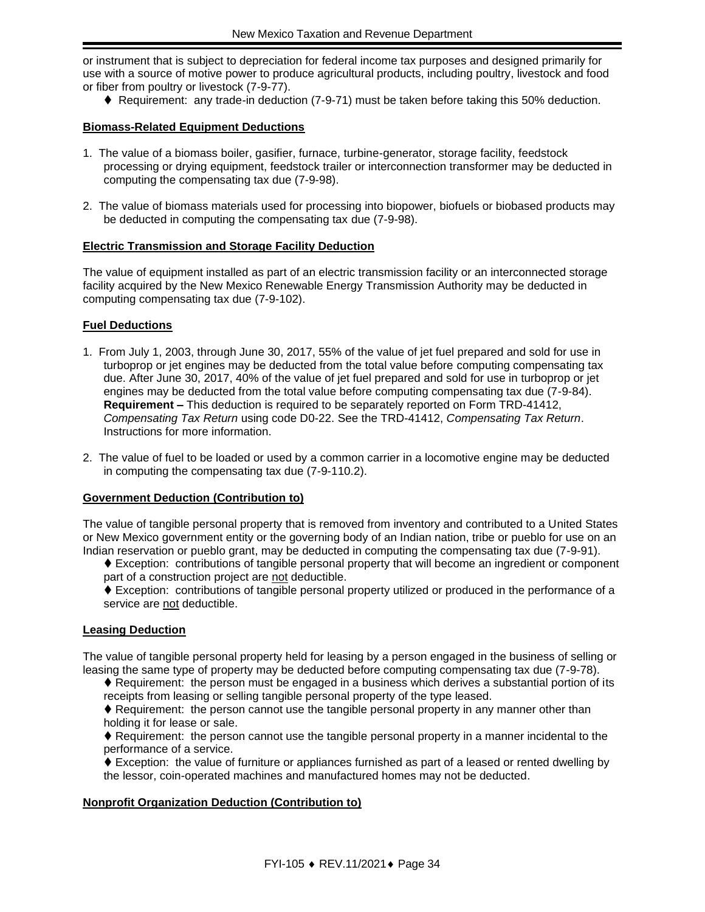or instrument that is subject to depreciation for federal income tax purposes and designed primarily for use with a source of motive power to produce agricultural products, including poultry, livestock and food or fiber from poultry or livestock (7-9-77).

♦ Requirement: any trade-in deduction (7-9-71) must be taken before taking this 50% deduction.

**Biomass-Related Equipment Deductions**

1. The value of a biomass boiler, gasifier, furnace, turbine-generator, storage facility, feedstock processing or drying equipment, feedstock trailer or interconnection transformer may be deducted in computing the compensating tax due (7-9-98).

2. The value of biomass materials used for processing into biopower, biofuels or biobased products may be deducted in computing the compensating tax due (7-9-98).

**Electric Transmission and Storage Facility Deduction**

The value of equipment installed as part of an electric transmission facility or an interconnected storage facility acquired by the New Mexico Renewable Energy Transmission Authority may be deducted in computing compensating tax due (7-9-102).

**Fuel Deductions**

1. From July 1, 2003, through June 30, 2017, 55% of the value of jet fuel prepared and sold for use in turboprop or jet engines may be deducted from the total value before computing compensating tax due. After June 30, 2017, 40% of the value of jet fuel prepared and sold for use in turboprop or jet engines may be deducted from the total value before computing compensating tax due (7-9-84). **Requirement –** This deduction is required to be separately reported on Form TRD-41412, *Compensating Tax Return* using code D0-22. See the TRD-41412, *Compensating Tax Return*. Instructions for more information.

2. The value of fuel to be loaded or used by a common carrier in a locomotive engine may be deducted in computing the compensating tax due (7-9-110.2).

**Government Deduction (Contribution to)**

The value of tangible personal property that is removed from inventory and contributed to a United States or New Mexico government entity or the governing body of an Indian nation, tribe or pueblo for use on an Indian reservation or pueblo grant, may be deducted in computing the compensating tax due (7-9-91).

♦ Exception: contributions of tangible personal property that will become an ingredient or component part of a construction project are not deductible.

♦ Exception: contributions of tangible personal property utilized or produced in the performance of a service are not deductible.

**Leasing Deduction**

The value of tangible personal property held for leasing by a person engaged in the business of selling or leasing the same type of property may be deducted before computing compensating tax due (7-9-78).

♦ Requirement: the person must be engaged in a business which derives a substantial portion of its receipts from leasing or selling tangible personal property of the type leased.

♦ Requirement: the person cannot use the tangible personal property in any manner other than holding it for lease or sale.

♦ Requirement: the person cannot use the tangible personal property in a manner incidental to the performance of a service.

♦ Exception: the value of furniture or appliances furnished as part of a leased or rented dwelling by the lessor, coin-operated machines and manufactured homes may not be deducted.

**Nonprofit Organization Deduction (Contribution to)**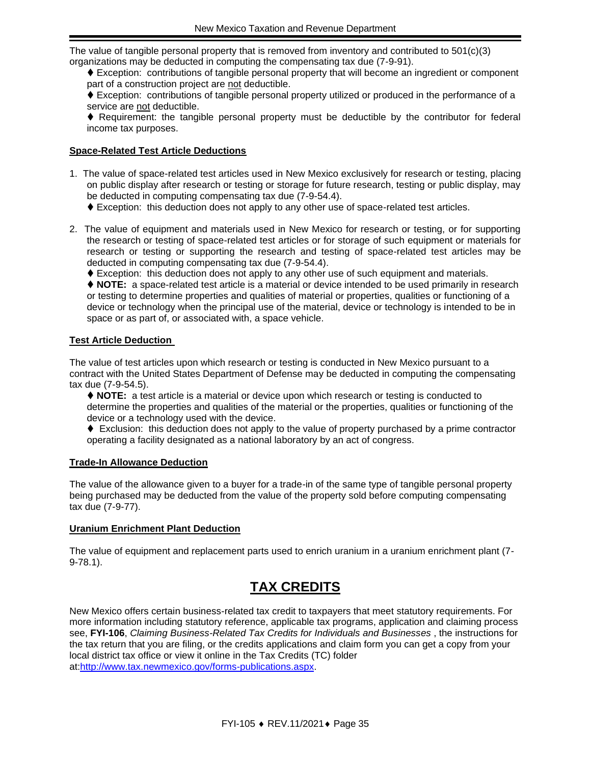The value of tangible personal property that is removed from inventory and contributed to 501(c)(3) organizations may be deducted in computing the compensating tax due (7-9-91).

- ♦ Exception: contributions of tangible personal property that will become an ingredient or component part of a construction project are not deductible.
- ♦ Exception: contributions of tangible personal property utilized or produced in the performance of a service are not deductible.
- ♦ Requirement: the tangible personal property must be deductible by the contributor for federal income tax purposes.

**Space-Related Test Article Deductions**

1. The value of space-related test articles used in New Mexico exclusively for research or testing, placing on public display after research or testing or storage for future research, testing or public display, may be deducted in computing compensating tax due (7-9-54.4).
   ♦ Exception: this deduction does not apply to any other use of space-related test articles.

2. The value of equipment and materials used in New Mexico for research or testing, or for supporting the research or testing of space-related test articles or for storage of such equipment or materials for research or testing or supporting the research and testing of space-related test articles may be deducted in computing compensating tax due (7-9-54.4).
   ♦ Exception: this deduction does not apply to any other use of such equipment and materials.
   ♦ **NOTE:** a space-related test article is a material or device intended to be used primarily in research or testing to determine properties and qualities of material or properties, qualities or functioning of a device or technology when the principal use of the material, device or technology is intended to be in space or as part of, or associated with, a space vehicle.

**Test Article Deduction**

The value of test articles upon which research or testing is conducted in New Mexico pursuant to a contract with the United States Department of Defense may be deducted in computing the compensating tax due (7-9-54.5).

- ♦ **NOTE:** a test article is a material or device upon which research or testing is conducted to determine the properties and qualities of the material or the properties, qualities or functioning of the device or a technology used with the device.
- ♦ Exclusion: this deduction does not apply to the value of property purchased by a prime contractor operating a facility designated as a national laboratory by an act of congress.

**Trade-In Allowance Deduction**

The value of the allowance given to a buyer for a trade-in of the same type of tangible personal property being purchased may be deducted from the value of the property sold before computing compensating tax due (7-9-77).

**Uranium Enrichment Plant Deduction**

The value of equipment and replacement parts used to enrich uranium in a uranium enrichment plant (7-9-78.1).

# TAX CREDITS

New Mexico offers certain business-related tax credit to taxpayers that meet statutory requirements. For more information including statutory reference, applicable tax programs, application and claiming process see, **FYI-106**, *Claiming Business-Related Tax Credits for Individuals and Businesses* , the instructions for the tax return that you are filing, or the credits applications and claim form you can get a copy from your local district tax office or view it online in the Tax Credits (TC) folder at:http://www.tax.newmexico.gov/forms-publications.aspx.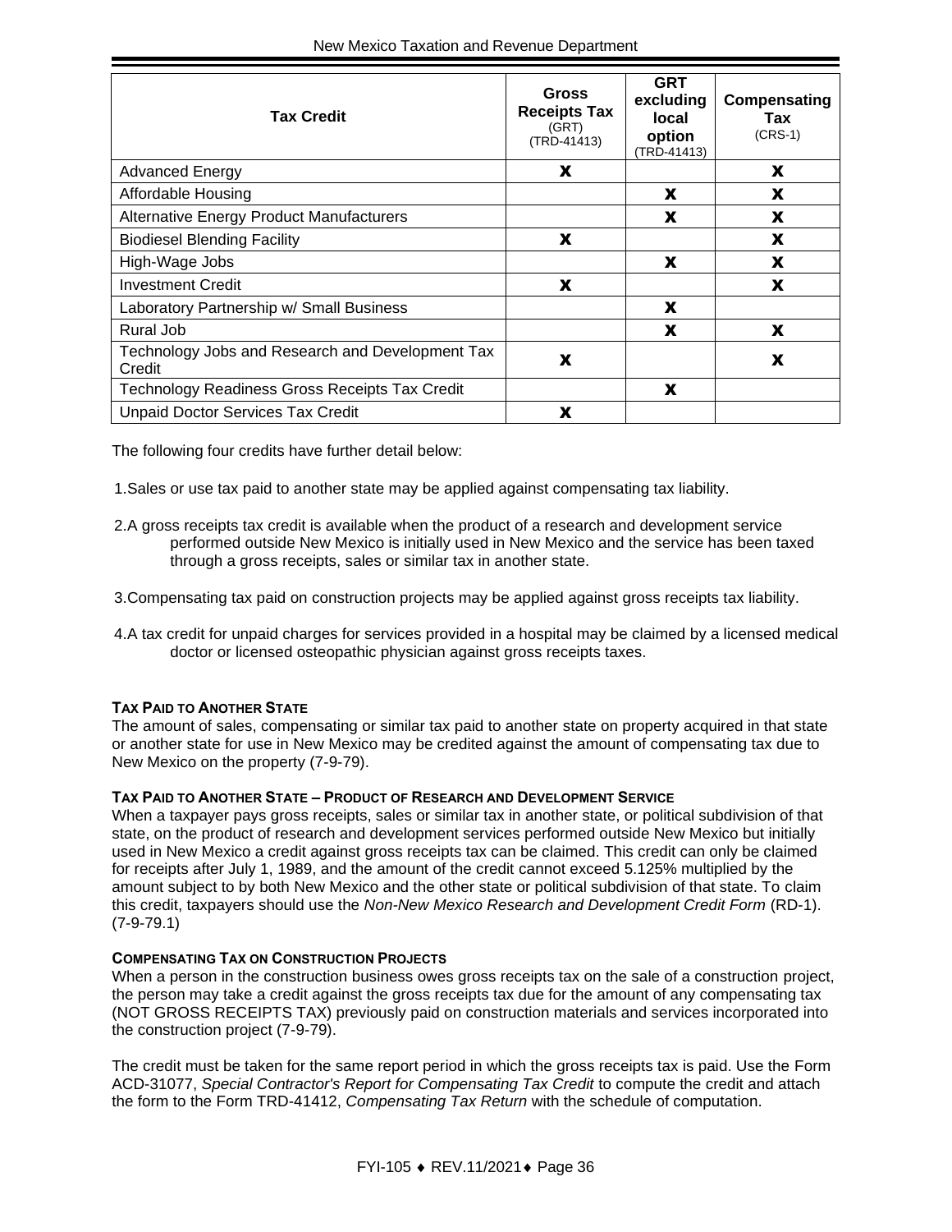| Tax Credit | Gross Receipts Tax (GRT) (TRD-41413) | GRT excluding local option (TRD-41413) | Compensating Tax (CRS-1) |
|---|---|---|---|
| Advanced Energy | X | | X |
| Affordable Housing | | X | X |
| Alternative Energy Product Manufacturers | | X | X |
| Biodiesel Blending Facility | X | | X |
| High-Wage Jobs | | X | X |
| Investment Credit | X | | X |
| Laboratory Partnership w/ Small Business | | X | |
| Rural Job | | X | X |
| Technology Jobs and Research and Development Tax Credit | X | | X |
| Technology Readiness Gross Receipts Tax Credit | | X | |
| Unpaid Doctor Services Tax Credit | X | | |

The following four credits have further detail below:

1. Sales or use tax paid to another state may be applied against compensating tax liability.
2. A gross receipts tax credit is available when the product of a research and development service performed outside New Mexico is initially used in New Mexico and the service has been taxed through a gross receipts, sales or similar tax in another state.
3. Compensating tax paid on construction projects may be applied against gross receipts tax liability.
4. A tax credit for unpaid charges for services provided in a hospital may be claimed by a licensed medical doctor or licensed osteopathic physician against gross receipts taxes.

#### TAX PAID TO ANOTHER STATE

The amount of sales, compensating or similar tax paid to another state on property acquired in that state or another state for use in New Mexico may be credited against the amount of compensating tax due to New Mexico on the property (7-9-79).

#### TAX PAID TO ANOTHER STATE – PRODUCT OF RESEARCH AND DEVELOPMENT SERVICE

When a taxpayer pays gross receipts, sales or similar tax in another state, or political subdivision of that state, on the product of research and development services performed outside New Mexico but initially used in New Mexico a credit against gross receipts tax can be claimed. This credit can only be claimed for receipts after July 1, 1989, and the amount of the credit cannot exceed 5.125% multiplied by the amount subject to by both New Mexico and the other state or political subdivision of that state. To claim this credit, taxpayers should use the *Non-New Mexico Research and Development Credit Form* (RD-1). (7-9-79.1)

#### COMPENSATING TAX ON CONSTRUCTION PROJECTS

When a person in the construction business owes gross receipts tax on the sale of a construction project, the person may take a credit against the gross receipts tax due for the amount of any compensating tax (NOT GROSS RECEIPTS TAX) previously paid on construction materials and services incorporated into the construction project (7-9-79).

The credit must be taken for the same report period in which the gross receipts tax is paid. Use the Form ACD-31077, *Special Contractor's Report for Compensating Tax Credit* to compute the credit and attach the form to the Form TRD-41412, *Compensating Tax Return* with the schedule of computation.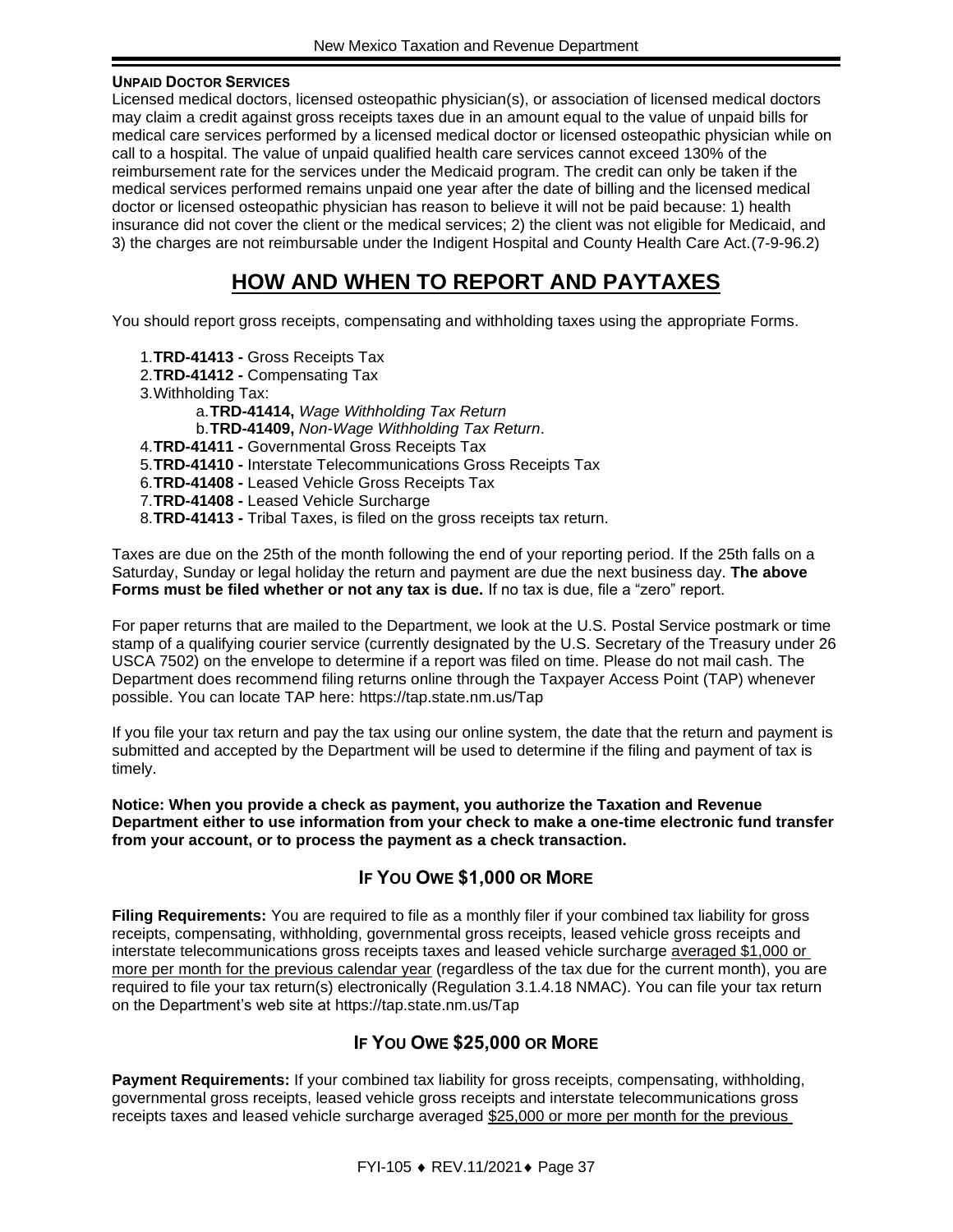### UNPAID DOCTOR SERVICES

Licensed medical doctors, licensed osteopathic physician(s), or association of licensed medical doctors may claim a credit against gross receipts taxes due in an amount equal to the value of unpaid bills for medical care services performed by a licensed medical doctor or licensed osteopathic physician while on call to a hospital. The value of unpaid qualified health care services cannot exceed 130% of the reimbursement rate for the services under the Medicaid program. The credit can only be taken if the medical services performed remains unpaid one year after the date of billing and the licensed medical doctor or licensed osteopathic physician has reason to believe it will not be paid because: 1) health insurance did not cover the client or the medical services; 2) the client was not eligible for Medicaid, and 3) the charges are not reimbursable under the Indigent Hospital and County Health Care Act.(7-9-96.2)

# HOW AND WHEN TO REPORT AND PAYTAXES

You should report gross receipts, compensating and withholding taxes using the appropriate Forms.

1. **TRD-41413 -** Gross Receipts Tax
2. **TRD-41412 -** Compensating Tax
3. Withholding Tax:
   a. **TRD-41414,** *Wage Withholding Tax Return*
   b. **TRD-41409,** *Non-Wage Withholding Tax Return*.
4. **TRD-41411 -** Governmental Gross Receipts Tax
5. **TRD-41410 -** Interstate Telecommunications Gross Receipts Tax
6. **TRD-41408 -** Leased Vehicle Gross Receipts Tax
7. **TRD-41408 -** Leased Vehicle Surcharge
8. **TRD-41413 -** Tribal Taxes, is filed on the gross receipts tax return.

Taxes are due on the 25th of the month following the end of your reporting period. If the 25th falls on a Saturday, Sunday or legal holiday the return and payment are due the next business day. **The above Forms must be filed whether or not any tax is due.** If no tax is due, file a "zero" report.

For paper returns that are mailed to the Department, we look at the U.S. Postal Service postmark or time stamp of a qualifying courier service (currently designated by the U.S. Secretary of the Treasury under 26 USCA 7502) on the envelope to determine if a report was filed on time. Please do not mail cash. The Department does recommend filing returns online through the Taxpayer Access Point (TAP) whenever possible. You can locate TAP here: https://tap.state.nm.us/Tap

If you file your tax return and pay the tax using our online system, the date that the return and payment is submitted and accepted by the Department will be used to determine if the filing and payment of tax is timely.

**Notice: When you provide a check as payment, you authorize the Taxation and Revenue Department either to use information from your check to make a one-time electronic fund transfer from your account, or to process the payment as a check transaction.**

## IF YOU OWE $1,000 OR MORE

**Filing Requirements:** You are required to file as a monthly filer if your combined tax liability for gross receipts, compensating, withholding, governmental gross receipts, leased vehicle gross receipts and interstate telecommunications gross receipts taxes and leased vehicle surcharge averaged $1,000 or more per month for the previous calendar year (regardless of the tax due for the current month), you are required to file your tax return(s) electronically (Regulation 3.1.4.18 NMAC). You can file your tax return on the Department's web site at https://tap.state.nm.us/Tap

## IF YOU OWE $25,000 OR MORE

**Payment Requirements:** If your combined tax liability for gross receipts, compensating, withholding, governmental gross receipts, leased vehicle gross receipts and interstate telecommunications gross receipts taxes and leased vehicle surcharge averaged $25,000 or more per month for the previous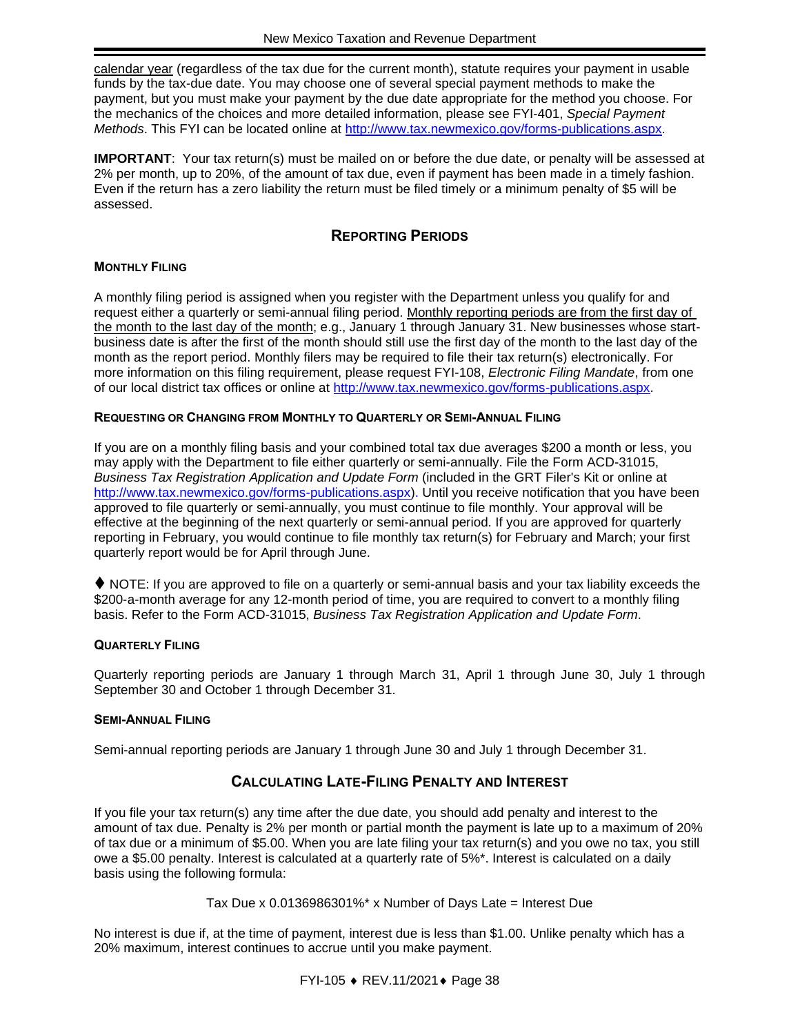calendar year (regardless of the tax due for the current month), statute requires your payment in usable funds by the tax-due date. You may choose one of several special payment methods to make the payment, but you must make your payment by the due date appropriate for the method you choose. For the mechanics of the choices and more detailed information, please see FYI-401, *Special Payment Methods*. This FYI can be located online at http://www.tax.newmexico.gov/forms-publications.aspx.

**IMPORTANT**: Your tax return(s) must be mailed on or before the due date, or penalty will be assessed at 2% per month, up to 20%, of the amount of tax due, even if payment has been made in a timely fashion. Even if the return has a zero liability the return must be filed timely or a minimum penalty of $5 will be assessed.

## REPORTING PERIODS

### MONTHLY FILING

A monthly filing period is assigned when you register with the Department unless you qualify for and request either a quarterly or semi-annual filing period. Monthly reporting periods are from the first day of the month to the last day of the month; e.g., January 1 through January 31. New businesses whose start-business date is after the first of the month should still use the first day of the month to the last day of the month as the report period. Monthly filers may be required to file their tax return(s) electronically. For more information on this filing requirement, please request FYI-108, *Electronic Filing Mandate*, from one of our local district tax offices or online at http://www.tax.newmexico.gov/forms-publications.aspx.

### REQUESTING OR CHANGING FROM MONTHLY TO QUARTERLY OR SEMI-ANNUAL FILING

If you are on a monthly filing basis and your combined total tax due averages $200 a month or less, you may apply with the Department to file either quarterly or semi-annually. File the Form ACD-31015, *Business Tax Registration Application and Update Form* (included in the GRT Filer's Kit or online at http://www.tax.newmexico.gov/forms-publications.aspx). Until you receive notification that you have been approved to file quarterly or semi-annually, you must continue to file monthly. Your approval will be effective at the beginning of the next quarterly or semi-annual period. If you are approved for quarterly reporting in February, you would continue to file monthly tax return(s) for February and March; your first quarterly report would be for April through June.

♦ NOTE: If you are approved to file on a quarterly or semi-annual basis and your tax liability exceeds the $200-a-month average for any 12-month period of time, you are required to convert to a monthly filing basis. Refer to the Form ACD-31015, *Business Tax Registration Application and Update Form*.

### QUARTERLY FILING

Quarterly reporting periods are January 1 through March 31, April 1 through June 30, July 1 through September 30 and October 1 through December 31.

### SEMI-ANNUAL FILING

Semi-annual reporting periods are January 1 through June 30 and July 1 through December 31.

## CALCULATING LATE-FILING PENALTY AND INTEREST

If you file your tax return(s) any time after the due date, you should add penalty and interest to the amount of tax due. Penalty is 2% per month or partial month the payment is late up to a maximum of 20% of tax due or a minimum of $5.00. When you are late filing your tax return(s) and you owe no tax, you still owe a $5.00 penalty. Interest is calculated at a quarterly rate of 5%*. Interest is calculated on a daily basis using the following formula:

Tax Due x 0.0136986301%* x Number of Days Late = Interest Due

No interest is due if, at the time of payment, interest due is less than $1.00. Unlike penalty which has a 20% maximum, interest continues to accrue until you make payment.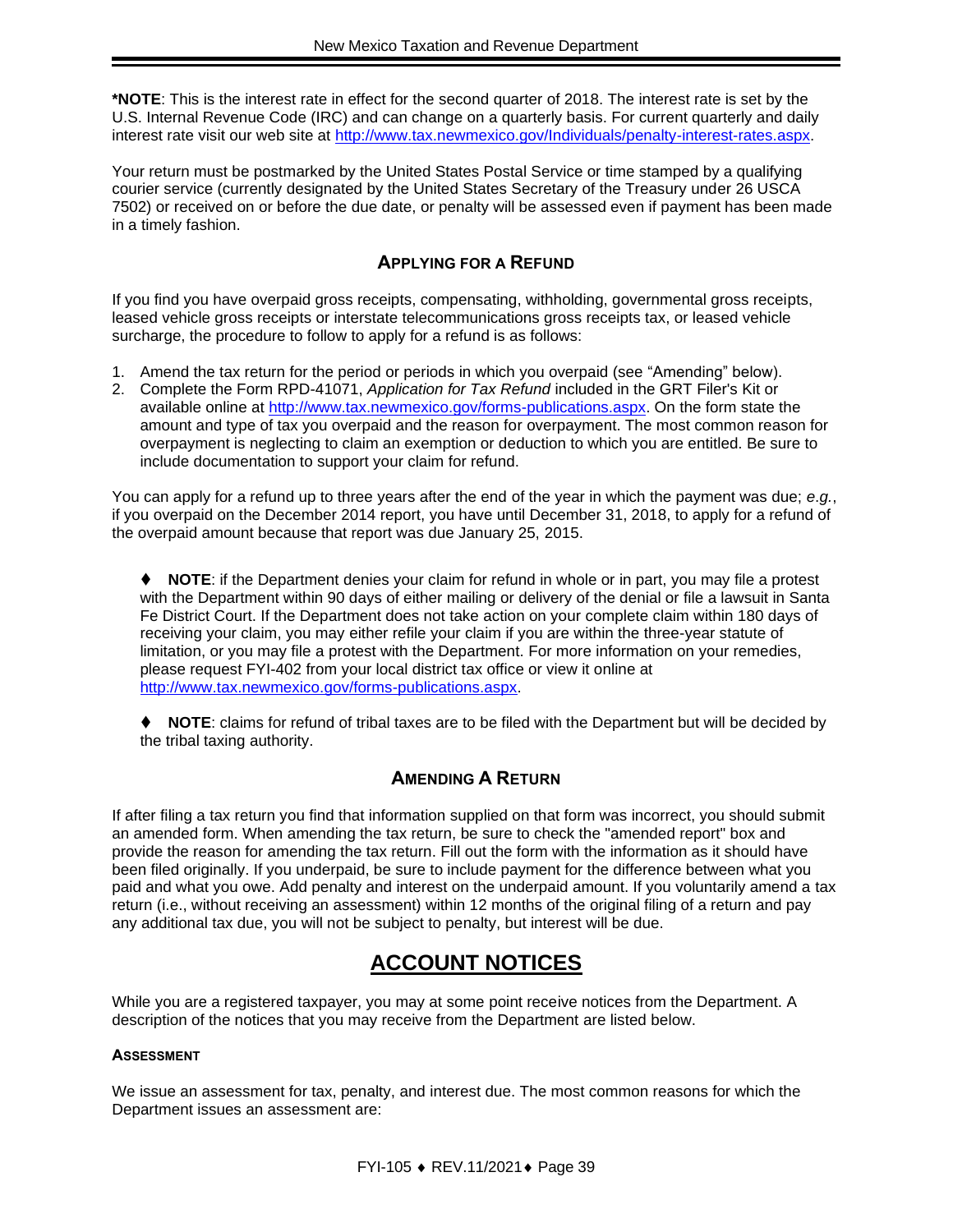**\*NOTE**: This is the interest rate in effect for the second quarter of 2018. The interest rate is set by the U.S. Internal Revenue Code (IRC) and can change on a quarterly basis. For current quarterly and daily interest rate visit our web site at http://www.tax.newmexico.gov/Individuals/penalty-interest-rates.aspx.

Your return must be postmarked by the United States Postal Service or time stamped by a qualifying courier service (currently designated by the United States Secretary of the Treasury under 26 USCA 7502) or received on or before the due date, or penalty will be assessed even if payment has been made in a timely fashion.

### APPLYING FOR A REFUND

If you find you have overpaid gross receipts, compensating, withholding, governmental gross receipts, leased vehicle gross receipts or interstate telecommunications gross receipts tax, or leased vehicle surcharge, the procedure to follow to apply for a refund is as follows:

1. Amend the tax return for the period or periods in which you overpaid (see "Amending" below).
2. Complete the Form RPD-41071, *Application for Tax Refund* included in the GRT Filer's Kit or available online at http://www.tax.newmexico.gov/forms-publications.aspx. On the form state the amount and type of tax you overpaid and the reason for overpayment. The most common reason for overpayment is neglecting to claim an exemption or deduction to which you are entitled. Be sure to include documentation to support your claim for refund.

You can apply for a refund up to three years after the end of the year in which the payment was due; *e.g.*, if you overpaid on the December 2014 report, you have until December 31, 2018, to apply for a refund of the overpaid amount because that report was due January 25, 2015.

♦ **NOTE**: if the Department denies your claim for refund in whole or in part, you may file a protest with the Department within 90 days of either mailing or delivery of the denial or file a lawsuit in Santa Fe District Court. If the Department does not take action on your complete claim within 180 days of receiving your claim, you may either refile your claim if you are within the three-year statute of limitation, or you may file a protest with the Department. For more information on your remedies, please request FYI-402 from your local district tax office or view it online at http://www.tax.newmexico.gov/forms-publications.aspx.

♦ **NOTE**: claims for refund of tribal taxes are to be filed with the Department but will be decided by the tribal taxing authority.

### AMENDING A RETURN

If after filing a tax return you find that information supplied on that form was incorrect, you should submit an amended form. When amending the tax return, be sure to check the "amended report" box and provide the reason for amending the tax return. Fill out the form with the information as it should have been filed originally. If you underpaid, be sure to include payment for the difference between what you paid and what you owe. Add penalty and interest on the underpaid amount. If you voluntarily amend a tax return (i.e., without receiving an assessment) within 12 months of the original filing of a return and pay any additional tax due, you will not be subject to penalty, but interest will be due.

## ACCOUNT NOTICES

While you are a registered taxpayer, you may at some point receive notices from the Department. A description of the notices that you may receive from the Department are listed below.

#### ASSESSMENT

We issue an assessment for tax, penalty, and interest due. The most common reasons for which the Department issues an assessment are: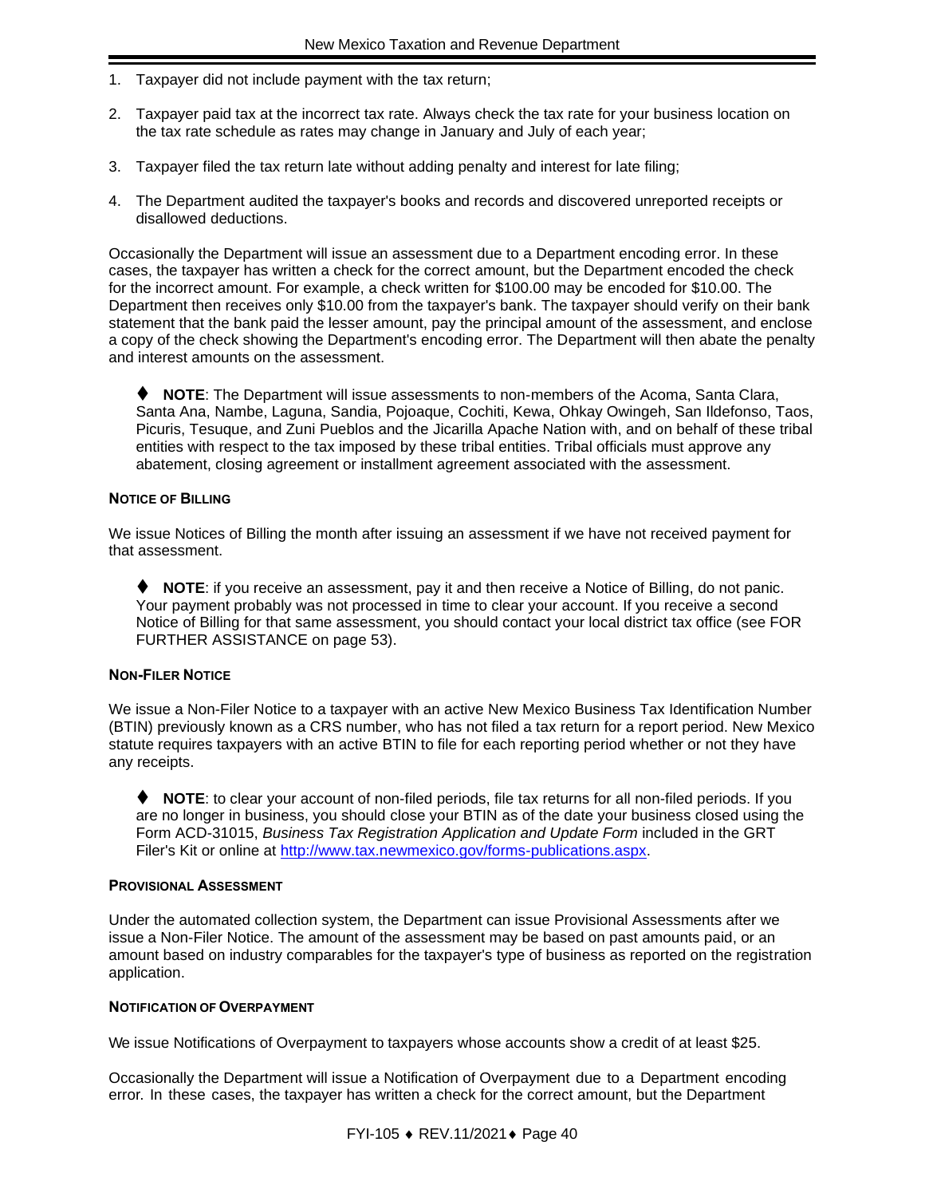1. Taxpayer did not include payment with the tax return;
2. Taxpayer paid tax at the incorrect tax rate. Always check the tax rate for your business location on the tax rate schedule as rates may change in January and July of each year;
3. Taxpayer filed the tax return late without adding penalty and interest for late filing;
4. The Department audited the taxpayer's books and records and discovered unreported receipts or disallowed deductions.

Occasionally the Department will issue an assessment due to a Department encoding error. In these cases, the taxpayer has written a check for the correct amount, but the Department encoded the check for the incorrect amount. For example, a check written for $100.00 may be encoded for $10.00. The Department then receives only $10.00 from the taxpayer's bank. The taxpayer should verify on their bank statement that the bank paid the lesser amount, pay the principal amount of the assessment, and enclose a copy of the check showing the Department's encoding error. The Department will then abate the penalty and interest amounts on the assessment.

> ♦ **NOTE**: The Department will issue assessments to non-members of the Acoma, Santa Clara, Santa Ana, Nambe, Laguna, Sandia, Pojoaque, Cochiti, Kewa, Ohkay Owingeh, San Ildefonso, Taos, Picuris, Tesuque, and Zuni Pueblos and the Jicarilla Apache Nation with, and on behalf of these tribal entities with respect to the tax imposed by these tribal entities. Tribal officials must approve any abatement, closing agreement or installment agreement associated with the assessment.

#### NOTICE OF BILLING

We issue Notices of Billing the month after issuing an assessment if we have not received payment for that assessment.

> ♦ **NOTE**: if you receive an assessment, pay it and then receive a Notice of Billing, do not panic. Your payment probably was not processed in time to clear your account. If you receive a second Notice of Billing for that same assessment, you should contact your local district tax office (see FOR FURTHER ASSISTANCE on page 53).

#### NON-FILER NOTICE

We issue a Non-Filer Notice to a taxpayer with an active New Mexico Business Tax Identification Number (BTIN) previously known as a CRS number, who has not filed a tax return for a report period. New Mexico statute requires taxpayers with an active BTIN to file for each reporting period whether or not they have any receipts.

> ♦ **NOTE**: to clear your account of non-filed periods, file tax returns for all non-filed periods. If you are no longer in business, you should close your BTIN as of the date your business closed using the Form ACD-31015, *Business Tax Registration Application and Update Form* included in the GRT Filer's Kit or online at [http://www.tax.newmexico.gov/forms-publications.aspx](http://www.tax.newmexico.gov/forms-publications.aspx).

#### PROVISIONAL ASSESSMENT

Under the automated collection system, the Department can issue Provisional Assessments after we issue a Non-Filer Notice. The amount of the assessment may be based on past amounts paid, or an amount based on industry comparables for the taxpayer's type of business as reported on the registration application.

#### NOTIFICATION OF OVERPAYMENT

We issue Notifications of Overpayment to taxpayers whose accounts show a credit of at least $25.

Occasionally the Department will issue a Notification of Overpayment due to a Department encoding error. In these cases, the taxpayer has written a check for the correct amount, but the Department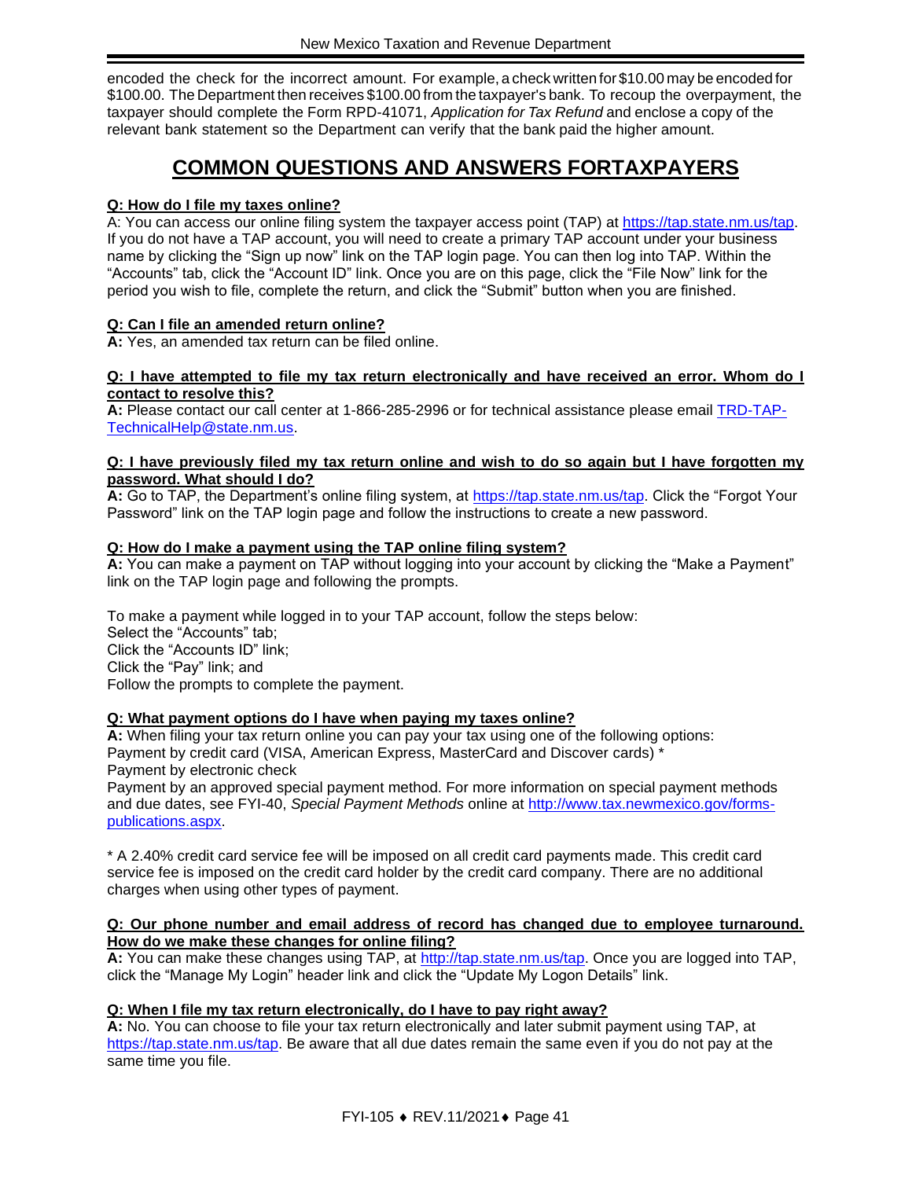encoded the check for the incorrect amount. For example, a check written for $10.00 may be encoded for $100.00. The Department then receives $100.00 from the taxpayer's bank. To recoup the overpayment, the taxpayer should complete the Form RPD-41071, *Application for Tax Refund* and enclose a copy of the relevant bank statement so the Department can verify that the bank paid the higher amount.

## COMMON QUESTIONS AND ANSWERS FORTAXPAYERS

**Q: How do I file my taxes online?**

A: You can access our online filing system the taxpayer access point (TAP) at https://tap.state.nm.us/tap. If you do not have a TAP account, you will need to create a primary TAP account under your business name by clicking the "Sign up now" link on the TAP login page. You can then log into TAP. Within the "Accounts" tab, click the "Account ID" link. Once you are on this page, click the "File Now" link for the period you wish to file, complete the return, and click the "Submit" button when you are finished.

**Q: Can I file an amended return online?**

**A:** Yes, an amended tax return can be filed online.

**Q: I have attempted to file my tax return electronically and have received an error. Whom do I contact to resolve this?**

**A:** Please contact our call center at 1-866-285-2996 or for technical assistance please email TRD-TAP-TechnicalHelp@state.nm.us.

**Q: I have previously filed my tax return online and wish to do so again but I have forgotten my password. What should I do?**

**A:** Go to TAP, the Department's online filing system, at https://tap.state.nm.us/tap. Click the "Forgot Your Password" link on the TAP login page and follow the instructions to create a new password.

**Q: How do I make a payment using the TAP online filing system?**

**A:** You can make a payment on TAP without logging into your account by clicking the "Make a Payment" link on the TAP login page and following the prompts.

To make a payment while logged in to your TAP account, follow the steps below:
Select the "Accounts" tab;
Click the "Accounts ID" link;
Click the "Pay" link; and
Follow the prompts to complete the payment.

**Q: What payment options do I have when paying my taxes online?**

**A:** When filing your tax return online you can pay your tax using one of the following options:
Payment by credit card (VISA, American Express, MasterCard and Discover cards) *
Payment by electronic check
Payment by an approved special payment method. For more information on special payment methods and due dates, see FYI-40, *Special Payment Methods* online at http://www.tax.newmexico.gov/forms-publications.aspx.

* A 2.40% credit card service fee will be imposed on all credit card payments made. This credit card service fee is imposed on the credit card holder by the credit card company. There are no additional charges when using other types of payment.

**Q: Our phone number and email address of record has changed due to employee turnaround. How do we make these changes for online filing?**

**A:** You can make these changes using TAP, at http://tap.state.nm.us/tap. Once you are logged into TAP, click the "Manage My Login" header link and click the "Update My Logon Details" link.

**Q: When I file my tax return electronically, do I have to pay right away?**

**A:** No. You can choose to file your tax return electronically and later submit payment using TAP, at https://tap.state.nm.us/tap. Be aware that all due dates remain the same even if you do not pay at the same time you file.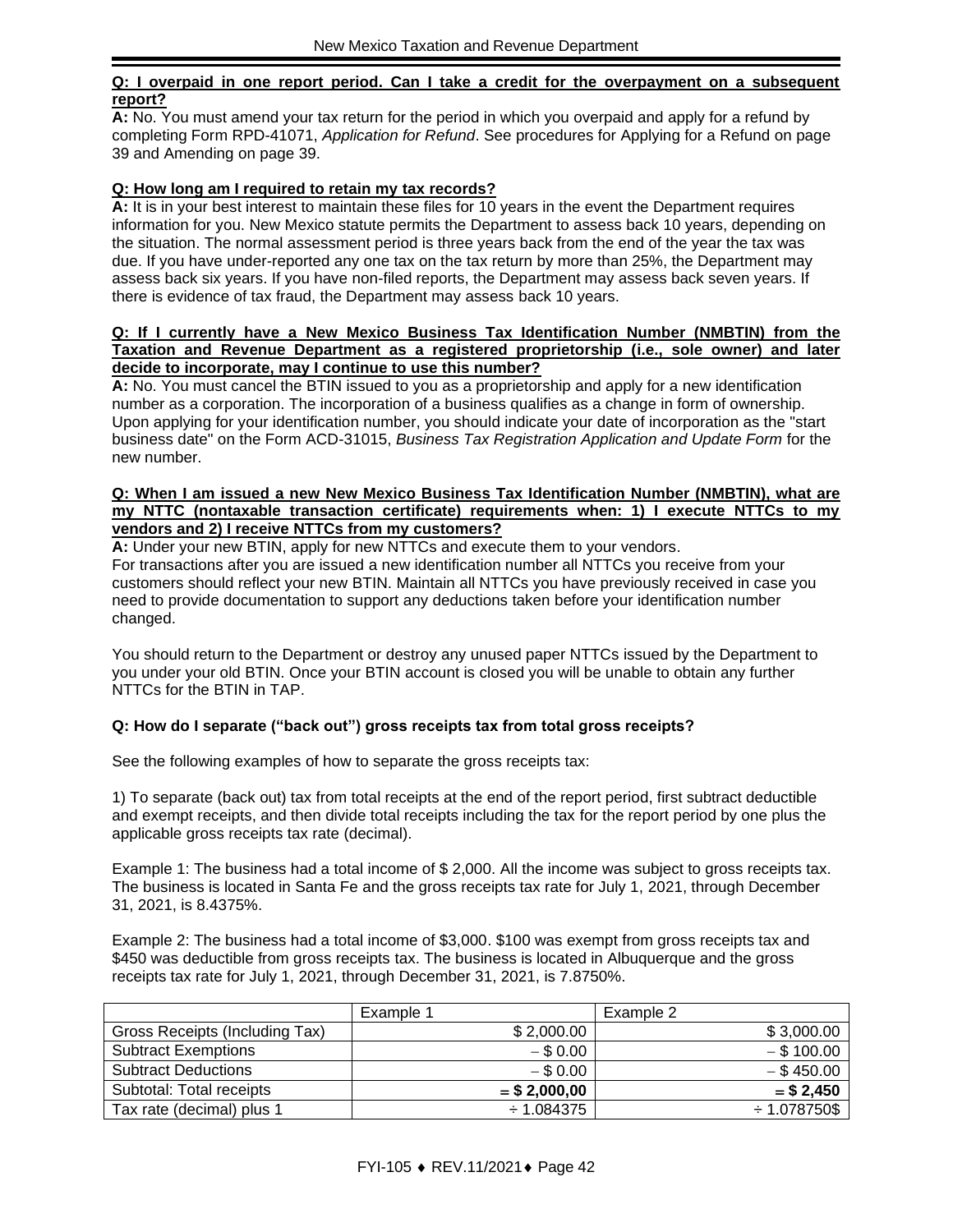**Q: I overpaid in one report period. Can I take a credit for the overpayment on a subsequent report?**

**A:** No. You must amend your tax return for the period in which you overpaid and apply for a refund by completing Form RPD-41071, *Application for Refund*. See procedures for Applying for a Refund on page 39 and Amending on page 39.

**Q: How long am I required to retain my tax records?**

**A:** It is in your best interest to maintain these files for 10 years in the event the Department requires information for you. New Mexico statute permits the Department to assess back 10 years, depending on the situation. The normal assessment period is three years back from the end of the year the tax was due. If you have under-reported any one tax on the tax return by more than 25%, the Department may assess back six years. If you have non-filed reports, the Department may assess back seven years. If there is evidence of tax fraud, the Department may assess back 10 years.

**Q: If I currently have a New Mexico Business Tax Identification Number (NMBTIN) from the Taxation and Revenue Department as a registered proprietorship (i.e., sole owner) and later decide to incorporate, may I continue to use this number?**

**A:** No. You must cancel the BTIN issued to you as a proprietorship and apply for a new identification number as a corporation. The incorporation of a business qualifies as a change in form of ownership. Upon applying for your identification number, you should indicate your date of incorporation as the "start business date" on the Form ACD-31015, *Business Tax Registration Application and Update Form* for the new number.

**Q: When I am issued a new New Mexico Business Tax Identification Number (NMBTIN), what are my NTTC (nontaxable transaction certificate) requirements when: 1) I execute NTTCs to my vendors and 2) I receive NTTCs from my customers?**

**A:** Under your new BTIN, apply for new NTTCs and execute them to your vendors.
For transactions after you are issued a new identification number all NTTCs you receive from your customers should reflect your new BTIN. Maintain all NTTCs you have previously received in case you need to provide documentation to support any deductions taken before your identification number changed.

You should return to the Department or destroy any unused paper NTTCs issued by the Department to you under your old BTIN. Once your BTIN account is closed you will be unable to obtain any further NTTCs for the BTIN in TAP.

**Q: How do I separate ("back out") gross receipts tax from total gross receipts?**

See the following examples of how to separate the gross receipts tax:

1) To separate (back out) tax from total receipts at the end of the report period, first subtract deductible and exempt receipts, and then divide total receipts including the tax for the report period by one plus the applicable gross receipts tax rate (decimal).

Example 1: The business had a total income of $ 2,000. All the income was subject to gross receipts tax. The business is located in Santa Fe and the gross receipts tax rate for July 1, 2021, through December 31, 2021, is 8.4375%.

Example 2: The business had a total income of $3,000. $100 was exempt from gross receipts tax and $450 was deductible from gross receipts tax. The business is located in Albuquerque and the gross receipts tax rate for July 1, 2021, through December 31, 2021, is 7.8750%.

| | Example 1 | Example 2 |
|---|---|---|
| Gross Receipts (Including Tax) | $ 2,000.00 | $ 3,000.00 |
| Subtract Exemptions | − $ 0.00 | − $ 100.00 |
| Subtract Deductions | − $ 0.00 | − $ 450.00 |
| Subtotal: Total receipts | **= $ 2,000,00** | **= $ 2,450** |
| Tax rate (decimal) plus 1 | ÷ 1.084375 | ÷ 1.078750$ |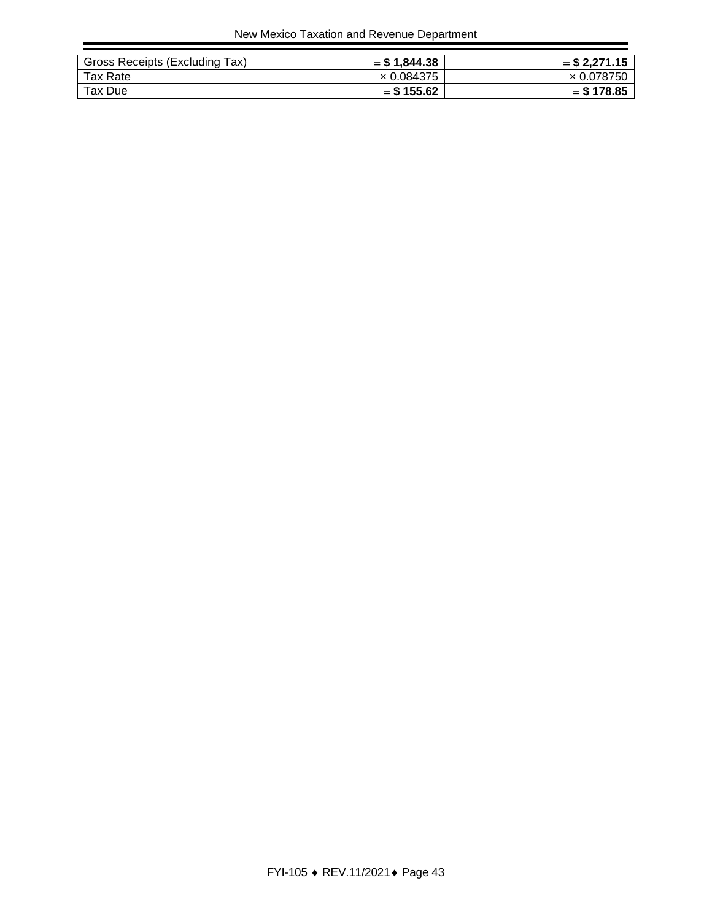| Gross Receipts (Excluding Tax) | **= $ 1,844.38** | **= $ 2,271.15** |
|---|---|---|
| Tax Rate | × 0.084375 | × 0.078750 |
| Tax Due | **= $ 155.62** | **= $ 178.85** |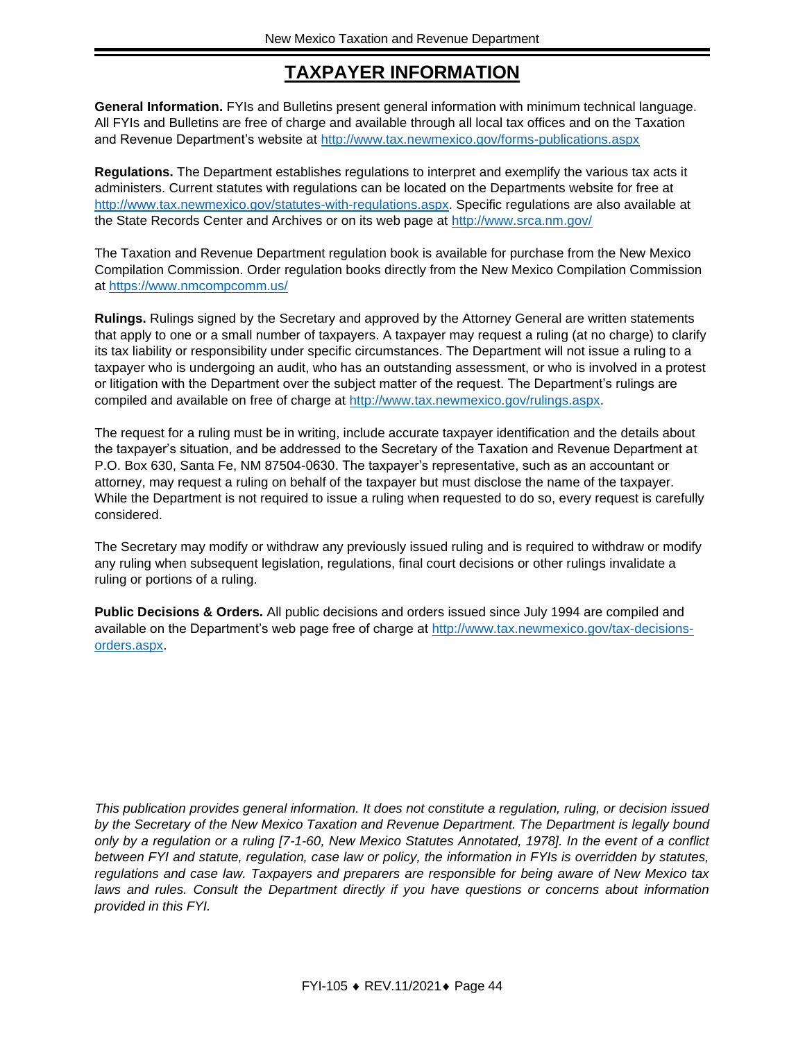# TAXPAYER INFORMATION

**General Information.** FYIs and Bulletins present general information with minimum technical language. All FYIs and Bulletins are free of charge and available through all local tax offices and on the Taxation and Revenue Department's website at http://www.tax.newmexico.gov/forms-publications.aspx

**Regulations.** The Department establishes regulations to interpret and exemplify the various tax acts it administers. Current statutes with regulations can be located on the Departments website for free at http://www.tax.newmexico.gov/statutes-with-regulations.aspx. Specific regulations are also available at the State Records Center and Archives or on its web page at http://www.srca.nm.gov/

The Taxation and Revenue Department regulation book is available for purchase from the New Mexico Compilation Commission. Order regulation books directly from the New Mexico Compilation Commission at https://www.nmcompcomm.us/

**Rulings.** Rulings signed by the Secretary and approved by the Attorney General are written statements that apply to one or a small number of taxpayers. A taxpayer may request a ruling (at no charge) to clarify its tax liability or responsibility under specific circumstances. The Department will not issue a ruling to a taxpayer who is undergoing an audit, who has an outstanding assessment, or who is involved in a protest or litigation with the Department over the subject matter of the request. The Department's rulings are compiled and available on free of charge at http://www.tax.newmexico.gov/rulings.aspx.

The request for a ruling must be in writing, include accurate taxpayer identification and the details about the taxpayer's situation, and be addressed to the Secretary of the Taxation and Revenue Department at P.O. Box 630, Santa Fe, NM 87504-0630. The taxpayer's representative, such as an accountant or attorney, may request a ruling on behalf of the taxpayer but must disclose the name of the taxpayer. While the Department is not required to issue a ruling when requested to do so, every request is carefully considered.

The Secretary may modify or withdraw any previously issued ruling and is required to withdraw or modify any ruling when subsequent legislation, regulations, final court decisions or other rulings invalidate a ruling or portions of a ruling.

**Public Decisions & Orders.** All public decisions and orders issued since July 1994 are compiled and available on the Department's web page free of charge at http://www.tax.newmexico.gov/tax-decisions-orders.aspx.

*This publication provides general information. It does not constitute a regulation, ruling, or decision issued by the Secretary of the New Mexico Taxation and Revenue Department. The Department is legally bound only by a regulation or a ruling [7-1-60, New Mexico Statutes Annotated, 1978]. In the event of a conflict between FYI and statute, regulation, case law or policy, the information in FYIs is overridden by statutes, regulations and case law. Taxpayers and preparers are responsible for being aware of New Mexico tax laws and rules. Consult the Department directly if you have questions or concerns about information provided in this FYI.*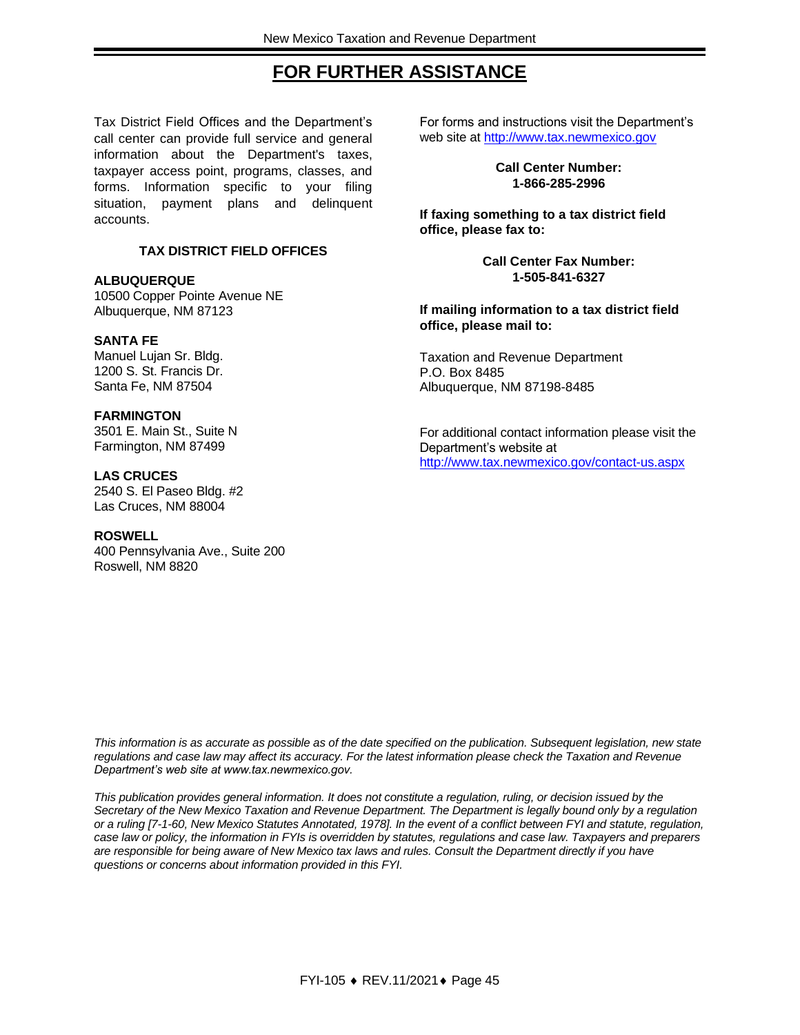# FOR FURTHER ASSISTANCE

Tax District Field Offices and the Department's call center can provide full service and general information about the Department's taxes, taxpayer access point, programs, classes, and forms. Information specific to your filing situation, payment plans and delinquent accounts.

**TAX DISTRICT FIELD OFFICES**

**ALBUQUERQUE**
10500 Copper Pointe Avenue NE
Albuquerque, NM 87123

**SANTA FE**
Manuel Lujan Sr. Bldg.
1200 S. St. Francis Dr.
Santa Fe, NM 87504

**FARMINGTON**
3501 E. Main St., Suite N
Farmington, NM 87499

**LAS CRUCES**
2540 S. El Paseo Bldg. #2
Las Cruces, NM 88004

**ROSWELL**
400 Pennsylvania Ave., Suite 200
Roswell, NM 8820

For forms and instructions visit the Department's web site at http://www.tax.newmexico.gov

**Call Center Number:**
**1-866-285-2996**

**If faxing something to a tax district field office, please fax to:**

**Call Center Fax Number:**
**1-505-841-6327**

**If mailing information to a tax district field office, please mail to:**

Taxation and Revenue Department
P.O. Box 8485
Albuquerque, NM 87198-8485

For additional contact information please visit the Department's website at
http://www.tax.newmexico.gov/contact-us.aspx

*This information is as accurate as possible as of the date specified on the publication. Subsequent legislation, new state regulations and case law may affect its accuracy. For the latest information please check the Taxation and Revenue Department's web site at www.tax.newmexico.gov.*

*This publication provides general information. It does not constitute a regulation, ruling, or decision issued by the Secretary of the New Mexico Taxation and Revenue Department. The Department is legally bound only by a regulation or a ruling [7-1-60, New Mexico Statutes Annotated, 1978]. In the event of a conflict between FYI and statute, regulation, case law or policy, the information in FYIs is overridden by statutes, regulations and case law. Taxpayers and preparers are responsible for being aware of New Mexico tax laws and rules. Consult the Department directly if you have questions or concerns about information provided in this FYI.*